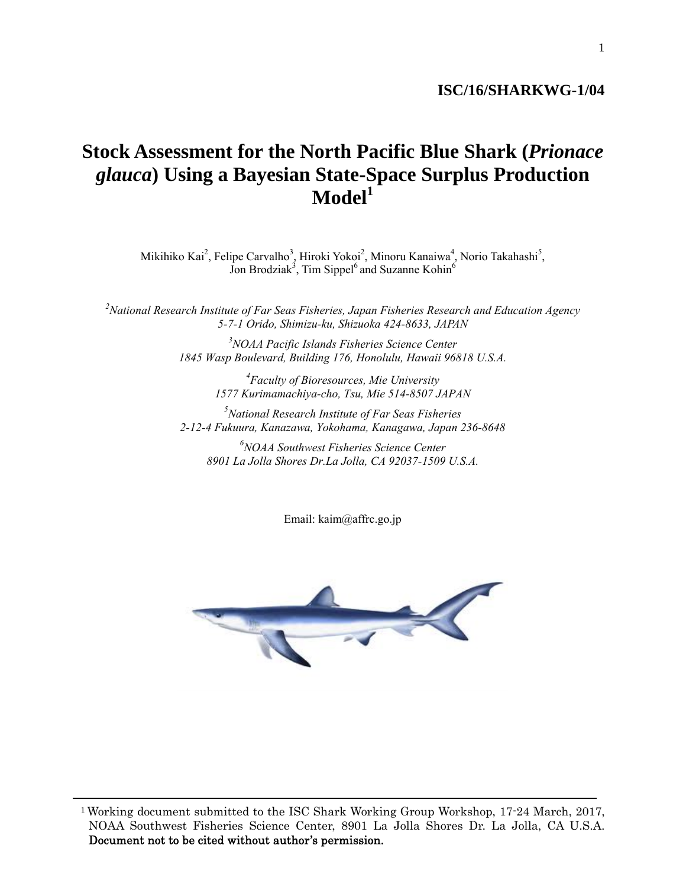**ISC/16/SHARKWG-1/04**

# Stock Assessment for the North Pacific Blue Shark (*Prionace glauca*) Using a Bayesian State-Space Surplus Production Model[1]

Mikihiko Kai[2], Felipe Carvalho[3], Hiroki Yokoi[2], Minoru Kanaiwa[4], Norio Takahashi[5], Jon Brodziak[3], Tim Sippel[6] and Suzanne Kohin[6]

[2]*National Research Institute of Far Seas Fisheries, Japan Fisheries Research and Education Agency 5-7-1 Orido, Shimizu-ku, Shizuoka 424-8633, JAPAN*

[3]*NOAA Pacific Islands Fisheries Science Center 1845 Wasp Boulevard, Building 176, Honolulu, Hawaii 96818 U.S.A.*

[4]*Faculty of Bioresources, Mie University 1577 Kurimamachiya-cho, Tsu, Mie 514-8507 JAPAN*

[5]*National Research Institute of Far Seas Fisheries 2-12-4 Fukuura, Kanazawa, Yokohama, Kanagawa, Japan 236-8648*

[6]*NOAA Southwest Fisheries Science Center 8901 La Jolla Shores Dr.La Jolla, CA 92037-1509 U.S.A.*

Email: kaim@affrc.go.jp

---

[1] Working document submitted to the ISC Shark Working Group Workshop, 17-24 March, 2017, NOAA Southwest Fisheries Science Center, 8901 La Jolla Shores Dr. La Jolla, CA U.S.A. **Document not to be cited without author's permission.**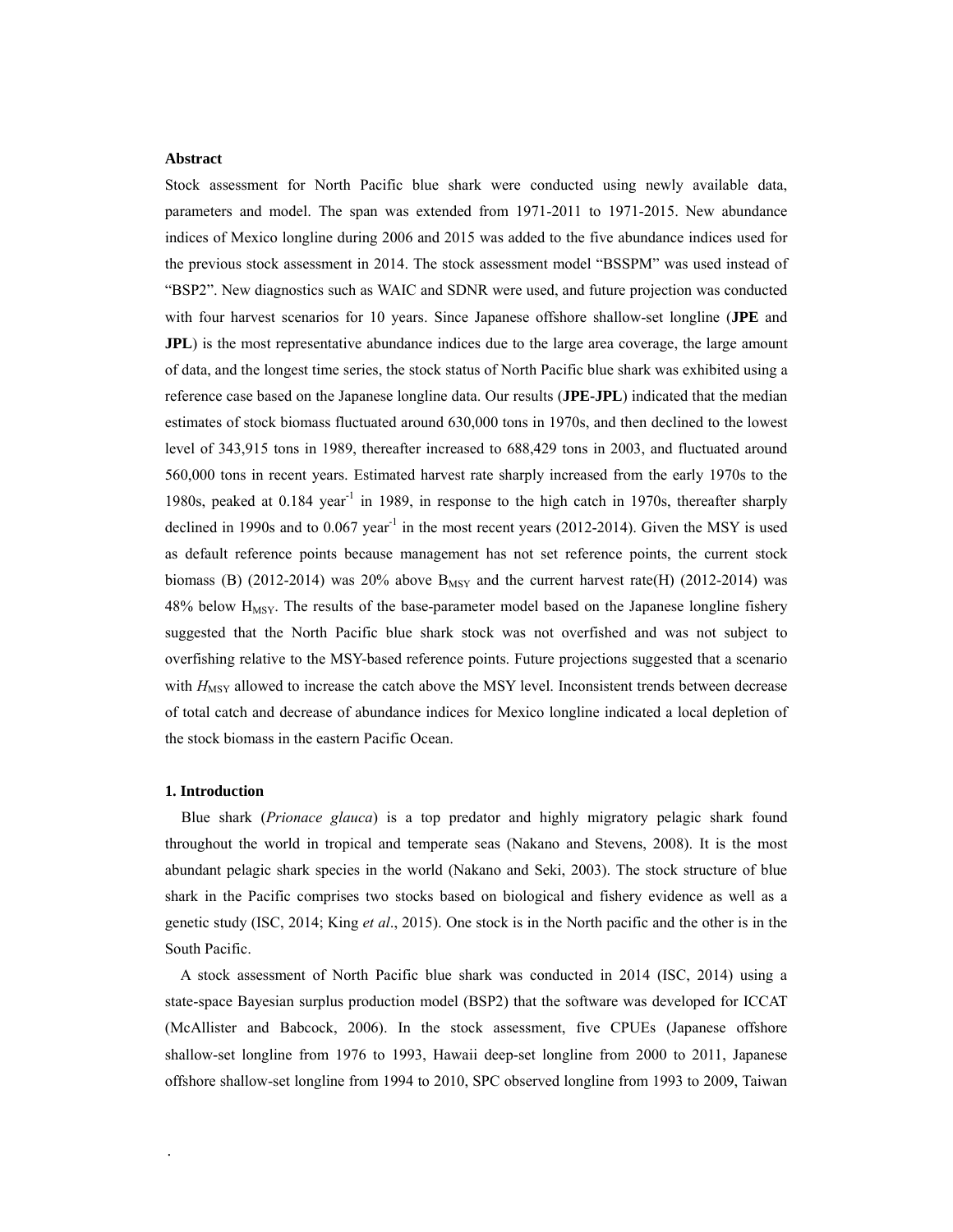**Abstract**

Stock assessment for North Pacific blue shark were conducted using newly available data, parameters and model. The span was extended from 1971-2011 to 1971-2015. New abundance indices of Mexico longline during 2006 and 2015 was added to the five abundance indices used for the previous stock assessment in 2014. The stock assessment model "BSSPM" was used instead of "BSP2". New diagnostics such as WAIC and SDNR were used, and future projection was conducted with four harvest scenarios for 10 years. Since Japanese offshore shallow-set longline (**JPE** and **JPL**) is the most representative abundance indices due to the large area coverage, the large amount of data, and the longest time series, the stock status of North Pacific blue shark was exhibited using a reference case based on the Japanese longline data. Our results (**JPE-JPL**) indicated that the median estimates of stock biomass fluctuated around 630,000 tons in 1970s, and then declined to the lowest level of 343,915 tons in 1989, thereafter increased to 688,429 tons in 2003, and fluctuated around 560,000 tons in recent years. Estimated harvest rate sharply increased from the early 1970s to the 1980s, peaked at 0.184 $year^{-1}$ in 1989, in response to the high catch in 1970s, thereafter sharply declined in 1990s and to 0.067 $year^{-1}$ in the most recent years (2012-2014). Given the MSY is used as default reference points because management has not set reference points, the current stock biomass (B) (2012-2014) was 20% above $B_{MSY}$ and the current harvest rate(H) (2012-2014) was 48% below $H_{MSY}$. The results of the base-parameter model based on the Japanese longline fishery suggested that the North Pacific blue shark stock was not overfished and was not subject to overfishing relative to the MSY-based reference points. Future projections suggested that a scenario with $H_{MSY}$ allowed to increase the catch above the MSY level. Inconsistent trends between decrease of total catch and decrease of abundance indices for Mexico longline indicated a local depletion of the stock biomass in the eastern Pacific Ocean.

**1. Introduction**

Blue shark (*Prionace glauca*) is a top predator and highly migratory pelagic shark found throughout the world in tropical and temperate seas (Nakano and Stevens, 2008). It is the most abundant pelagic shark species in the world (Nakano and Seki, 2003). The stock structure of blue shark in the Pacific comprises two stocks based on biological and fishery evidence as well as a genetic study (ISC, 2014; King *et al*., 2015). One stock is in the North pacific and the other is in the South Pacific.

A stock assessment of North Pacific blue shark was conducted in 2014 (ISC, 2014) using a state-space Bayesian surplus production model (BSP2) that the software was developed for ICCAT (McAllister and Babcock, 2006). In the stock assessment, five CPUEs (Japanese offshore shallow-set longline from 1976 to 1993, Hawaii deep-set longline from 2000 to 2011, Japanese offshore shallow-set longline from 1994 to 2010, SPC observed longline from 1993 to 2009, Taiwan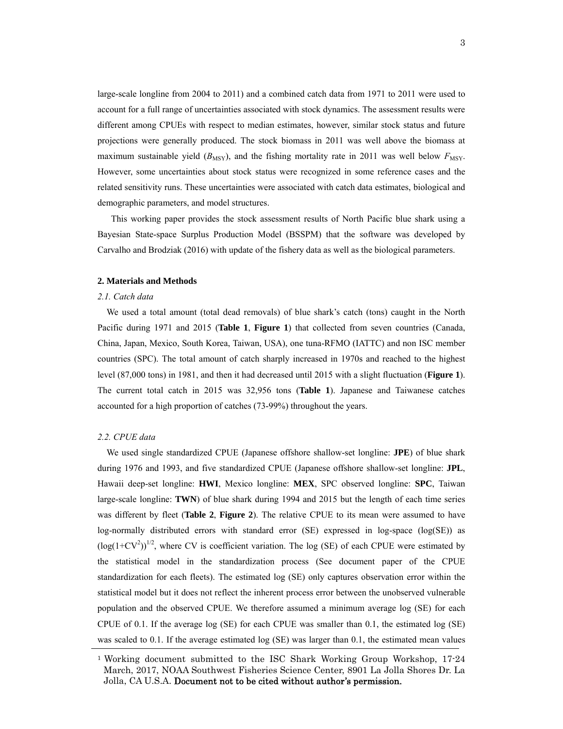large-scale longline from 2004 to 2011) and a combined catch data from 1971 to 2011 were used to account for a full range of uncertainties associated with stock dynamics. The assessment results were different among CPUEs with respect to median estimates, however, similar stock status and future projections were generally produced. The stock biomass in 2011 was well above the biomass at maximum sustainable yield ($B_{MSY}$), and the fishing mortality rate in 2011 was well below $F_{MSY}$. However, some uncertainties about stock status were recognized in some reference cases and the related sensitivity runs. These uncertainties were associated with catch data estimates, biological and demographic parameters, and model structures.

This working paper provides the stock assessment results of North Pacific blue shark using a Bayesian State-space Surplus Production Model (BSSPM) that the software was developed by Carvalho and Brodziak (2016) with update of the fishery data as well as the biological parameters.

## 2. Materials and Methods

### *2.1. Catch data*

We used a total amount (total dead removals) of blue shark's catch (tons) caught in the North Pacific during 1971 and 2015 (**Table 1**, **Figure 1**) that collected from seven countries (Canada, China, Japan, Mexico, South Korea, Taiwan, USA), one tuna-RFMO (IATTC) and non ISC member countries (SPC). The total amount of catch sharply increased in 1970s and reached to the highest level (87,000 tons) in 1981, and then it had decreased until 2015 with a slight fluctuation (**Figure 1**). The current total catch in 2015 was 32,956 tons (**Table 1**). Japanese and Taiwanese catches accounted for a high proportion of catches (73-99%) throughout the years.

### *2.2. CPUE data*

We used single standardized CPUE (Japanese offshore shallow-set longline: **JPE**) of blue shark during 1976 and 1993, and five standardized CPUE (Japanese offshore shallow-set longline: **JPL**, Hawaii deep-set longline: **HWI**, Mexico longline: **MEX**, SPC observed longline: **SPC**, Taiwan large-scale longline: **TWN**) of blue shark during 1994 and 2015 but the length of each time series was different by fleet (**Table 2**, **Figure 2**). The relative CPUE to its mean were assumed to have log-normally distributed errors with standard error (SE) expressed in log-space (log(SE)) as $(\log(1+CV^2))^{1/2}$, where CV is coefficient variation. The log (SE) of each CPUE were estimated by the statistical model in the standardization process (See document paper of the CPUE standardization for each fleets). The estimated log (SE) only captures observation error within the statistical model but it does not reflect the inherent process error between the unobserved vulnerable population and the observed CPUE. We therefore assumed a minimum average log (SE) for each CPUE of 0.1. If the average log (SE) for each CPUE was smaller than 0.1, the estimated log (SE) was scaled to 0.1. If the average estimated log (SE) was larger than 0.1, the estimated mean values

[1] Working document submitted to the ISC Shark Working Group Workshop, 17-24 March, 2017, NOAA Southwest Fisheries Science Center, 8901 La Jolla Shores Dr. La Jolla, CA U.S.A. **Document not to be cited without author's permission.**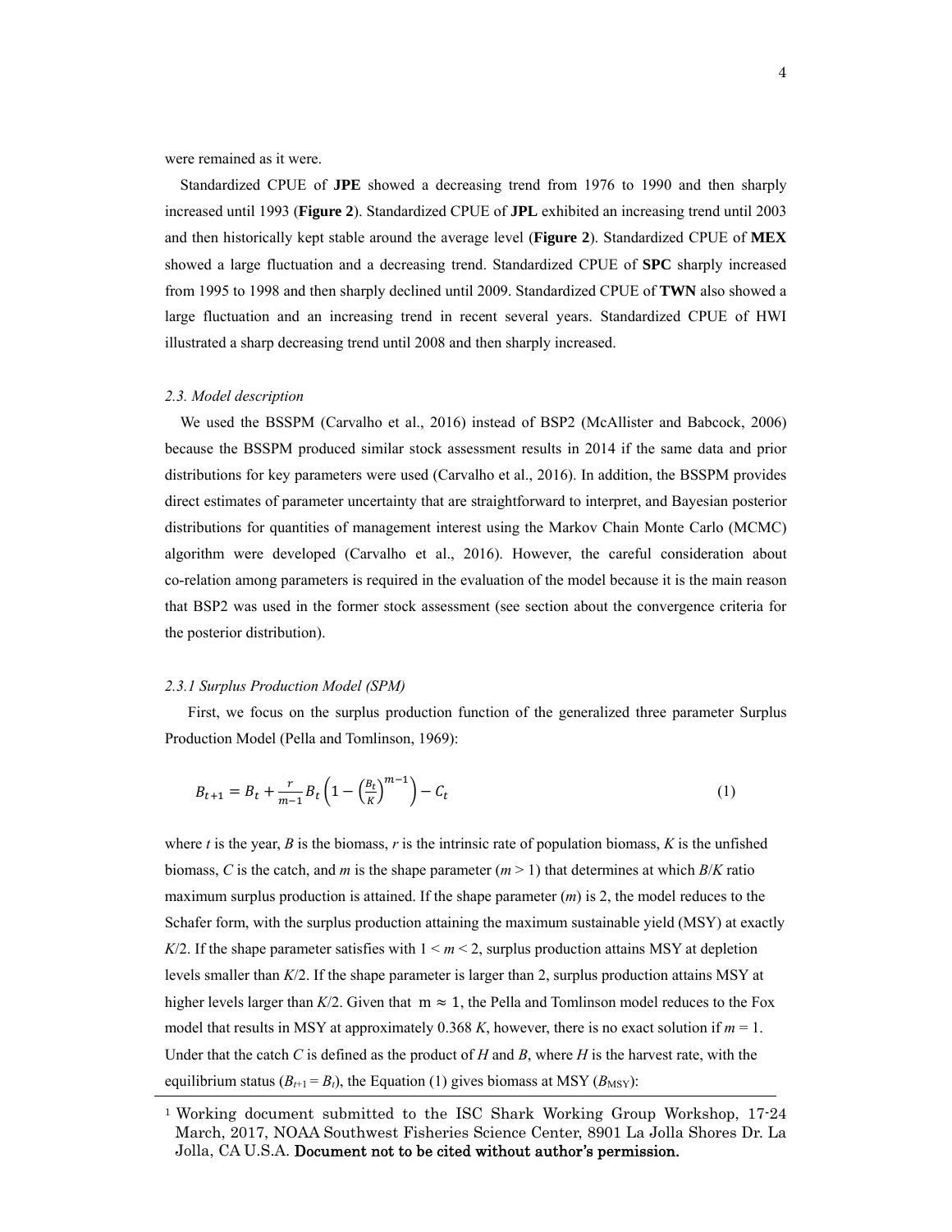were remained as it were.

Standardized CPUE of **JPE** showed a decreasing trend from 1976 to 1990 and then sharply increased until 1993 (**Figure 2**). Standardized CPUE of **JPL** exhibited an increasing trend until 2003 and then historically kept stable around the average level (**Figure 2**). Standardized CPUE of **MEX** showed a large fluctuation and a decreasing trend. Standardized CPUE of **SPC** sharply increased from 1995 to 1998 and then sharply declined until 2009. Standardized CPUE of **TWN** also showed a large fluctuation and an increasing trend in recent several years. Standardized CPUE of HWI illustrated a sharp decreasing trend until 2008 and then sharply increased.

### *2.3. Model description*

We used the BSSPM (Carvalho et al., 2016) instead of BSP2 (McAllister and Babcock, 2006) because the BSSPM produced similar stock assessment results in 2014 if the same data and prior distributions for key parameters were used (Carvalho et al., 2016). In addition, the BSSPM provides direct estimates of parameter uncertainty that are straightforward to interpret, and Bayesian posterior distributions for quantities of management interest using the Markov Chain Monte Carlo (MCMC) algorithm were developed (Carvalho et al., 2016). However, the careful consideration about co-relation among parameters is required in the evaluation of the model because it is the main reason that BSP2 was used in the former stock assessment (see section about the convergence criteria for the posterior distribution).

#### *2.3.1 Surplus Production Model (SPM)*

First, we focus on the surplus production function of the generalized three parameter Surplus Production Model (Pella and Tomlinson, 1969):

$$B_{t+1} = B_t + \frac{r}{m-1} B_t \left(1 - \left(\frac{B_t}{K}\right)^{m-1}\right) - C_t \tag{1}$$

where $t$ is the year, $B$ is the biomass, $r$ is the intrinsic rate of population biomass, $K$ is the unfished biomass, $C$ is the catch, and $m$ is the shape parameter ($m > 1$) that determines at which $B/K$ ratio maximum surplus production is attained. If the shape parameter ($m$) is 2, the model reduces to the Schafer form, with the surplus production attaining the maximum sustainable yield (MSY) at exactly $K/2$. If the shape parameter satisfies with $1 < m < 2$, surplus production attains MSY at depletion levels smaller than $K/2$. If the shape parameter is larger than 2, surplus production attains MSY at higher levels larger than $K/2$. Given that $m \approx 1$, the Pella and Tomlinson model reduces to the Fox model that results in MSY at approximately 0.368 $K$, however, there is no exact solution if $m = 1$. Under that the catch $C$ is defined as the product of $H$ and $B$, where $H$ is the harvest rate, with the equilibrium status ($B_{t+1} = B_t$), the Equation (1) gives biomass at MSY ($B_{\text{MSY}}$):

[1] Working document submitted to the ISC Shark Working Group Workshop, 17-24 March, 2017, NOAA Southwest Fisheries Science Center, 8901 La Jolla Shores Dr. La Jolla, CA U.S.A. **Document not to be cited without author's permission.**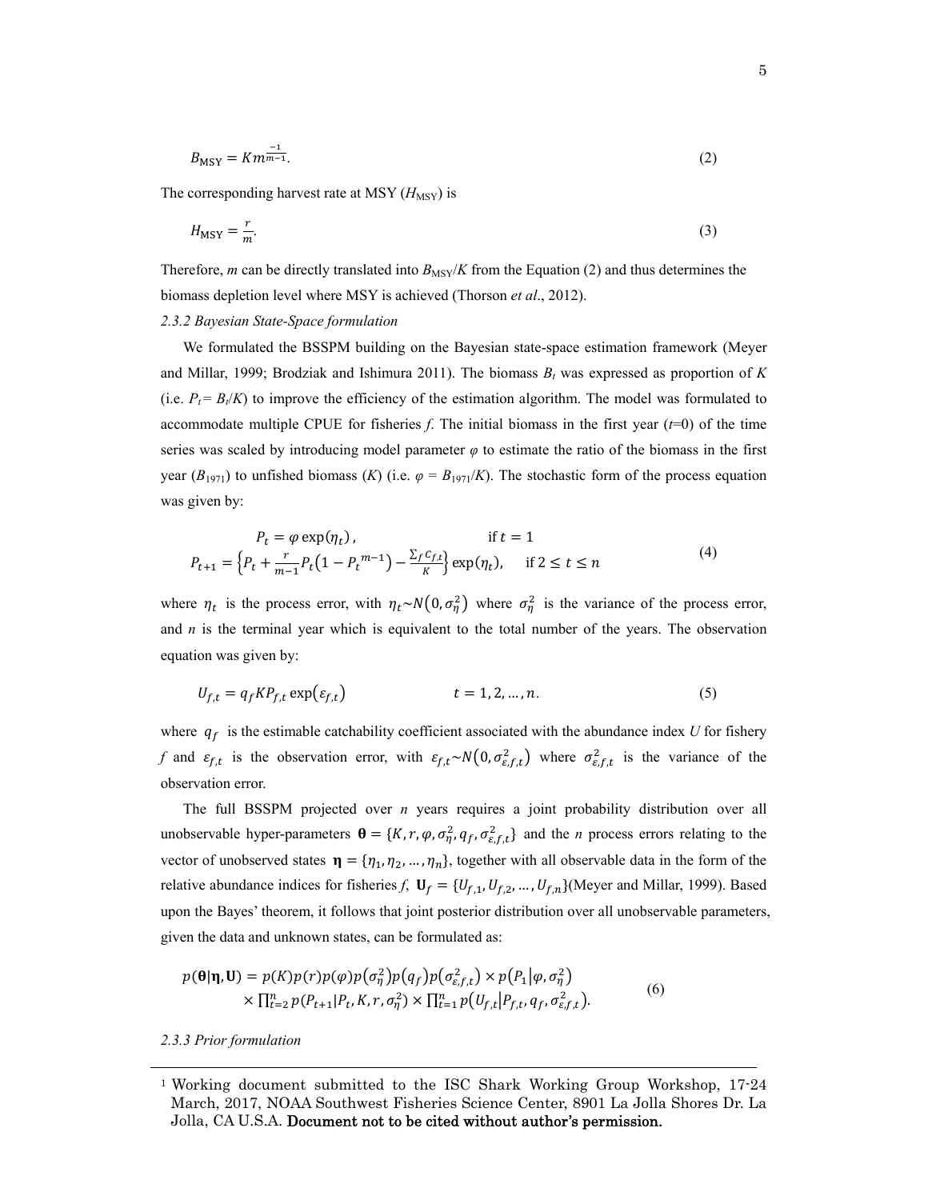$$B_{\mathrm{MSY}} = Km^{\frac{-1}{m-1}}. \tag{2}$$

The corresponding harvest rate at MSY ($H_{\mathrm{MSY}}$) is

$$H_{\mathrm{MSY}} = \frac{r}{m}. \tag{3}$$

Therefore, $m$ can be directly translated into $B_{\mathrm{MSY}}/K$ from the Equation (2) and thus determines the biomass depletion level where MSY is achieved (Thorson *et al*., 2012).

*2.3.2 Bayesian State-Space formulation*

We formulated the BSSPM building on the Bayesian state-space estimation framework (Meyer and Millar, 1999; Brodziak and Ishimura 2011). The biomass $B_t$ was expressed as proportion of $K$ (i.e. $P_t = B_t/K$) to improve the efficiency of the estimation algorithm. The model was formulated to accommodate multiple CPUE for fisheries $f$. The initial biomass in the first year ($t$=0) of the time series was scaled by introducing model parameter $\varphi$ to estimate the ratio of the biomass in the first year ($B_{1971}$) to unfished biomass ($K$) (i.e. $\varphi = B_{1971}/K$). The stochastic form of the process equation was given by:

$$\begin{aligned} P_t &= \varphi \exp(\eta_t), & \text{if } t = 1 \\ P_{t+1} &= \left\{ P_t + \frac{r}{m-1} P_t \left(1 - {P_t}^{m-1}\right) - \frac{\sum_f C_{f,t}}{K} \right\} \exp(\eta_t), & \text{if } 2 \leq t \leq n \end{aligned} \tag{4}$$

where $\eta_t$ is the process error, with $\eta_t \sim N(0, \sigma_\eta^2)$ where $\sigma_\eta^2$ is the variance of the process error, and $n$ is the terminal year which is equivalent to the total number of the years. The observation equation was given by:

$$U_{f,t} = q_f K P_{f,t} \exp(\varepsilon_{f,t}) \qquad t = 1, 2, \ldots, n. \tag{5}$$

where $q_f$ is the estimable catchability coefficient associated with the abundance index $U$ for fishery $f$ and $\varepsilon_{f,t}$ is the observation error, with $\varepsilon_{f,t} \sim N(0, \sigma_{\varepsilon,f,t}^2)$ where $\sigma_{\varepsilon,f,t}^2$ is the variance of the observation error.

The full BSSPM projected over $n$ years requires a joint probability distribution over all unobservable hyper-parameters $\boldsymbol{\theta} = \{K, r, \varphi, \sigma_\eta^2, q_f, \sigma_{\varepsilon,f,t}^2\}$ and the $n$ process errors relating to the vector of unobserved states $\boldsymbol{\eta} = \{\eta_1, \eta_2, \ldots, \eta_n\}$, together with all observable data in the form of the relative abundance indices for fisheries $f$, $\mathbf{U}_f = \{U_{f,1}, U_{f,2}, \ldots, U_{f,n}\}$(Meyer and Millar, 1999). Based upon the Bayes' theorem, it follows that joint posterior distribution over all unobservable parameters, given the data and unknown states, can be formulated as:

$$\begin{aligned} p(\boldsymbol{\theta}|\boldsymbol{\eta}, \mathbf{U}) = {} & p(K)p(r)p(\varphi)p(\sigma_\eta^2)p(q_f)p(\sigma_{\varepsilon,f,t}^2) \times p(P_1|\varphi, \sigma_\eta^2) \\ & \times \textstyle\prod_{t=2}^{n} p(P_{t+1}|P_t, K, r, \sigma_\eta^2) \times \prod_{t=1}^{n} p(U_{f,t}|P_{f,t}, q_f, \sigma_{\varepsilon,f,t}^2). \end{aligned} \tag{6}$$

*2.3.3 Prior formulation*

---

[1] Working document submitted to the ISC Shark Working Group Workshop, 17-24 March, 2017, NOAA Southwest Fisheries Science Center, 8901 La Jolla Shores Dr. La Jolla, CA U.S.A. **Document not to be cited without author's permission.**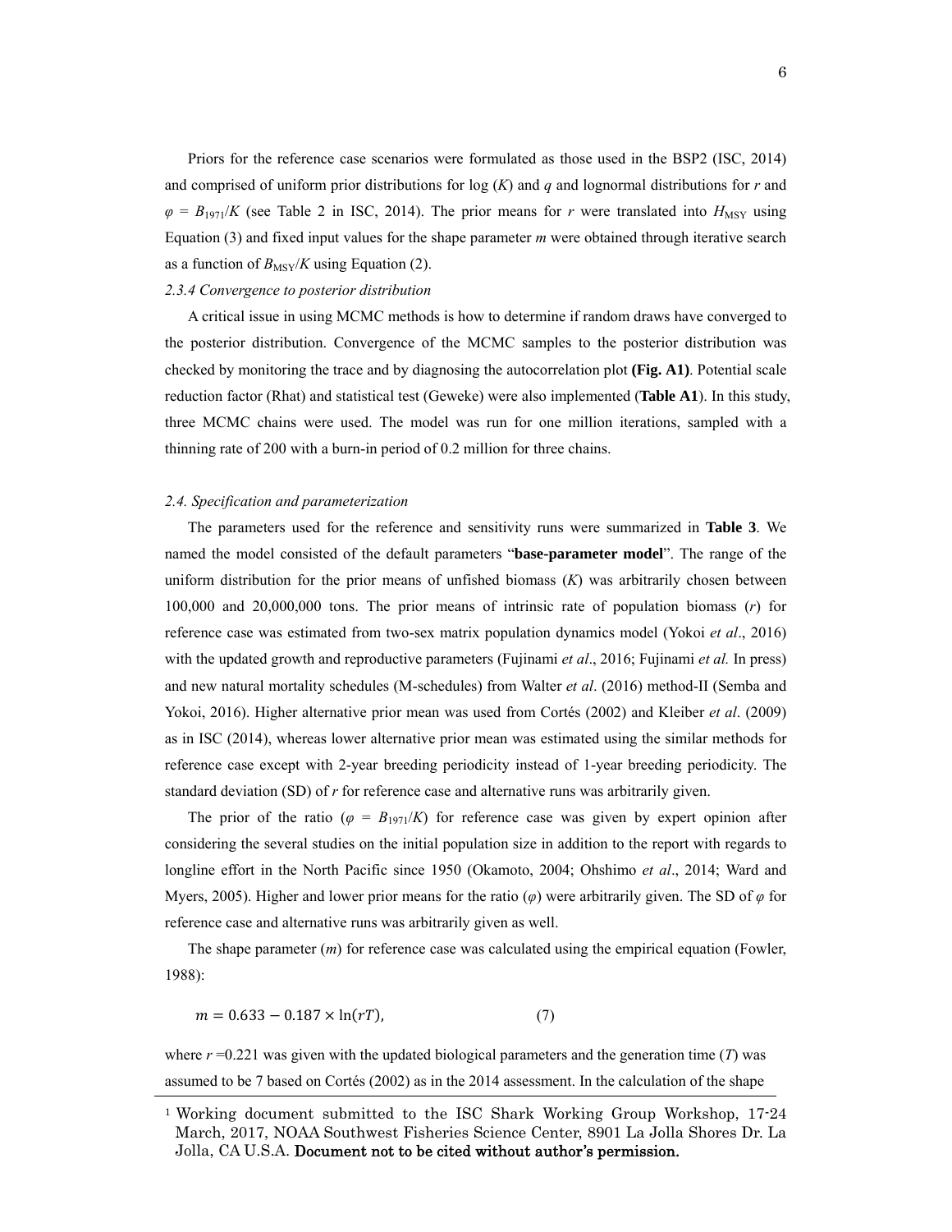Priors for the reference case scenarios were formulated as those used in the BSP2 (ISC, 2014) and comprised of uniform prior distributions for log ($K$) and $q$ and lognormal distributions for $r$ and $\varphi = B_{1971}/K$ (see Table 2 in ISC, 2014). The prior means for $r$ were translated into $H_{MSY}$ using Equation (3) and fixed input values for the shape parameter $m$ were obtained through iterative search as a function of $B_{MSY}/K$ using Equation (2).

*2.3.4 Convergence to posterior distribution*

A critical issue in using MCMC methods is how to determine if random draws have converged to the posterior distribution. Convergence of the MCMC samples to the posterior distribution was checked by monitoring the trace and by diagnosing the autocorrelation plot **(Fig. A1)**. Potential scale reduction factor (Rhat) and statistical test (Geweke) were also implemented (**Table A1**). In this study, three MCMC chains were used. The model was run for one million iterations, sampled with a thinning rate of 200 with a burn-in period of 0.2 million for three chains.

*2.4. Specification and parameterization*

The parameters used for the reference and sensitivity runs were summarized in **Table 3**. We named the model consisted of the default parameters "**base-parameter model**". The range of the uniform distribution for the prior means of unfished biomass ($K$) was arbitrarily chosen between 100,000 and 20,000,000 tons. The prior means of intrinsic rate of population biomass ($r$) for reference case was estimated from two-sex matrix population dynamics model (Yokoi *et al*., 2016) with the updated growth and reproductive parameters (Fujinami *et al*., 2016; Fujinami *et al.* In press) and new natural mortality schedules (M-schedules) from Walter *et al*. (2016) method-II (Semba and Yokoi, 2016). Higher alternative prior mean was used from Cortés (2002) and Kleiber *et al*. (2009) as in ISC (2014), whereas lower alternative prior mean was estimated using the similar methods for reference case except with 2-year breeding periodicity instead of 1-year breeding periodicity. The standard deviation (SD) of $r$ for reference case and alternative runs was arbitrarily given.

The prior of the ratio ($\varphi = B_{1971}/K$) for reference case was given by expert opinion after considering the several studies on the initial population size in addition to the report with regards to longline effort in the North Pacific since 1950 (Okamoto, 2004; Ohshimo *et al*., 2014; Ward and Myers, 2005). Higher and lower prior means for the ratio ($\varphi$) were arbitrarily given. The SD of $\varphi$ for reference case and alternative runs was arbitrarily given as well.

The shape parameter ($m$) for reference case was calculated using the empirical equation (Fowler, 1988):

$$m = 0.633 - 0.187 \times \ln(rT), \qquad (7)$$

where $r$ =0.221 was given with the updated biological parameters and the generation time ($T$) was assumed to be 7 based on Cortés (2002) as in the 2014 assessment. In the calculation of the shape

[1] Working document submitted to the ISC Shark Working Group Workshop, 17-24 March, 2017, NOAA Southwest Fisheries Science Center, 8901 La Jolla Shores Dr. La Jolla, CA U.S.A. **Document not to be cited without author's permission.**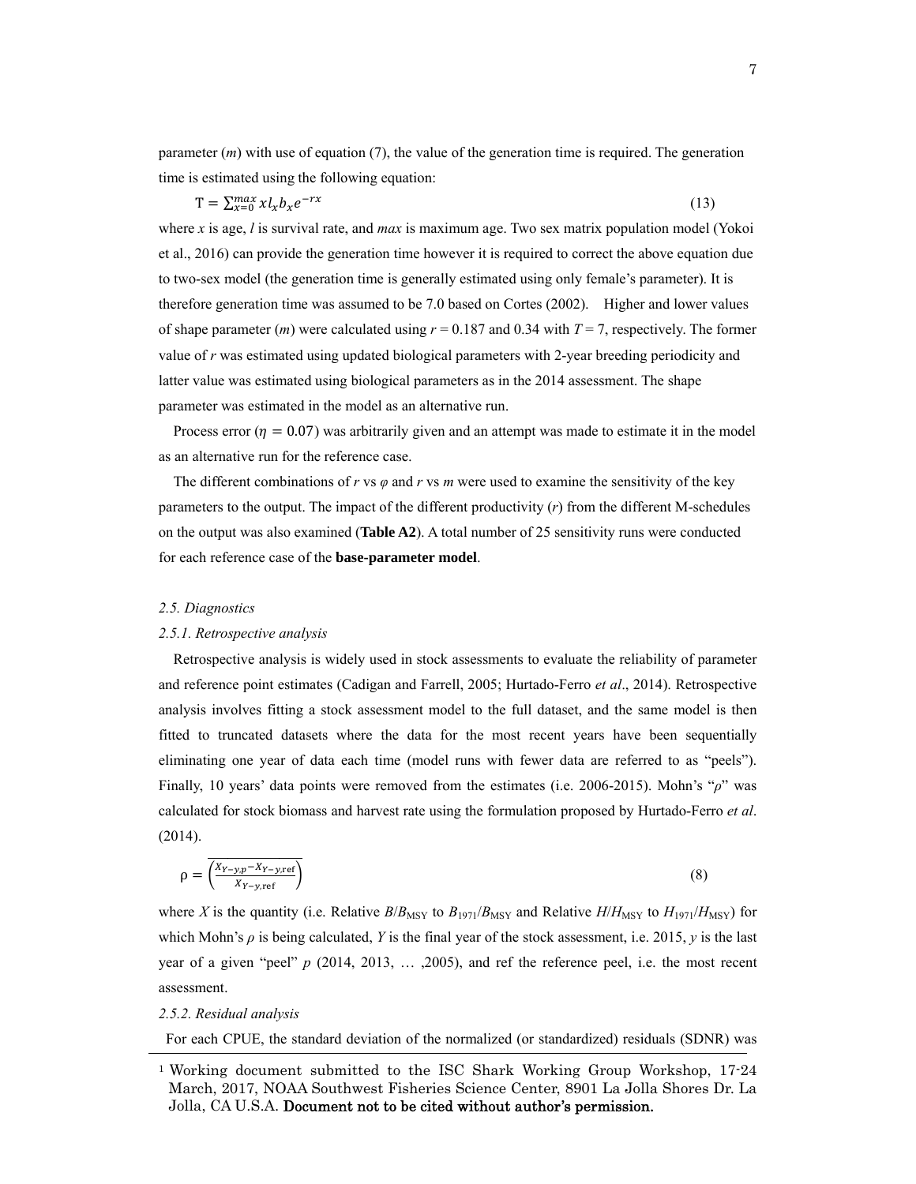parameter ($m$) with use of equation (7), the value of the generation time is required. The generation time is estimated using the following equation:

$$\mathrm{T} = \sum_{x=0}^{max} x l_x b_x e^{-rx} \tag{13}$$

where $x$ is age, $l$ is survival rate, and $max$ is maximum age. Two sex matrix population model (Yokoi et al., 2016) can provide the generation time however it is required to correct the above equation due to two-sex model (the generation time is generally estimated using only female's parameter). It is therefore generation time was assumed to be 7.0 based on Cortes (2002). Higher and lower values of shape parameter ($m$) were calculated using $r$ = 0.187 and 0.34 with $T$ = 7, respectively. The former value of $r$ was estimated using updated biological parameters with 2-year breeding periodicity and latter value was estimated using biological parameters as in the 2014 assessment. The shape parameter was estimated in the model as an alternative run.

Process error ($\eta = 0.07$) was arbitrarily given and an attempt was made to estimate it in the model as an alternative run for the reference case.

The different combinations of $r$ vs $\varphi$ and $r$ vs $m$ were used to examine the sensitivity of the key parameters to the output. The impact of the different productivity ($r$) from the different M-schedules on the output was also examined (**Table A2**). A total number of 25 sensitivity runs were conducted for each reference case of the **base-parameter model**.

*2.5. Diagnostics*

*2.5.1. Retrospective analysis*

Retrospective analysis is widely used in stock assessments to evaluate the reliability of parameter and reference point estimates (Cadigan and Farrell, 2005; Hurtado-Ferro *et al*., 2014). Retrospective analysis involves fitting a stock assessment model to the full dataset, and the same model is then fitted to truncated datasets where the data for the most recent years have been sequentially eliminating one year of data each time (model runs with fewer data are referred to as "peels"). Finally, 10 years' data points were removed from the estimates (i.e. 2006-2015). Mohn's "$\rho$" was calculated for stock biomass and harvest rate using the formulation proposed by Hurtado-Ferro *et al*. (2014).

$$\rho = \overline{\left(\frac{X_{Y-y,p} - X_{Y-y,\mathrm{ref}}}{X_{Y-y,\mathrm{ref}}}\right)} \tag{8}$$

where $X$ is the quantity (i.e. Relative $B/B_{\mathrm{MSY}}$ to $B_{1971}/B_{\mathrm{MSY}}$ and Relative $H/H_{\mathrm{MSY}}$ to $H_{1971}/H_{\mathrm{MSY}}$) for which Mohn's $\rho$ is being calculated, $Y$ is the final year of the stock assessment, i.e. 2015, $y$ is the last year of a given "peel" $p$ (2014, 2013, … ,2005), and ref the reference peel, i.e. the most recent assessment.

*2.5.2. Residual analysis*

For each CPUE, the standard deviation of the normalized (or standardized) residuals (SDNR) was

---

[1] Working document submitted to the ISC Shark Working Group Workshop, 17-24 March, 2017, NOAA Southwest Fisheries Science Center, 8901 La Jolla Shores Dr. La Jolla, CA U.S.A. **Document not to be cited without author's permission.**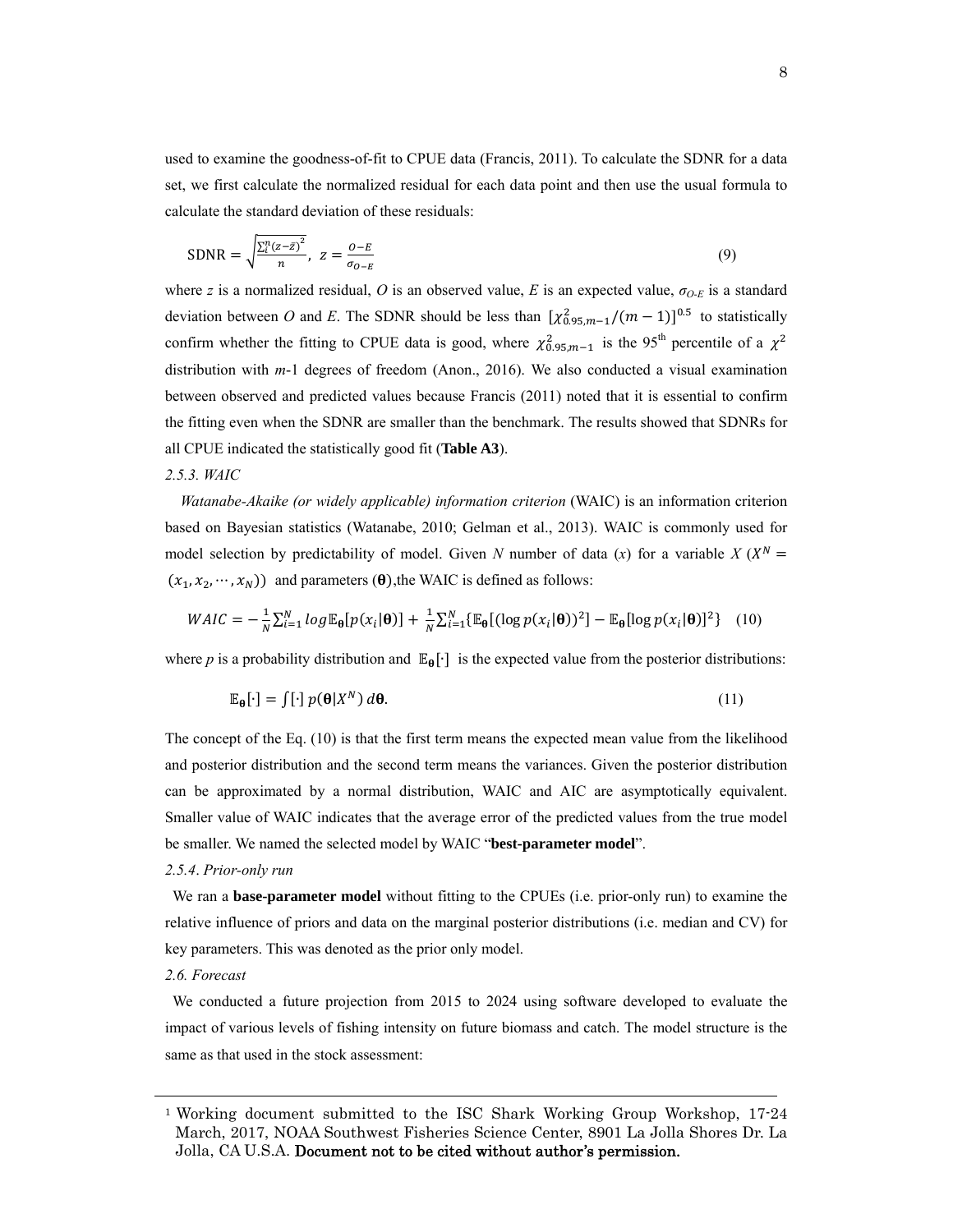used to examine the goodness-of-fit to CPUE data (Francis, 2011). To calculate the SDNR for a data set, we first calculate the normalized residual for each data point and then use the usual formula to calculate the standard deviation of these residuals:

$$\text{SDNR} = \sqrt{\frac{\sum_i^n (z-\bar{z})^2}{n}},\ z = \frac{O-E}{\sigma_{O-E}} \tag{9}$$

where $z$ is a normalized residual, $O$ is an observed value, $E$ is an expected value, $\sigma_{O\text{-}E}$ is a standard deviation between $O$ and $E$. The SDNR should be less than $[\chi^2_{0.95,m-1}/(m-1)]^{0.5}$ to statistically confirm whether the fitting to CPUE data is good, where $\chi^2_{0.95,m-1}$ is the 95[th] percentile of a $\chi^2$ distribution with $m$-1 degrees of freedom (Anon., 2016). We also conducted a visual examination between observed and predicted values because Francis (2011) noted that it is essential to confirm the fitting even when the SDNR are smaller than the benchmark. The results showed that SDNRs for all CPUE indicated the statistically good fit (**Table A3**).

*2.5.3. WAIC*

*Watanabe-Akaike (or widely applicable) information criterion* (WAIC) is an information criterion based on Bayesian statistics (Watanabe, 2010; Gelman et al., 2013). WAIC is commonly used for model selection by predictability of model. Given $N$ number of data ($x$) for a variable $X$ ($X^N = (x_1, x_2, \cdots, x_N)$) and parameters ($\boldsymbol{\theta}$),the WAIC is defined as follows:

$$WAIC = -\frac{1}{N}\sum_{i=1}^{N} log\mathbb{E}_{\boldsymbol{\theta}}[p(x_i|\boldsymbol{\theta})] + \frac{1}{N}\sum_{i=1}^{N}\{\mathbb{E}_{\boldsymbol{\theta}}[(\log p(x_i|\boldsymbol{\theta}))^2] - \mathbb{E}_{\boldsymbol{\theta}}[\log p(x_i|\boldsymbol{\theta})]^2\} \tag{10}$$

where $p$ is a probability distribution and $\mathbb{E}_{\boldsymbol{\theta}}[\cdot]$ is the expected value from the posterior distributions:

$$\mathbb{E}_{\boldsymbol{\theta}}[\cdot] = \int [\cdot]\ p(\boldsymbol{\theta}|X^N)\ d\boldsymbol{\theta}. \tag{11}$$

The concept of the Eq. (10) is that the first term means the expected mean value from the likelihood and posterior distribution and the second term means the variances. Given the posterior distribution can be approximated by a normal distribution, WAIC and AIC are asymptotically equivalent. Smaller value of WAIC indicates that the average error of the predicted values from the true model be smaller. We named the selected model by WAIC "**best-parameter model**".

*2.5.4. Prior-only run*

We ran a **base-parameter model** without fitting to the CPUEs (i.e. prior-only run) to examine the relative influence of priors and data on the marginal posterior distributions (i.e. median and CV) for key parameters. This was denoted as the prior only model.

*2.6. Forecast*

We conducted a future projection from 2015 to 2024 using software developed to evaluate the impact of various levels of fishing intensity on future biomass and catch. The model structure is the same as that used in the stock assessment:

---

[1] Working document submitted to the ISC Shark Working Group Workshop, 17-24 March, 2017, NOAA Southwest Fisheries Science Center, 8901 La Jolla Shores Dr. La Jolla, CA U.S.A. **Document not to be cited without author's permission.**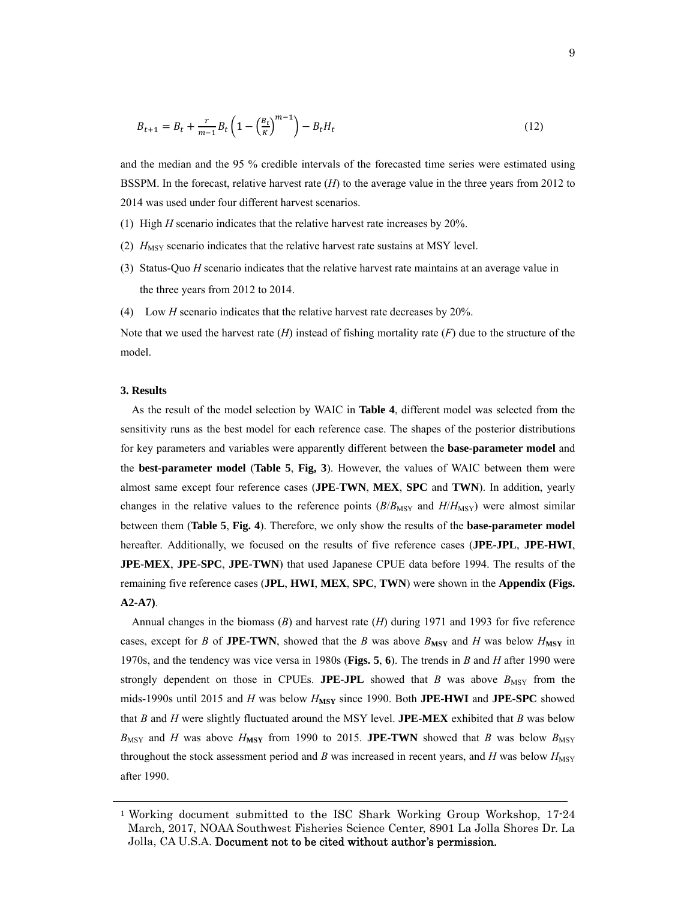$$B_{t+1} = B_t + \frac{r}{m-1} B_t \left(1 - \left(\frac{B_t}{K}\right)^{m-1}\right) - B_t H_t \tag{12}$$

and the median and the 95 % credible intervals of the forecasted time series were estimated using BSSPM. In the forecast, relative harvest rate ($H$) to the average value in the three years from 2012 to 2014 was used under four different harvest scenarios.

(1) High $H$ scenario indicates that the relative harvest rate increases by 20%.

(2) $H_{\mathrm{MSY}}$ scenario indicates that the relative harvest rate sustains at MSY level.

(3) Status-Quo $H$ scenario indicates that the relative harvest rate maintains at an average value in the three years from 2012 to 2014.

(4) Low $H$ scenario indicates that the relative harvest rate decreases by 20%.

Note that we used the harvest rate ($H$) instead of fishing mortality rate ($F$) due to the structure of the model.

### 3. Results

As the result of the model selection by WAIC in **Table 4**, different model was selected from the sensitivity runs as the best model for each reference case. The shapes of the posterior distributions for key parameters and variables were apparently different between the **base-parameter model** and the **best-parameter model** (**Table 5**, **Fig, 3**). However, the values of WAIC between them were almost same except four reference cases (**JPE-TWN**, **MEX**, **SPC** and **TWN**). In addition, yearly changes in the relative values to the reference points ($B/B_{\mathrm{MSY}}$ and $H/H_{\mathrm{MSY}}$) were almost similar between them (**Table 5**, **Fig. 4**). Therefore, we only show the results of the **base-parameter model** hereafter. Additionally, we focused on the results of five reference cases (**JPE-JPL**, **JPE-HWI**, **JPE-MEX**, **JPE-SPC**, **JPE-TWN**) that used Japanese CPUE data before 1994. The results of the remaining five reference cases (**JPL**, **HWI**, **MEX**, **SPC**, **TWN**) were shown in the **Appendix (Figs. A2-A7)**.

Annual changes in the biomass ($B$) and harvest rate ($H$) during 1971 and 1993 for five reference cases, except for $B$ of **JPE-TWN**, showed that the $B$ was above $B_{\mathrm{MSY}}$ and $H$ was below $H_{\mathrm{MSY}}$ in 1970s, and the tendency was vice versa in 1980s (**Figs. 5**, **6**). The trends in $B$ and $H$ after 1990 were strongly dependent on those in CPUEs. **JPE-JPL** showed that $B$ was above $B_{\mathrm{MSY}}$ from the mids-1990s until 2015 and $H$ was below $H_{\mathrm{MSY}}$ since 1990. Both **JPE-HWI** and **JPE-SPC** showed that $B$ and $H$ were slightly fluctuated around the MSY level. **JPE-MEX** exhibited that $B$ was below $B_{\mathrm{MSY}}$ and $H$ was above $H_{\mathrm{MSY}}$ from 1990 to 2015. **JPE-TWN** showed that $B$ was below $B_{\mathrm{MSY}}$ throughout the stock assessment period and $B$ was increased in recent years, and $H$ was below $H_{\mathrm{MSY}}$ after 1990.

---

[1] Working document submitted to the ISC Shark Working Group Workshop, 17-24 March, 2017, NOAA Southwest Fisheries Science Center, 8901 La Jolla Shores Dr. La Jolla, CA U.S.A. **Document not to be cited without author's permission.**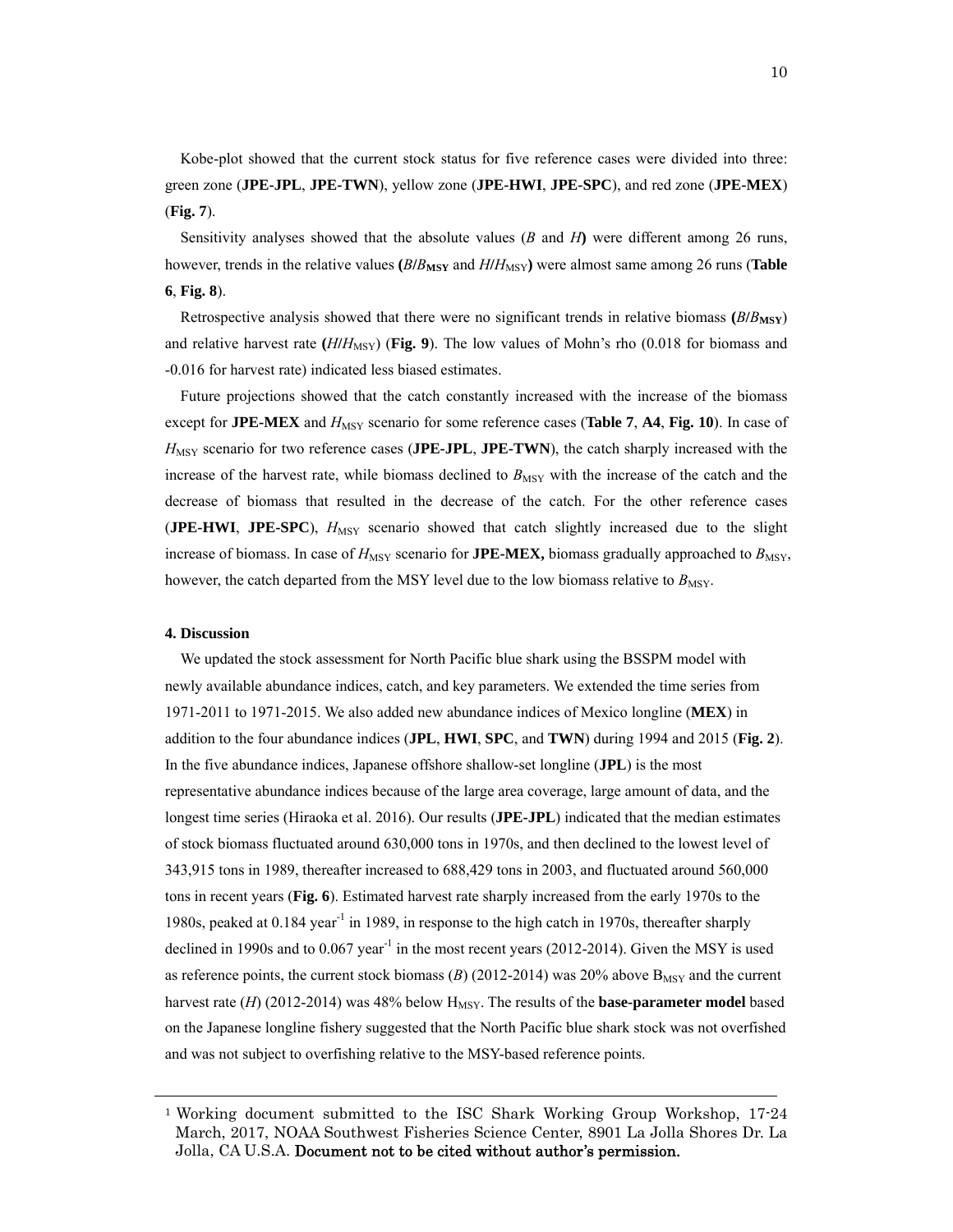Kobe-plot showed that the current stock status for five reference cases were divided into three: green zone (**JPE-JPL**, **JPE-TWN**), yellow zone (**JPE-HWI**, **JPE-SPC**), and red zone (**JPE-MEX**) (**Fig. 7**).

Sensitivity analyses showed that the absolute values ($B$ and $H$**)** were different among 26 runs, however, trends in the relative values **(**$B/B_{MSY}$ and $H/H_{MSY}$**)** were almost same among 26 runs (**Table 6**, **Fig. 8**).

Retrospective analysis showed that there were no significant trends in relative biomass **(**$B/B_{MSY}$) and relative harvest rate **(**$H/H_{MSY}$) (**Fig. 9**). The low values of Mohn's rho (0.018 for biomass and -0.016 for harvest rate) indicated less biased estimates.

Future projections showed that the catch constantly increased with the increase of the biomass except for **JPE-MEX** and $H_{MSY}$ scenario for some reference cases (**Table 7**, **A4**, **Fig. 10**). In case of $H_{MSY}$ scenario for two reference cases (**JPE-JPL**, **JPE-TWN**), the catch sharply increased with the increase of the harvest rate, while biomass declined to $B_{MSY}$ with the increase of the catch and the decrease of biomass that resulted in the decrease of the catch. For the other reference cases (**JPE-HWI**, **JPE-SPC**), $H_{MSY}$ scenario showed that catch slightly increased due to the slight increase of biomass. In case of $H_{MSY}$ scenario for **JPE-MEX,** biomass gradually approached to $B_{MSY}$, however, the catch departed from the MSY level due to the low biomass relative to $B_{MSY}$.

#### 4. Discussion

We updated the stock assessment for North Pacific blue shark using the BSSPM model with newly available abundance indices, catch, and key parameters. We extended the time series from 1971-2011 to 1971-2015. We also added new abundance indices of Mexico longline (**MEX**) in addition to the four abundance indices (**JPL**, **HWI**, **SPC**, and **TWN**) during 1994 and 2015 (**Fig. 2**). In the five abundance indices, Japanese offshore shallow-set longline (**JPL**) is the most representative abundance indices because of the large area coverage, large amount of data, and the longest time series (Hiraoka et al. 2016). Our results (**JPE-JPL**) indicated that the median estimates of stock biomass fluctuated around 630,000 tons in 1970s, and then declined to the lowest level of 343,915 tons in 1989, thereafter increased to 688,429 tons in 2003, and fluctuated around 560,000 tons in recent years (**Fig. 6**). Estimated harvest rate sharply increased from the early 1970s to the 1980s, peaked at 0.184 year$^{-1}$ in 1989, in response to the high catch in 1970s, thereafter sharply declined in 1990s and to 0.067 year$^{-1}$ in the most recent years (2012-2014). Given the MSY is used as reference points, the current stock biomass ($B$) (2012-2014) was 20% above $B_{MSY}$ and the current harvest rate ($H$) (2012-2014) was 48% below $H_{MSY}$. The results of the **base-parameter model** based on the Japanese longline fishery suggested that the North Pacific blue shark stock was not overfished and was not subject to overfishing relative to the MSY-based reference points.

---

[1] Working document submitted to the ISC Shark Working Group Workshop, 17-24 March, 2017, NOAA Southwest Fisheries Science Center, 8901 La Jolla Shores Dr. La Jolla, CA U.S.A. **Document not to be cited without author's permission.**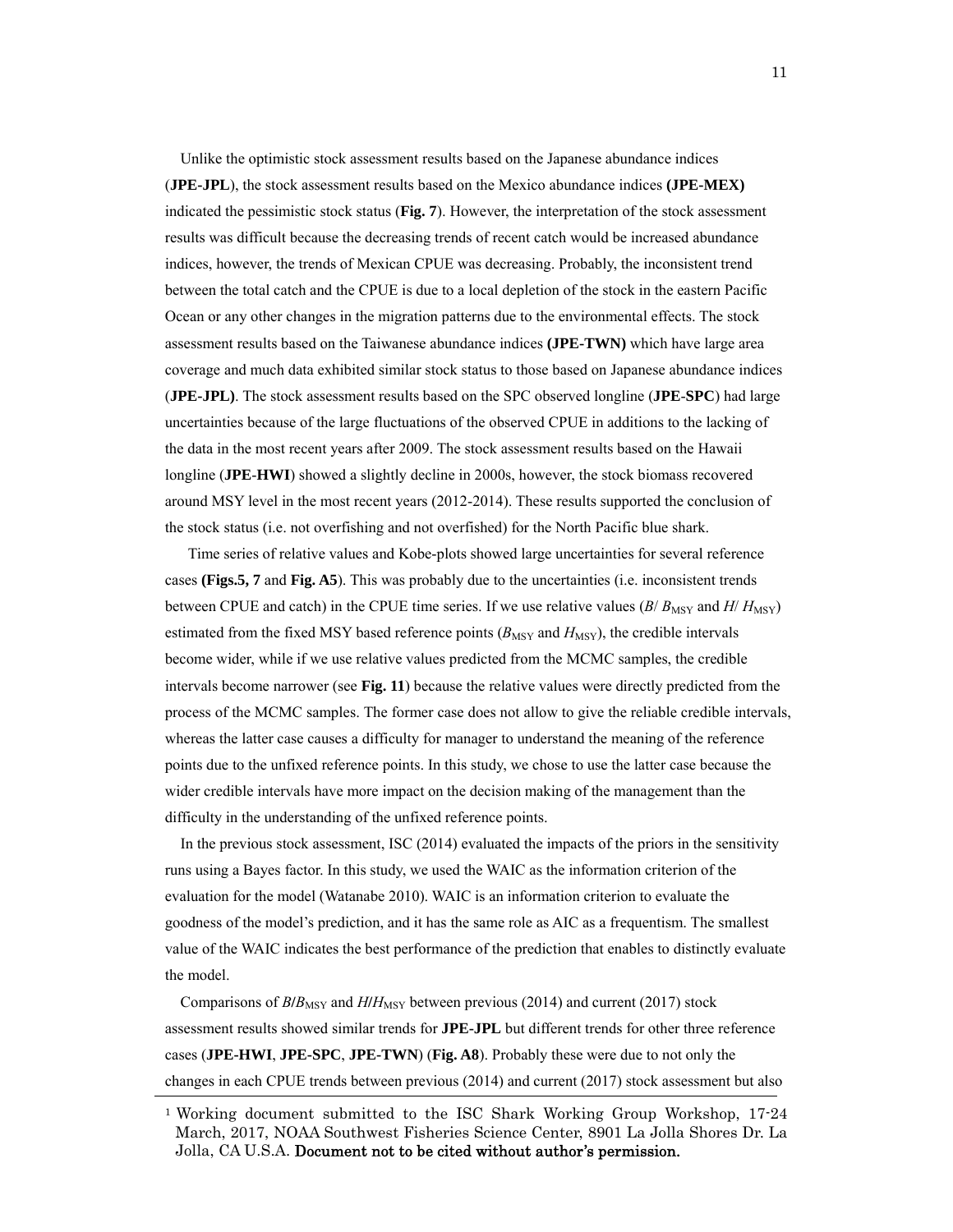Unlike the optimistic stock assessment results based on the Japanese abundance indices (**JPE-JPL**), the stock assessment results based on the Mexico abundance indices **(JPE-MEX)** indicated the pessimistic stock status (**Fig. 7**). However, the interpretation of the stock assessment results was difficult because the decreasing trends of recent catch would be increased abundance indices, however, the trends of Mexican CPUE was decreasing. Probably, the inconsistent trend between the total catch and the CPUE is due to a local depletion of the stock in the eastern Pacific Ocean or any other changes in the migration patterns due to the environmental effects. The stock assessment results based on the Taiwanese abundance indices **(JPE-TWN)** which have large area coverage and much data exhibited similar stock status to those based on Japanese abundance indices (**JPE-JPL)**. The stock assessment results based on the SPC observed longline (**JPE-SPC**) had large uncertainties because of the large fluctuations of the observed CPUE in additions to the lacking of the data in the most recent years after 2009. The stock assessment results based on the Hawaii longline (**JPE-HWI**) showed a slightly decline in 2000s, however, the stock biomass recovered around MSY level in the most recent years (2012-2014). These results supported the conclusion of the stock status (i.e. not overfishing and not overfished) for the North Pacific blue shark.

Time series of relative values and Kobe-plots showed large uncertainties for several reference cases **(Figs.5, 7** and **Fig. A5**). This was probably due to the uncertainties (i.e. inconsistent trends between CPUE and catch) in the CPUE time series. If we use relative values ($B/B_{\mathrm{MSY}}$ and $H/H_{\mathrm{MSY}}$) estimated from the fixed MSY based reference points ($B_{\mathrm{MSY}}$ and $H_{\mathrm{MSY}}$), the credible intervals become wider, while if we use relative values predicted from the MCMC samples, the credible intervals become narrower (see **Fig. 11**) because the relative values were directly predicted from the process of the MCMC samples. The former case does not allow to give the reliable credible intervals, whereas the latter case causes a difficulty for manager to understand the meaning of the reference points due to the unfixed reference points. In this study, we chose to use the latter case because the wider credible intervals have more impact on the decision making of the management than the difficulty in the understanding of the unfixed reference points.

In the previous stock assessment, ISC (2014) evaluated the impacts of the priors in the sensitivity runs using a Bayes factor. In this study, we used the WAIC as the information criterion of the evaluation for the model (Watanabe 2010). WAIC is an information criterion to evaluate the goodness of the model's prediction, and it has the same role as AIC as a frequentism. The smallest value of the WAIC indicates the best performance of the prediction that enables to distinctly evaluate the model.

Comparisons of $B/B_{\mathrm{MSY}}$ and $H/H_{\mathrm{MSY}}$ between previous (2014) and current (2017) stock assessment results showed similar trends for **JPE-JPL** but different trends for other three reference cases (**JPE-HWI**, **JPE-SPC**, **JPE-TWN**) (**Fig. A8**). Probably these were due to not only the changes in each CPUE trends between previous (2014) and current (2017) stock assessment but also

[1] Working document submitted to the ISC Shark Working Group Workshop, 17-24 March, 2017, NOAA Southwest Fisheries Science Center, 8901 La Jolla Shores Dr. La Jolla, CA U.S.A. **Document not to be cited without author's permission.**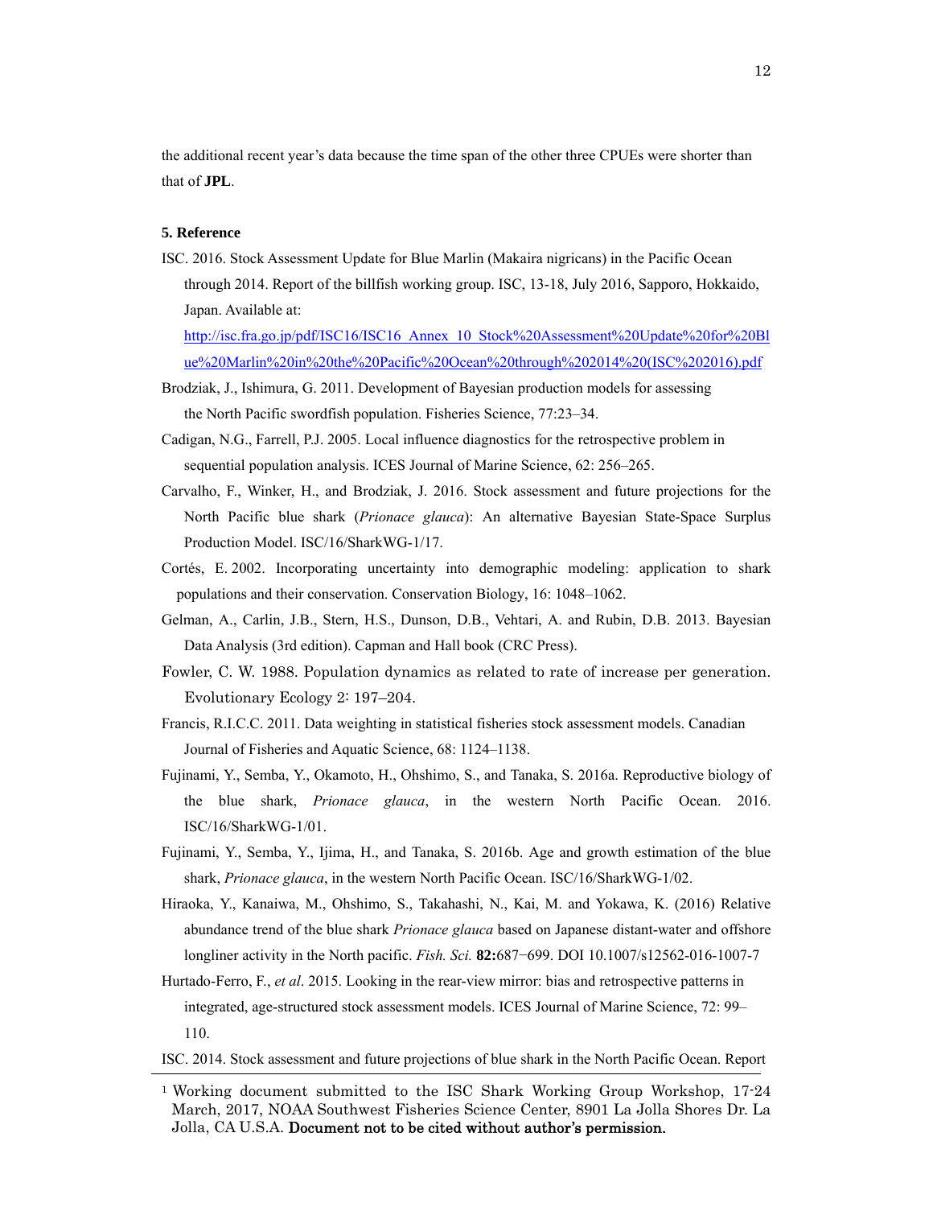the additional recent year's data because the time span of the other three CPUEs were shorter than that of **JPL**.

**5. Reference**

ISC. 2016. Stock Assessment Update for Blue Marlin (Makaira nigricans) in the Pacific Ocean through 2014. Report of the billfish working group. ISC, 13-18, July 2016, Sapporo, Hokkaido, Japan. Available at: [http://isc.fra.go.jp/pdf/ISC16/ISC16_Annex_10_Stock%20Assessment%20Update%20for%20Blue%20Marlin%20in%20the%20Pacific%20Ocean%20through%202014%20(ISC%202016).pdf](http://isc.fra.go.jp/pdf/ISC16/ISC16_Annex_10_Stock%20Assessment%20Update%20for%20Blue%20Marlin%20in%20the%20Pacific%20Ocean%20through%202014%20(ISC%202016).pdf)

Brodziak, J., Ishimura, G. 2011. Development of Bayesian production models for assessing the North Pacific swordfish population. Fisheries Science, 77:23–34.

Cadigan, N.G., Farrell, P.J. 2005. Local influence diagnostics for the retrospective problem in sequential population analysis. ICES Journal of Marine Science, 62: 256–265.

Carvalho, F., Winker, H., and Brodziak, J. 2016. Stock assessment and future projections for the North Pacific blue shark (*Prionace glauca*): An alternative Bayesian State-Space Surplus Production Model. ISC/16/SharkWG-1/17.

Cortés, E. 2002. Incorporating uncertainty into demographic modeling: application to shark populations and their conservation. Conservation Biology, 16: 1048–1062.

Gelman, A., Carlin, J.B., Stern, H.S., Dunson, D.B., Vehtari, A. and Rubin, D.B. 2013. Bayesian Data Analysis (3rd edition). Capman and Hall book (CRC Press).

Fowler, C. W. 1988. Population dynamics as related to rate of increase per generation. Evolutionary Ecology 2: 197–204.

Francis, R.I.C.C. 2011. Data weighting in statistical fisheries stock assessment models. Canadian Journal of Fisheries and Aquatic Science, 68: 1124–1138.

Fujinami, Y., Semba, Y., Okamoto, H., Ohshimo, S., and Tanaka, S. 2016a. Reproductive biology of the blue shark, *Prionace glauca*, in the western North Pacific Ocean. 2016. ISC/16/SharkWG-1/01.

Fujinami, Y., Semba, Y., Ijima, H., and Tanaka, S. 2016b. Age and growth estimation of the blue shark, *Prionace glauca*, in the western North Pacific Ocean. ISC/16/SharkWG-1/02.

Hiraoka, Y., Kanaiwa, M., Ohshimo, S., Takahashi, N., Kai, M. and Yokawa, K. (2016) Relative abundance trend of the blue shark *Prionace glauca* based on Japanese distant-water and offshore longliner activity in the North pacific. *Fish. Sci.* **82:**687−699. DOI 10.1007/s12562-016-1007-7

Hurtado-Ferro, F., *et al*. 2015. Looking in the rear-view mirror: bias and retrospective patterns in integrated, age-structured stock assessment models. ICES Journal of Marine Science, 72: 99–110.

ISC. 2014. Stock assessment and future projections of blue shark in the North Pacific Ocean. Report

---

[1] Working document submitted to the ISC Shark Working Group Workshop, 17-24 March, 2017, NOAA Southwest Fisheries Science Center, 8901 La Jolla Shores Dr. La Jolla, CA U.S.A. **Document not to be cited without author's permission.**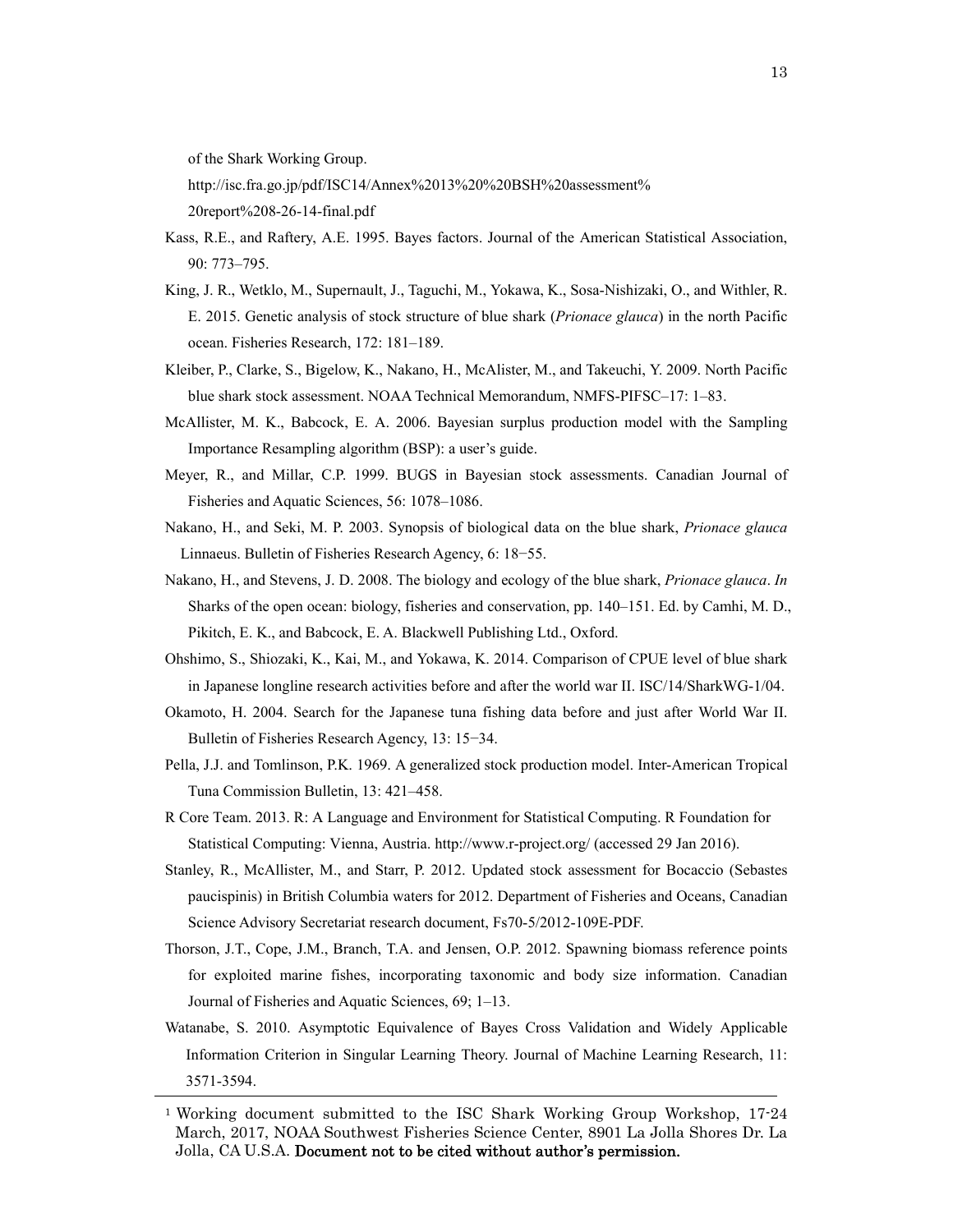of the Shark Working Group.

http://isc.fra.go.jp/pdf/ISC14/Annex%2013%20%20BSH%20assessment%20report%208-26-14-final.pdf

Kass, R.E., and Raftery, A.E. 1995. Bayes factors. Journal of the American Statistical Association, 90: 773–795.

King, J. R., Wetklo, M., Supernault, J., Taguchi, M., Yokawa, K., Sosa-Nishizaki, O., and Withler, R. E. 2015. Genetic analysis of stock structure of blue shark (*Prionace glauca*) in the north Pacific ocean. Fisheries Research, 172: 181–189.

Kleiber, P., Clarke, S., Bigelow, K., Nakano, H., McAlister, M., and Takeuchi, Y. 2009. North Pacific blue shark stock assessment. NOAA Technical Memorandum, NMFS-PIFSC–17: 1–83.

McAllister, M. K., Babcock, E. A. 2006. Bayesian surplus production model with the Sampling Importance Resampling algorithm (BSP): a user's guide.

Meyer, R., and Millar, C.P. 1999. BUGS in Bayesian stock assessments. Canadian Journal of Fisheries and Aquatic Sciences, 56: 1078–1086.

Nakano, H., and Seki, M. P. 2003. Synopsis of biological data on the blue shark, *Prionace glauca* Linnaeus. Bulletin of Fisheries Research Agency, 6: 18−55.

Nakano, H., and Stevens, J. D. 2008. The biology and ecology of the blue shark, *Prionace glauca*. *In* Sharks of the open ocean: biology, fisheries and conservation, pp. 140–151. Ed. by Camhi, M. D., Pikitch, E. K., and Babcock, E. A. Blackwell Publishing Ltd., Oxford.

Ohshimo, S., Shiozaki, K., Kai, M., and Yokawa, K. 2014. Comparison of CPUE level of blue shark in Japanese longline research activities before and after the world war II. ISC/14/SharkWG-1/04.

Okamoto, H. 2004. Search for the Japanese tuna fishing data before and just after World War II. Bulletin of Fisheries Research Agency, 13: 15−34.

Pella, J.J. and Tomlinson, P.K. 1969. A generalized stock production model. Inter-American Tropical Tuna Commission Bulletin, 13: 421–458.

R Core Team. 2013. R: A Language and Environment for Statistical Computing. R Foundation for Statistical Computing: Vienna, Austria. http://www.r-project.org/ (accessed 29 Jan 2016).

Stanley, R., McAllister, M., and Starr, P. 2012. Updated stock assessment for Bocaccio (Sebastes paucispinis) in British Columbia waters for 2012. Department of Fisheries and Oceans, Canadian Science Advisory Secretariat research document, Fs70-5/2012-109E-PDF.

Thorson, J.T., Cope, J.M., Branch, T.A. and Jensen, O.P. 2012. Spawning biomass reference points for exploited marine fishes, incorporating taxonomic and body size information. Canadian Journal of Fisheries and Aquatic Sciences, 69; 1–13.

Watanabe, S. 2010. Asymptotic Equivalence of Bayes Cross Validation and Widely Applicable Information Criterion in Singular Learning Theory. Journal of Machine Learning Research, 11: 3571-3594.

---

[1] Working document submitted to the ISC Shark Working Group Workshop, 17-24 March, 2017, NOAA Southwest Fisheries Science Center, 8901 La Jolla Shores Dr. La Jolla, CA U.S.A. **Document not to be cited without author's permission.**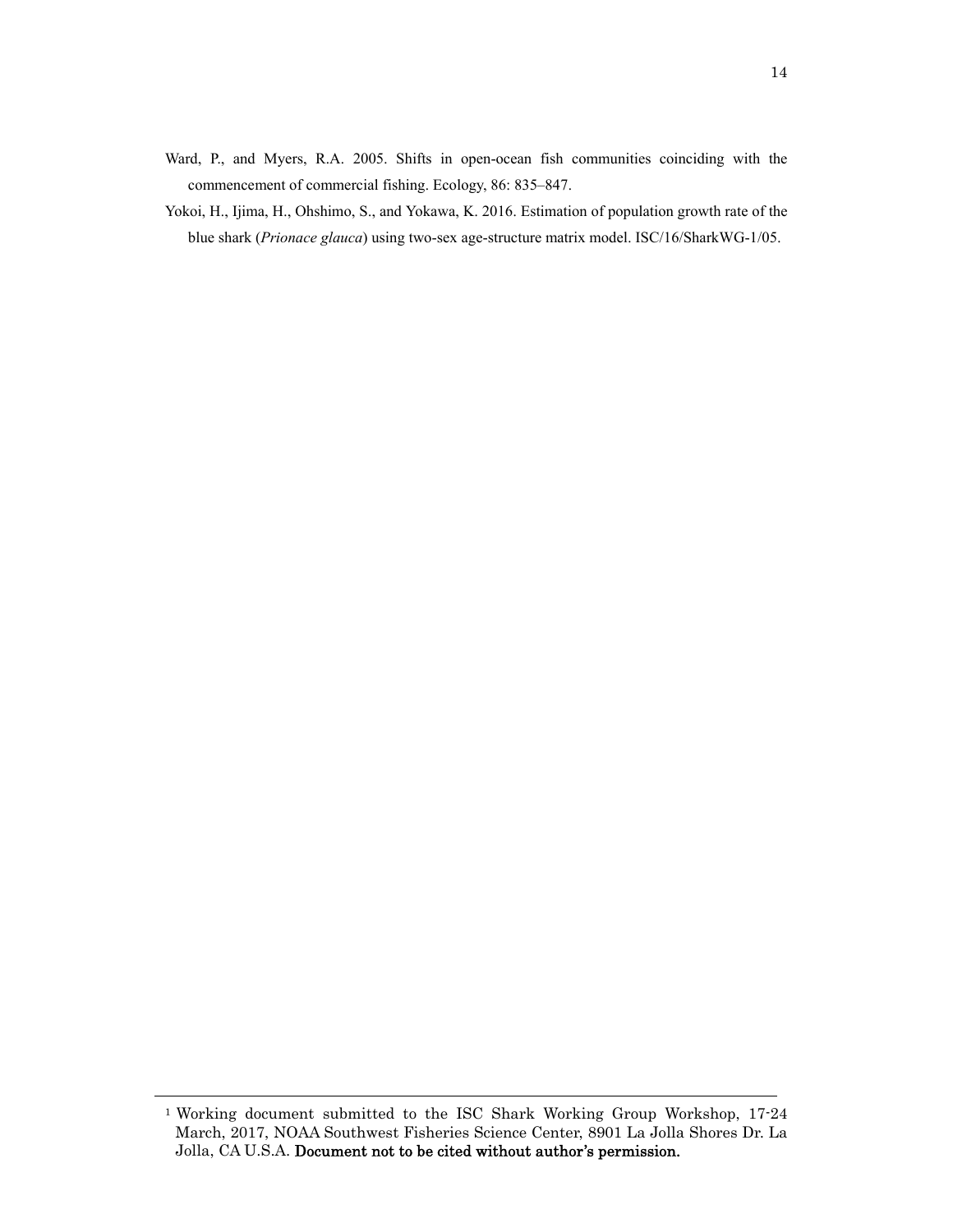Ward, P., and Myers, R.A. 2005. Shifts in open-ocean fish communities coinciding with the commencement of commercial fishing. Ecology, 86: 835–847.

Yokoi, H., Ijima, H., Ohshimo, S., and Yokawa, K. 2016. Estimation of population growth rate of the blue shark (*Prionace glauca*) using two-sex age-structure matrix model. ISC/16/SharkWG-1/05.

---

[1] Working document submitted to the ISC Shark Working Group Workshop, 17-24 March, 2017, NOAA Southwest Fisheries Science Center, 8901 La Jolla Shores Dr. La Jolla, CA U.S.A. **Document not to be cited without author's permission.**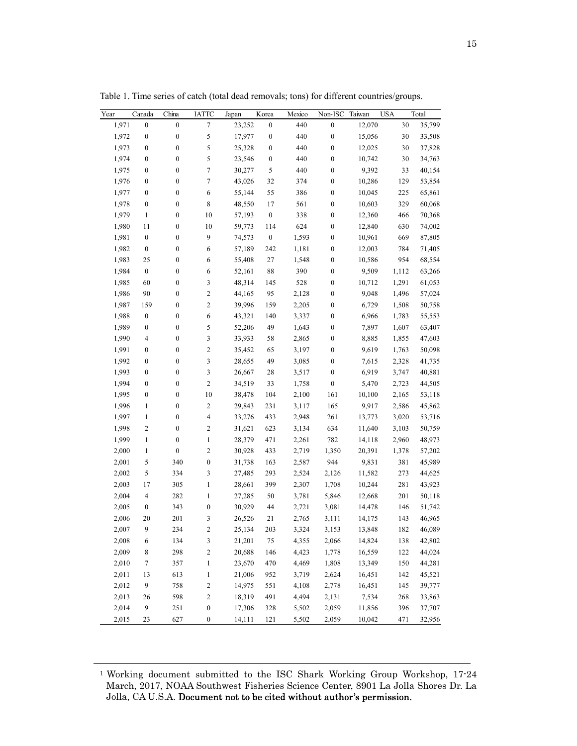Table 1. Time series of catch (total dead removals; tons) for different countries/groups.

| Year | Canada | China | IATTC | Japan | Korea | Mexico | Non-ISC | Taiwan | USA | Total |
|---|---|---|---|---|---|---|---|---|---|---|
| 1,971 | 0 | 0 | 7 | 23,252 | 0 | 440 | 0 | 12,070 | 30 | 35,799 |
| 1,972 | 0 | 0 | 5 | 17,977 | 0 | 440 | 0 | 15,056 | 30 | 33,508 |
| 1,973 | 0 | 0 | 5 | 25,328 | 0 | 440 | 0 | 12,025 | 30 | 37,828 |
| 1,974 | 0 | 0 | 5 | 23,546 | 0 | 440 | 0 | 10,742 | 30 | 34,763 |
| 1,975 | 0 | 0 | 7 | 30,277 | 5 | 440 | 0 | 9,392 | 33 | 40,154 |
| 1,976 | 0 | 0 | 7 | 43,026 | 32 | 374 | 0 | 10,286 | 129 | 53,854 |
| 1,977 | 0 | 0 | 6 | 55,144 | 55 | 386 | 0 | 10,045 | 225 | 65,861 |
| 1,978 | 0 | 0 | 8 | 48,550 | 17 | 561 | 0 | 10,603 | 329 | 60,068 |
| 1,979 | 1 | 0 | 10 | 57,193 | 0 | 338 | 0 | 12,360 | 466 | 70,368 |
| 1,980 | 11 | 0 | 10 | 59,773 | 114 | 624 | 0 | 12,840 | 630 | 74,002 |
| 1,981 | 0 | 0 | 9 | 74,573 | 0 | 1,593 | 0 | 10,961 | 669 | 87,805 |
| 1,982 | 0 | 0 | 6 | 57,189 | 242 | 1,181 | 0 | 12,003 | 784 | 71,405 |
| 1,983 | 25 | 0 | 6 | 55,408 | 27 | 1,548 | 0 | 10,586 | 954 | 68,554 |
| 1,984 | 0 | 0 | 6 | 52,161 | 88 | 390 | 0 | 9,509 | 1,112 | 63,266 |
| 1,985 | 60 | 0 | 3 | 48,314 | 145 | 528 | 0 | 10,712 | 1,291 | 61,053 |
| 1,986 | 90 | 0 | 2 | 44,165 | 95 | 2,128 | 0 | 9,048 | 1,496 | 57,024 |
| 1,987 | 159 | 0 | 2 | 39,996 | 159 | 2,205 | 0 | 6,729 | 1,508 | 50,758 |
| 1,988 | 0 | 0 | 6 | 43,321 | 140 | 3,337 | 0 | 6,966 | 1,783 | 55,553 |
| 1,989 | 0 | 0 | 5 | 52,206 | 49 | 1,643 | 0 | 7,897 | 1,607 | 63,407 |
| 1,990 | 4 | 0 | 3 | 33,933 | 58 | 2,865 | 0 | 8,885 | 1,855 | 47,603 |
| 1,991 | 0 | 0 | 2 | 35,452 | 65 | 3,197 | 0 | 9,619 | 1,763 | 50,098 |
| 1,992 | 0 | 0 | 3 | 28,655 | 49 | 3,085 | 0 | 7,615 | 2,328 | 41,735 |
| 1,993 | 0 | 0 | 3 | 26,667 | 28 | 3,517 | 0 | 6,919 | 3,747 | 40,881 |
| 1,994 | 0 | 0 | 2 | 34,519 | 33 | 1,758 | 0 | 5,470 | 2,723 | 44,505 |
| 1,995 | 0 | 0 | 10 | 38,478 | 104 | 2,100 | 161 | 10,100 | 2,165 | 53,118 |
| 1,996 | 1 | 0 | 2 | 29,843 | 231 | 3,117 | 165 | 9,917 | 2,586 | 45,862 |
| 1,997 | 1 | 0 | 4 | 33,276 | 433 | 2,948 | 261 | 13,773 | 3,020 | 53,716 |
| 1,998 | 2 | 0 | 2 | 31,621 | 623 | 3,134 | 634 | 11,640 | 3,103 | 50,759 |
| 1,999 | 1 | 0 | 1 | 28,379 | 471 | 2,261 | 782 | 14,118 | 2,960 | 48,973 |
| 2,000 | 1 | 0 | 2 | 30,928 | 433 | 2,719 | 1,350 | 20,391 | 1,378 | 57,202 |
| 2,001 | 5 | 340 | 0 | 31,738 | 163 | 2,587 | 944 | 9,831 | 381 | 45,989 |
| 2,002 | 5 | 334 | 3 | 27,485 | 293 | 2,524 | 2,126 | 11,582 | 273 | 44,625 |
| 2,003 | 17 | 305 | 1 | 28,661 | 399 | 2,307 | 1,708 | 10,244 | 281 | 43,923 |
| 2,004 | 4 | 282 | 1 | 27,285 | 50 | 3,781 | 5,846 | 12,668 | 201 | 50,118 |
| 2,005 | 0 | 343 | 0 | 30,929 | 44 | 2,721 | 3,081 | 14,478 | 146 | 51,742 |
| 2,006 | 20 | 201 | 3 | 26,526 | 21 | 2,765 | 3,111 | 14,175 | 143 | 46,965 |
| 2,007 | 9 | 234 | 2 | 25,134 | 203 | 3,324 | 3,153 | 13,848 | 182 | 46,089 |
| 2,008 | 6 | 134 | 3 | 21,201 | 75 | 4,355 | 2,066 | 14,824 | 138 | 42,802 |
| 2,009 | 8 | 298 | 2 | 20,688 | 146 | 4,423 | 1,778 | 16,559 | 122 | 44,024 |
| 2,010 | 7 | 357 | 1 | 23,670 | 470 | 4,469 | 1,808 | 13,349 | 150 | 44,281 |
| 2,011 | 13 | 613 | 1 | 21,006 | 952 | 3,719 | 2,624 | 16,451 | 142 | 45,521 |
| 2,012 | 9 | 758 | 2 | 14,975 | 551 | 4,108 | 2,778 | 16,451 | 145 | 39,777 |
| 2,013 | 26 | 598 | 2 | 18,319 | 491 | 4,494 | 2,131 | 7,534 | 268 | 33,863 |
| 2,014 | 9 | 251 | 0 | 17,306 | 328 | 5,502 | 2,059 | 11,856 | 396 | 37,707 |
| 2,015 | 23 | 627 | 0 | 14,111 | 121 | 5,502 | 2,059 | 10,042 | 471 | 32,956 |

[1] Working document submitted to the ISC Shark Working Group Workshop, 17-24 March, 2017, NOAA Southwest Fisheries Science Center, 8901 La Jolla Shores Dr. La Jolla, CA U.S.A. **Document not to be cited without author's permission.**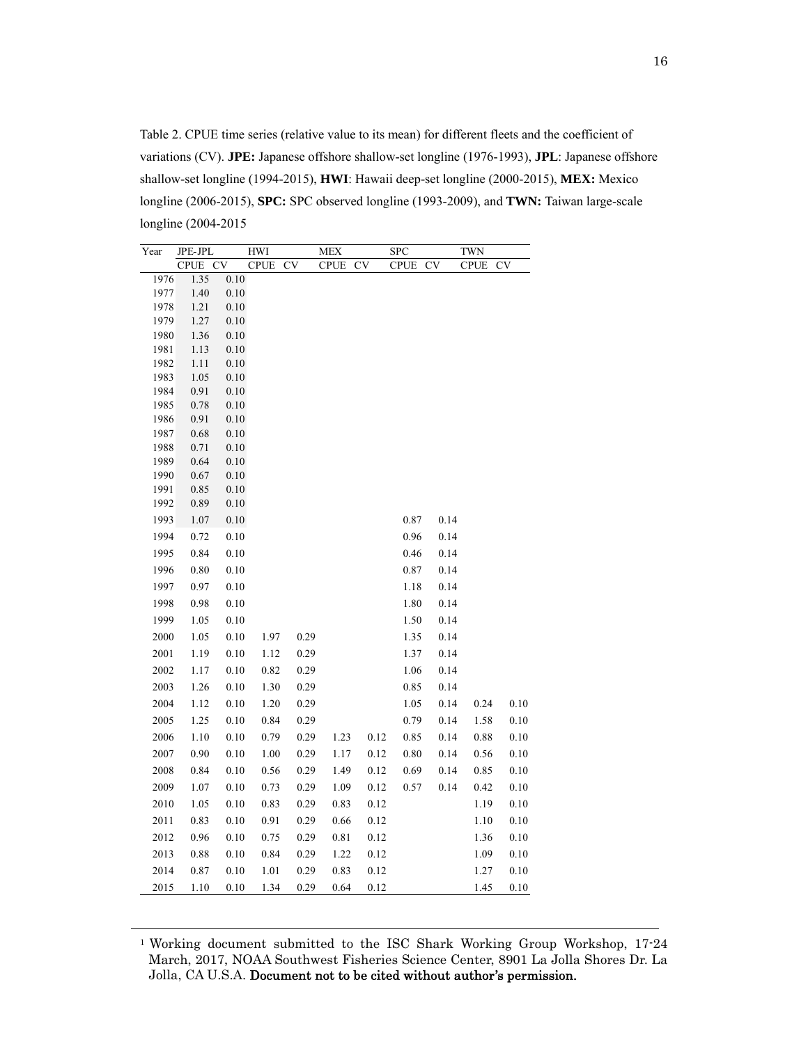Table 2. CPUE time series (relative value to its mean) for different fleets and the coefficient of variations (CV). **JPE:** Japanese offshore shallow-set longline (1976-1993), **JPL**: Japanese offshore shallow-set longline (1994-2015), **HWI**: Hawaii deep-set longline (2000-2015), **MEX:** Mexico longline (2006-2015), **SPC:** SPC observed longline (1993-2009), and **TWN:** Taiwan large-scale longline (2004-2015

| Year | JPE-JPL | | HWI | | MEX | | SPC | | TWN | |
|---|---|---|---|---|---|---|---|---|---|---|
| | CPUE | CV | CPUE | CV | CPUE | CV | CPUE | CV | CPUE | CV |
| 1976 | 1.35 | 0.10 | | | | | | | | |
| 1977 | 1.40 | 0.10 | | | | | | | | |
| 1978 | 1.21 | 0.10 | | | | | | | | |
| 1979 | 1.27 | 0.10 | | | | | | | | |
| 1980 | 1.36 | 0.10 | | | | | | | | |
| 1981 | 1.13 | 0.10 | | | | | | | | |
| 1982 | 1.11 | 0.10 | | | | | | | | |
| 1983 | 1.05 | 0.10 | | | | | | | | |
| 1984 | 0.91 | 0.10 | | | | | | | | |
| 1985 | 0.78 | 0.10 | | | | | | | | |
| 1986 | 0.91 | 0.10 | | | | | | | | |
| 1987 | 0.68 | 0.10 | | | | | | | | |
| 1988 | 0.71 | 0.10 | | | | | | | | |
| 1989 | 0.64 | 0.10 | | | | | | | | |
| 1990 | 0.67 | 0.10 | | | | | | | | |
| 1991 | 0.85 | 0.10 | | | | | | | | |
| 1992 | 0.89 | 0.10 | | | | | | | | |
| 1993 | 1.07 | 0.10 | | | | | 0.87 | 0.14 | | |
| 1994 | 0.72 | 0.10 | | | | | 0.96 | 0.14 | | |
| 1995 | 0.84 | 0.10 | | | | | 0.46 | 0.14 | | |
| 1996 | 0.80 | 0.10 | | | | | 0.87 | 0.14 | | |
| 1997 | 0.97 | 0.10 | | | | | 1.18 | 0.14 | | |
| 1998 | 0.98 | 0.10 | | | | | 1.80 | 0.14 | | |
| 1999 | 1.05 | 0.10 | | | | | 1.50 | 0.14 | | |
| 2000 | 1.05 | 0.10 | 1.97 | 0.29 | | | 1.35 | 0.14 | | |
| 2001 | 1.19 | 0.10 | 1.12 | 0.29 | | | 1.37 | 0.14 | | |
| 2002 | 1.17 | 0.10 | 0.82 | 0.29 | | | 1.06 | 0.14 | | |
| 2003 | 1.26 | 0.10 | 1.30 | 0.29 | | | 0.85 | 0.14 | | |
| 2004 | 1.12 | 0.10 | 1.20 | 0.29 | | | 1.05 | 0.14 | 0.24 | 0.10 |
| 2005 | 1.25 | 0.10 | 0.84 | 0.29 | | | 0.79 | 0.14 | 1.58 | 0.10 |
| 2006 | 1.10 | 0.10 | 0.79 | 0.29 | 1.23 | 0.12 | 0.85 | 0.14 | 0.88 | 0.10 |
| 2007 | 0.90 | 0.10 | 1.00 | 0.29 | 1.17 | 0.12 | 0.80 | 0.14 | 0.56 | 0.10 |
| 2008 | 0.84 | 0.10 | 0.56 | 0.29 | 1.49 | 0.12 | 0.69 | 0.14 | 0.85 | 0.10 |
| 2009 | 1.07 | 0.10 | 0.73 | 0.29 | 1.09 | 0.12 | 0.57 | 0.14 | 0.42 | 0.10 |
| 2010 | 1.05 | 0.10 | 0.83 | 0.29 | 0.83 | 0.12 | | | 1.19 | 0.10 |
| 2011 | 0.83 | 0.10 | 0.91 | 0.29 | 0.66 | 0.12 | | | 1.10 | 0.10 |
| 2012 | 0.96 | 0.10 | 0.75 | 0.29 | 0.81 | 0.12 | | | 1.36 | 0.10 |
| 2013 | 0.88 | 0.10 | 0.84 | 0.29 | 1.22 | 0.12 | | | 1.09 | 0.10 |
| 2014 | 0.87 | 0.10 | 1.01 | 0.29 | 0.83 | 0.12 | | | 1.27 | 0.10 |
| 2015 | 1.10 | 0.10 | 1.34 | 0.29 | 0.64 | 0.12 | | | 1.45 | 0.10 |

[1] Working document submitted to the ISC Shark Working Group Workshop, 17-24 March, 2017, NOAA Southwest Fisheries Science Center, 8901 La Jolla Shores Dr. La Jolla, CA U.S.A. **Document not to be cited without author's permission.**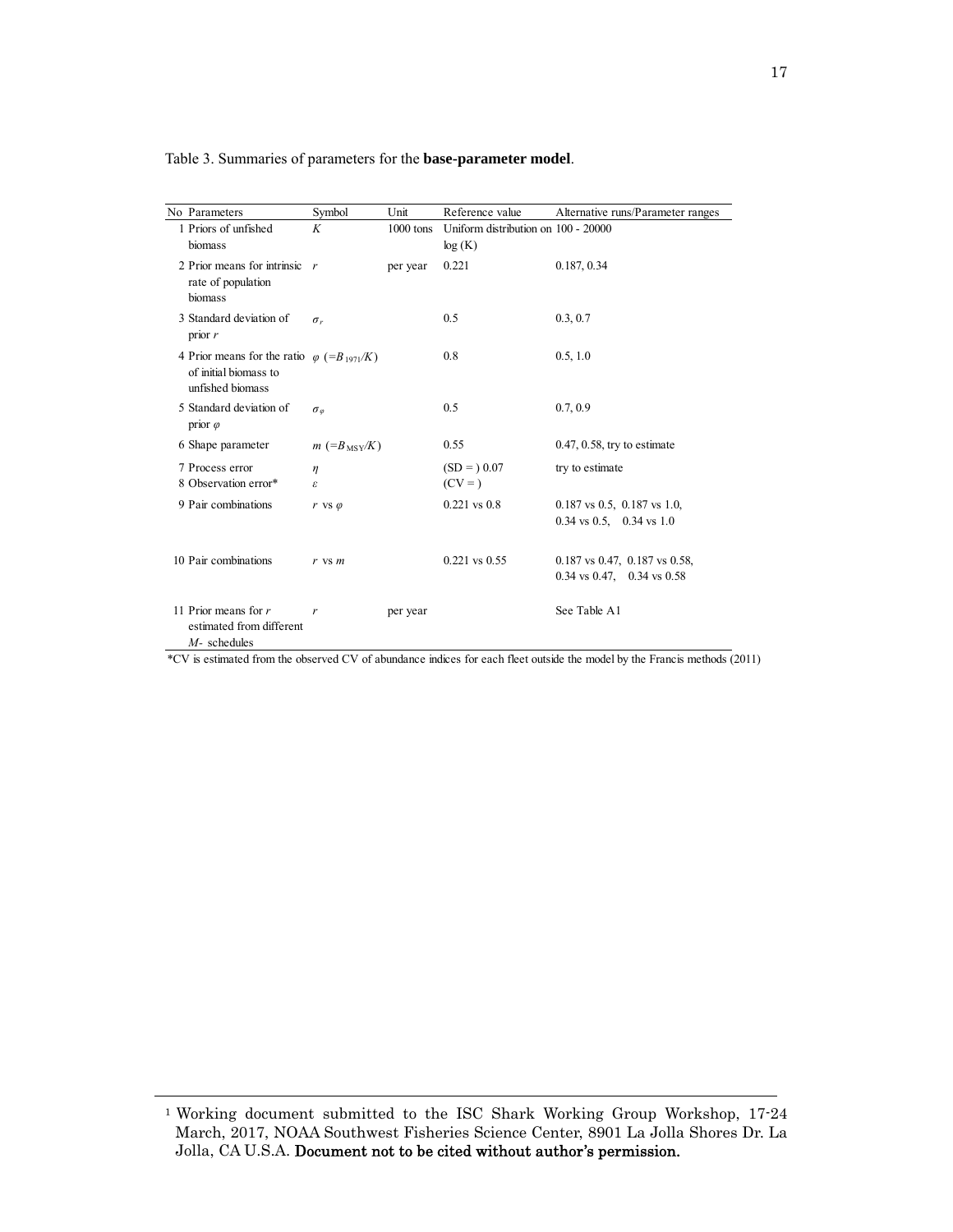Table 3. Summaries of parameters for the **base-parameter model**.

| No | Parameters | Symbol | Unit | Reference value | Alternative runs/Parameter ranges |
|---|---|---|---|---|---|
| 1 | Priors of unfished biomass | $K$ | 1000 tons | Uniform distribution on log (K) | 100 - 20000 |
| 2 | Prior means for intrinsic rate of population biomass | $r$ | per year | 0.221 | 0.187, 0.34 |
| 3 | Standard deviation of prior $r$ | $\sigma_r$ | | 0.5 | 0.3, 0.7 |
| 4 | Prior means for the ratio of initial biomass to unfished biomass | $\varphi$ $(=B_{1971}/K)$ | | 0.8 | 0.5, 1.0 |
| 5 | Standard deviation of prior $\varphi$ | $\sigma_\varphi$ | | 0.5 | 0.7, 0.9 |
| 6 | Shape parameter | $m$ $(=B_{MSY}/K)$ | | 0.55 | 0.47, 0.58, try to estimate |
| 7 | Process error | $\eta$ | | (SD = ) 0.07 | try to estimate |
| 8 | Observation error* | $\varepsilon$ | | (CV = ) | |
| 9 | Pair combinations | $r$ vs $\varphi$ | | 0.221 vs 0.8 | 0.187 vs 0.5, 0.187 vs 1.0, 0.34 vs 0.5, 0.34 vs 1.0 |
| 10 | Pair combinations | $r$ vs $m$ | | 0.221 vs 0.55 | 0.187 vs 0.47, 0.187 vs 0.58, 0.34 vs 0.47, 0.34 vs 0.58 |
| 11 | Prior means for $r$ estimated from different $M$- schedules | $r$ | per year | | See Table A1 |

*CV is estimated from the observed CV of abundance indices for each fleet outside the model by the Francis methods (2011)

---

[1] Working document submitted to the ISC Shark Working Group Workshop, 17-24 March, 2017, NOAA Southwest Fisheries Science Center, 8901 La Jolla Shores Dr. La Jolla, CA U.S.A. **Document not to be cited without author's permission.**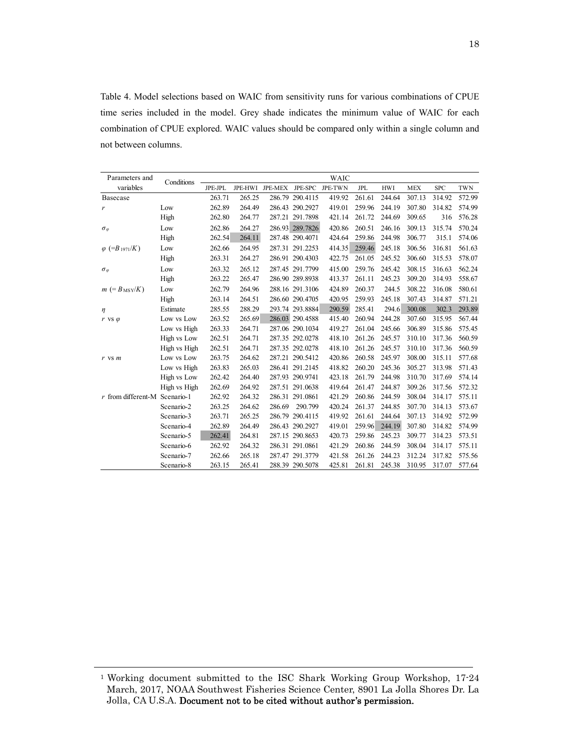Table 4. Model selections based on WAIC from sensitivity runs for various combinations of CPUE time series included in the model. Grey shade indicates the minimum value of WAIC for each combination of CPUE explored. WAIC values should be compared only within a single column and not between columns.

| Parameters and variables | Conditions | WAIC | | | | | | | | | |
|---|---|---|---|---|---|---|---|---|---|---|---|
| | | JPE-JPL | JPE-HWI | JPE-MEX | JPE-SPC | JPE-TWN | JPL | HWI | MEX | SPC | TWN |
| Basecase | | 263.71 | 265.25 | 286.79 | 290.4115 | 419.92 | 261.61 | 244.64 | 307.13 | 314.92 | 572.99 |
| $r$ | Low | 262.89 | 264.49 | 286.43 | 290.2927 | 419.01 | 259.96 | 244.19 | 307.80 | 314.82 | 574.99 |
| | High | 262.80 | 264.77 | 287.21 | 291.7898 | 421.14 | 261.72 | 244.69 | 309.65 | 316 | 576.28 |
| $\sigma_\varphi$ | Low | 262.86 | 264.27 | 286.93 | 289.7826 | 420.86 | 260.51 | 246.16 | 309.13 | 315.74 | 570.24 |
| | High | 262.54 | 264.11 | 287.48 | 290.4071 | 424.64 | 259.86 | 244.98 | 306.77 | 315.1 | 574.06 |
| $\varphi$ (=$B_{1971}/K$) | Low | 262.66 | 264.95 | 287.31 | 291.2253 | 414.35 | 259.46 | 245.18 | 306.56 | 316.81 | 561.63 |
| | High | 263.31 | 264.27 | 286.91 | 290.4303 | 422.75 | 261.05 | 245.52 | 306.60 | 315.53 | 578.07 |
| $\sigma_\varphi$ | Low | 263.32 | 265.12 | 287.45 | 291.7799 | 415.00 | 259.76 | 245.42 | 308.15 | 316.63 | 562.24 |
| | High | 263.22 | 265.47 | 286.90 | 289.8938 | 413.37 | 261.11 | 245.23 | 309.20 | 314.93 | 558.67 |
| $m$ (= $B_{MSY}/K$) | Low | 262.79 | 264.96 | 288.16 | 291.3106 | 424.89 | 260.37 | 244.5 | 308.22 | 316.08 | 580.61 |
| | High | 263.14 | 264.51 | 286.60 | 290.4705 | 420.95 | 259.93 | 245.18 | 307.43 | 314.87 | 571.21 |
| $\eta$ | Estimate | 285.55 | 288.29 | 293.74 | 293.8884 | 290.59 | 285.41 | 294.6 | 300.08 | 302.3 | 293.89 |
| $r$ vs $\varphi$ | Low vs Low | 263.52 | 265.69 | 286.03 | 290.4588 | 415.40 | 260.94 | 244.28 | 307.60 | 315.95 | 567.44 |
| | Low vs High | 263.33 | 264.71 | 287.06 | 290.1034 | 419.27 | 261.04 | 245.66 | 306.89 | 315.86 | 575.45 |
| | High vs Low | 262.51 | 264.71 | 287.35 | 292.0278 | 418.10 | 261.26 | 245.57 | 310.10 | 317.36 | 560.59 |
| | High vs High | 262.51 | 264.71 | 287.35 | 292.0278 | 418.10 | 261.26 | 245.57 | 310.10 | 317.36 | 560.59 |
| $r$ vs $m$ | Low vs Low | 263.75 | 264.62 | 287.21 | 290.5412 | 420.86 | 260.58 | 245.97 | 308.00 | 315.11 | 577.68 |
| | Low vs High | 263.83 | 265.03 | 286.41 | 291.2145 | 418.82 | 260.20 | 245.36 | 305.27 | 313.98 | 571.43 |
| | High vs Low | 262.42 | 264.40 | 287.93 | 290.9741 | 423.18 | 261.79 | 244.98 | 310.70 | 317.69 | 574.14 |
| | High vs High | 262.69 | 264.92 | 287.51 | 291.0638 | 419.64 | 261.47 | 244.87 | 309.26 | 317.56 | 572.32 |
| $r$ from different-M | Scenario-1 | 262.92 | 264.32 | 286.31 | 291.0861 | 421.29 | 260.86 | 244.59 | 308.04 | 314.17 | 575.11 |
| | Scenario-2 | 263.25 | 264.62 | 286.69 | 290.799 | 420.24 | 261.37 | 244.85 | 307.70 | 314.13 | 573.67 |
| | Scenario-3 | 263.71 | 265.25 | 286.79 | 290.4115 | 419.92 | 261.61 | 244.64 | 307.13 | 314.92 | 572.99 |
| | Scenario-4 | 262.89 | 264.49 | 286.43 | 290.2927 | 419.01 | 259.96 | 244.19 | 307.80 | 314.82 | 574.99 |
| | Scenario-5 | 262.41 | 264.81 | 287.15 | 290.8653 | 420.73 | 259.86 | 245.23 | 309.77 | 314.23 | 573.51 |
| | Scenario-6 | 262.92 | 264.32 | 286.31 | 291.0861 | 421.29 | 260.86 | 244.59 | 308.04 | 314.17 | 575.11 |
| | Scenario-7 | 262.66 | 265.18 | 287.47 | 291.3779 | 421.58 | 261.26 | 244.23 | 312.24 | 317.82 | 575.56 |
| | Scenario-8 | 263.15 | 265.41 | 288.39 | 290.5078 | 425.81 | 261.81 | 245.38 | 310.95 | 317.07 | 577.64 |

[1] Working document submitted to the ISC Shark Working Group Workshop, 17-24 March, 2017, NOAA Southwest Fisheries Science Center, 8901 La Jolla Shores Dr. La Jolla, CA U.S.A. **Document not to be cited without author's permission.**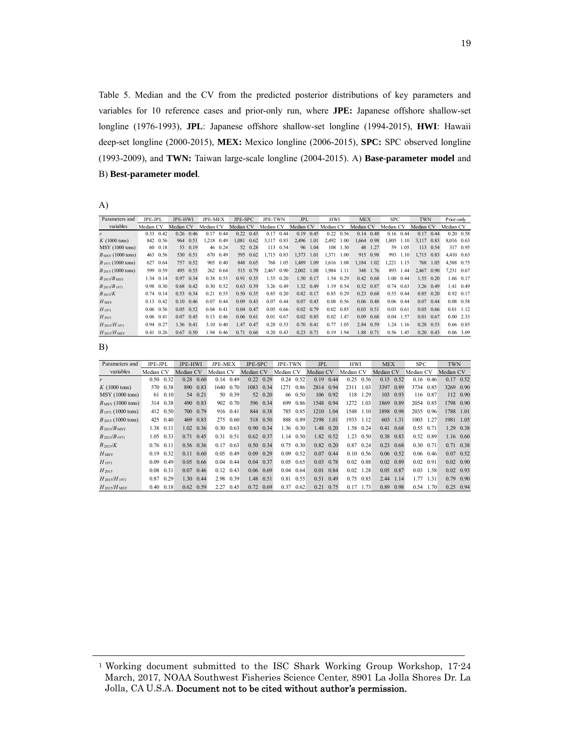Table 5. Median and the CV from the predicted posterior distributions of key parameters and variables for 10 reference cases and prior-only run, where **JPE:** Japanese offshore shallow-set longline (1976-1993), **JPL**: Japanese offshore shallow-set longline (1994-2015), **HWI**: Hawaii deep-set longline (2000-2015), **MEX:** Mexico longline (2006-2015), **SPC:** SPC observed longline (1993-2009), and **TWN:** Taiwan large-scale longline (2004-2015). A) **Base-parameter model** and B) **Best-parameter model**.

A)

| Parameters and variables | JPE-JPL | | JPE-HWI | | JPE-MEX | | JPE-SPC | | JPE-TWN | | JPL | | HWI | | MEX | | SPC | | TWN | | Prior-only | |
|---|---|---|---|---|---|---|---|---|---|---|---|---|---|---|---|---|---|---|---|---|---|---|
| | Median | CV | Median | CV | Median | CV | Median | CV | Median | CV | Median | CV | Median | CV | Median | CV | Median | CV | Median | CV | Median | CV |
| $r$ | 0.33 | 0.42 | 0.26 | 0.46 | 0.17 | 0.44 | 0.22 | 0.43 | 0.17 | 0.44 | 0.19 | 0.45 | 0.22 | 0.56 | 0.14 | 0.48 | 0.16 | 0.44 | 0.17 | 0.44 | 0.20 | 0.58 |
| $K$ (1000 tons) | 842 | 0.56 | 964 | 0.51 | 1,218 | 0.49 | 1,081 | 0.62 | 3,117 | 0.83 | 2,496 | 1.01 | 2,492 | 1.00 | 1,664 | 0.98 | 1,805 | 1.10 | 3,117 | 0.83 | 8,016 | 0.63 |
| MSY (1000 tons) | 60 | 0.18 | 53 | 0.19 | 46 | 0.24 | 52 | 0.28 | 113 | 0.54 | 96 | 1.04 | 108 | 1.30 | 48 | 1.27 | 59 | 1.05 | 113 | 0.54 | 317 | 0.95 |
| $B_{MSY}$ (1000 tons) | 463 | 0.56 | 530 | 0.51 | 670 | 0.49 | 595 | 0.62 | 1,715 | 0.83 | 1,373 | 1.01 | 1,371 | 1.00 | 915 | 0.98 | 993 | 1.10 | 1,715 | 0.83 | 4,410 | 0.63 |
| $B_{1971}$ (1000 tons) | 627 | 0.64 | 757 | 0.52 | 905 | 0.40 | 848 | 0.65 | 768 | 1.05 | 1,489 | 1.09 | 1,616 | 1.08 | 1,184 | 1.02 | 1,221 | 1.15 | 768 | 1.05 | 4,588 | 0.75 |
| $B_{2015}$ (1000 tons) | 599 | 0.59 | 495 | 0.55 | 262 | 0.64 | 515 | 0.79 | 2,467 | 0.90 | 2,002 | 1.08 | 1,984 | 1.11 | 348 | 1.76 | 893 | 1.44 | 2,467 | 0.90 | 7,231 | 0.67 |
| $B_{2015}/B_{MSY}$ | 1.34 | 0.14 | 0.97 | 0.34 | 0.38 | 0.55 | 0.91 | 0.35 | 1.55 | 0.20 | 1.50 | 0.17 | 1.54 | 0.29 | 0.42 | 0.68 | 1.00 | 0.44 | 1.55 | 0.20 | 1.66 | 0.17 |
| $B_{2015}/B_{1971}$ | 0.98 | 0.30 | 0.68 | 0.42 | 0.30 | 0.52 | 0.63 | 0.39 | 3.26 | 0.49 | 1.32 | 0.49 | 1.19 | 0.54 | 0.32 | 0.87 | 0.74 | 0.63 | 3.26 | 0.49 | 1.41 | 0.49 |
| $B_{2015}/K$ | 0.74 | 0.14 | 0.53 | 0.34 | 0.21 | 0.55 | 0.50 | 0.35 | 0.85 | 0.20 | 0.82 | 0.17 | 0.85 | 0.29 | 0.23 | 0.68 | 0.55 | 0.44 | 0.85 | 0.20 | 0.92 | 0.17 |
| $H_{MSY}$ | 0.13 | 0.42 | 0.10 | 0.46 | 0.07 | 0.44 | 0.09 | 0.43 | 0.07 | 0.44 | 0.07 | 0.45 | 0.08 | 0.56 | 0.06 | 0.48 | 0.06 | 0.44 | 0.07 | 0.44 | 0.08 | 0.58 |
| $H_{1971}$ | 0.06 | 0.56 | 0.05 | 0.52 | 0.04 | 0.41 | 0.04 | 0.47 | 0.05 | 0.66 | 0.02 | 0.79 | 0.02 | 0.85 | 0.03 | 0.51 | 0.03 | 0.61 | 0.05 | 0.66 | 0.01 | 1.12 |
| $H_{2015}$ | 0.06 | 0.41 | 0.07 | 0.45 | 0.13 | 0.46 | 0.06 | 0.61 | 0.01 | 0.67 | 0.02 | 0.85 | 0.02 | 1.47 | 0.09 | 0.68 | 0.04 | 1.57 | 0.01 | 0.67 | 0.00 | 2.33 |
| $H_{2015}/H_{1971}$ | 0.94 | 0.27 | 1.36 | 0.41 | 3.10 | 0.40 | 1.47 | 0.47 | 0.28 | 0.53 | 0.70 | 0.41 | 0.77 | 1.05 | 2.84 | 0.59 | 1.24 | 1.16 | 0.28 | 0.53 | 0.66 | 0.85 |
| $H_{2015}/H_{MSY}$ | 0.41 | 0.26 | 0.67 | 0.50 | 1.94 | 0.46 | 0.71 | 0.66 | 0.20 | 0.43 | 0.23 | 0.71 | 0.19 | 1.94 | 1.88 | 0.71 | 0.56 | 1.45 | 0.20 | 0.43 | 0.06 | 3.09 |

B)

| Parameters and variables | JPE-JPL | | JPE-HWI | | JPE-MEX | | JPE-SPC | | JPE-TWN | | JPL | | HWI | | MEX | | SPC | | TWN | |
|---|---|---|---|---|---|---|---|---|---|---|---|---|---|---|---|---|---|---|---|---|
| | Median | CV | Median | CV | Median | CV | Median | CV | Median | CV | Median | CV | Median | CV | Median | CV | Median | CV | Median | CV |
| $r$ | 0.50 | 0.32 | 0.28 | 0.60 | 0.14 | 0.49 | 0.22 | 0.29 | 0.24 | 0.52 | 0.19 | 0.44 | 0.25 | 0.56 | 0.15 | 0.52 | 0.16 | 0.46 | 0.17 | 0.52 |
| $K$ (1000 tons) | 570 | 0.38 | 890 | 0.83 | 1640 | 0.70 | 1083 | 0.34 | 1271 | 0.86 | 2814 | 0.94 | 2311 | 1.03 | 3397 | 0.89 | 3734 | 0.85 | 3269 | 0.90 |
| MSY (1000 tons) | 61 | 0.10 | 54 | 0.21 | 50 | 0.39 | 52 | 0.20 | 66 | 0.50 | 106 | 0.92 | 118 | 1.29 | 103 | 0.93 | 116 | 0.87 | 112 | 0.90 |
| $B_{MSY}$ (1000 tons) | 314 | 0.38 | 490 | 0.83 | 902 | 0.70 | 596 | 0.34 | 699 | 0.86 | 1548 | 0.94 | 1272 | 1.03 | 1869 | 0.89 | 2054 | 0.85 | 1798 | 0.90 |
| $B_{1971}$ (1000 tons) | 412 | 0.50 | 700 | 0.79 | 916 | 0.41 | 844 | 0.38 | 785 | 0.85 | 1210 | 1.04 | 1548 | 1.10 | 1898 | 0.98 | 2035 | 0.96 | 1788 | 1.01 |
| $B_{2015}$ (1000 tons) | 425 | 0.40 | 469 | 0.83 | 275 | 0.60 | 518 | 0.50 | 888 | 0.89 | 2198 | 1.01 | 1933 | 1.12 | 603 | 1.31 | 1003 | 1.27 | 1981 | 1.05 |
| $B_{2015}/B_{MSY}$ | 1.38 | 0.11 | 1.02 | 0.36 | 0.30 | 0.63 | 0.90 | 0.34 | 1.36 | 0.30 | 1.48 | 0.20 | 1.58 | 0.24 | 0.41 | 0.68 | 0.55 | 0.71 | 1.29 | 0.38 |
| $B_{2015}/B_{1971}$ | 1.05 | 0.33 | 0.71 | 0.45 | 0.31 | 0.51 | 0.62 | 0.37 | 1.14 | 0.50 | 1.82 | 0.52 | 1.23 | 0.50 | 0.38 | 0.83 | 0.52 | 0.89 | 1.16 | 0.60 |
| $B_{2015}/K$ | 0.76 | 0.11 | 0.56 | 0.36 | 0.17 | 0.63 | 0.50 | 0.34 | 0.75 | 0.30 | 0.82 | 0.20 | 0.87 | 0.24 | 0.23 | 0.68 | 0.30 | 0.71 | 0.71 | 0.38 |
| $H_{MSY}$ | 0.19 | 0.32 | 0.11 | 0.60 | 0.05 | 0.49 | 0.09 | 0.29 | 0.09 | 0.52 | 0.07 | 0.44 | 0.10 | 0.56 | 0.06 | 0.52 | 0.06 | 0.46 | 0.07 | 0.52 |
| $H_{1971}$ | 0.09 | 0.49 | 0.05 | 0.66 | 0.04 | 0.44 | 0.04 | 0.37 | 0.05 | 0.65 | 0.03 | 0.78 | 0.02 | 0.88 | 0.02 | 0.89 | 0.02 | 0.91 | 0.02 | 0.90 |
| $H_{2015}$ | 0.08 | 0.31 | 0.07 | 0.46 | 0.12 | 0.43 | 0.06 | 0.69 | 0.04 | 0.64 | 0.01 | 0.84 | 0.02 | 1.28 | 0.05 | 0.87 | 0.03 | 1.58 | 0.02 | 0.93 |
| $H_{2015}/H_{1971}$ | 0.87 | 0.29 | 1.30 | 0.44 | 2.98 | 0.39 | 1.48 | 0.51 | 0.81 | 0.55 | 0.51 | 0.49 | 0.75 | 0.85 | 2.44 | 1.14 | 1.77 | 1.31 | 0.79 | 0.90 |
| $H_{2015}/H_{MSY}$ | 0.40 | 0.18 | 0.62 | 0.59 | 2.27 | 0.45 | 0.72 | 0.69 | 0.37 | 0.62 | 0.21 | 0.75 | 0.17 | 1.73 | 0.89 | 0.98 | 0.54 | 1.70 | 0.25 | 0.94 |

---

[1] Working document submitted to the ISC Shark Working Group Workshop, 17-24 March, 2017, NOAA Southwest Fisheries Science Center, 8901 La Jolla Shores Dr. La Jolla, CA U.S.A. **Document not to be cited without author's permission.**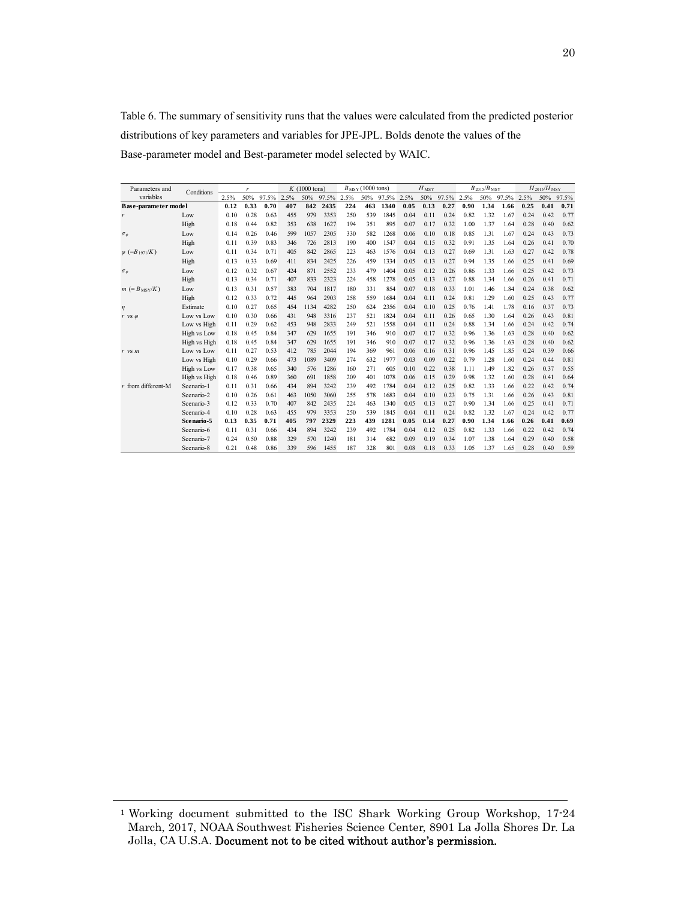Table 6. The summary of sensitivity runs that the values were calculated from the predicted posterior distributions of key parameters and variables for JPE-JPL. Bolds denote the values of the Base-parameter model and Best-parameter model selected by WAIC.

| Parameters and variables | Conditions | $r$ | | | $K$ (1000 tons) | | | $B_{MSY}$ (1000 tons) | | | $H_{MSY}$ | | | $B_{2015}/B_{MSY}$ | | | $H_{2015}/H_{MSY}$ | | |
|---|---|---|---|---|---|---|---|---|---|---|---|---|---|---|---|---|---|---|---|
| | | 2.5% | 50% | 97.5% | 2.5% | 50% | 97.5% | 2.5% | 50% | 97.5% | 2.5% | 50% | 97.5% | 2.5% | 50% | 97.5% | 2.5% | 50% | 97.5% |
| **Base-parameter model** | | **0.12** | **0.33** | **0.70** | **407** | **842** | **2435** | **224** | **463** | **1340** | **0.05** | **0.13** | **0.27** | **0.90** | **1.34** | **1.66** | **0.25** | **0.41** | **0.71** |
| $r$ | Low | 0.10 | 0.28 | 0.63 | 455 | 979 | 3353 | 250 | 539 | 1845 | 0.04 | 0.11 | 0.24 | 0.82 | 1.32 | 1.67 | 0.24 | 0.42 | 0.77 |
| | High | 0.18 | 0.44 | 0.82 | 353 | 638 | 1627 | 194 | 351 | 895 | 0.07 | 0.17 | 0.32 | 1.00 | 1.37 | 1.64 | 0.28 | 0.40 | 0.62 |
| $\sigma_\varphi$ | Low | 0.14 | 0.26 | 0.46 | 599 | 1057 | 2305 | 330 | 582 | 1268 | 0.06 | 0.10 | 0.18 | 0.85 | 1.31 | 1.67 | 0.24 | 0.43 | 0.73 |
| | High | 0.11 | 0.39 | 0.83 | 346 | 726 | 2813 | 190 | 400 | 1547 | 0.04 | 0.15 | 0.32 | 0.91 | 1.35 | 1.64 | 0.26 | 0.41 | 0.70 |
| $\varphi$ (=$B_{1971}/K$) | Low | 0.11 | 0.34 | 0.71 | 405 | 842 | 2865 | 223 | 463 | 1576 | 0.04 | 0.13 | 0.27 | 0.69 | 1.31 | 1.63 | 0.27 | 0.42 | 0.78 |
| | High | 0.13 | 0.33 | 0.69 | 411 | 834 | 2425 | 226 | 459 | 1334 | 0.05 | 0.13 | 0.27 | 0.94 | 1.35 | 1.66 | 0.25 | 0.41 | 0.69 |
| $\sigma_\varphi$ | Low | 0.12 | 0.32 | 0.67 | 424 | 871 | 2552 | 233 | 479 | 1404 | 0.05 | 0.12 | 0.26 | 0.86 | 1.33 | 1.66 | 0.25 | 0.42 | 0.73 |
| | High | 0.13 | 0.34 | 0.71 | 407 | 833 | 2323 | 224 | 458 | 1278 | 0.05 | 0.13 | 0.27 | 0.88 | 1.34 | 1.66 | 0.26 | 0.41 | 0.71 |
| $m$ (= $B_{MSY}/K$) | Low | 0.13 | 0.31 | 0.57 | 383 | 704 | 1817 | 180 | 331 | 854 | 0.07 | 0.18 | 0.33 | 1.01 | 1.46 | 1.84 | 0.24 | 0.38 | 0.62 |
| | High | 0.12 | 0.33 | 0.72 | 445 | 964 | 2903 | 258 | 559 | 1684 | 0.04 | 0.11 | 0.24 | 0.81 | 1.29 | 1.60 | 0.25 | 0.43 | 0.77 |
| $\eta$ | Estimate | 0.10 | 0.27 | 0.65 | 454 | 1134 | 4282 | 250 | 624 | 2356 | 0.04 | 0.10 | 0.25 | 0.76 | 1.41 | 1.78 | 0.16 | 0.37 | 0.73 |
| $r$ vs $\varphi$ | Low vs Low | 0.10 | 0.30 | 0.66 | 431 | 948 | 3316 | 237 | 521 | 1824 | 0.04 | 0.11 | 0.26 | 0.65 | 1.30 | 1.64 | 0.26 | 0.43 | 0.81 |
| | Low vs High | 0.11 | 0.29 | 0.62 | 453 | 948 | 2833 | 249 | 521 | 1558 | 0.04 | 0.11 | 0.24 | 0.88 | 1.34 | 1.66 | 0.24 | 0.42 | 0.74 |
| | High vs Low | 0.18 | 0.45 | 0.84 | 347 | 629 | 1655 | 191 | 346 | 910 | 0.07 | 0.17 | 0.32 | 0.96 | 1.36 | 1.63 | 0.28 | 0.40 | 0.62 |
| | High vs High | 0.18 | 0.45 | 0.84 | 347 | 629 | 1655 | 191 | 346 | 910 | 0.07 | 0.17 | 0.32 | 0.96 | 1.36 | 1.63 | 0.28 | 0.40 | 0.62 |
| $r$ vs $m$ | Low vs Low | 0.11 | 0.27 | 0.53 | 412 | 785 | 2044 | 194 | 369 | 961 | 0.06 | 0.16 | 0.31 | 0.96 | 1.45 | 1.85 | 0.24 | 0.39 | 0.66 |
| | Low vs High | 0.10 | 0.29 | 0.66 | 473 | 1089 | 3409 | 274 | 632 | 1977 | 0.03 | 0.09 | 0.22 | 0.79 | 1.28 | 1.60 | 0.24 | 0.44 | 0.81 |
| | High vs Low | 0.17 | 0.38 | 0.65 | 340 | 576 | 1286 | 160 | 271 | 605 | 0.10 | 0.22 | 0.38 | 1.11 | 1.49 | 1.82 | 0.26 | 0.37 | 0.55 |
| | High vs High | 0.18 | 0.46 | 0.89 | 360 | 691 | 1858 | 209 | 401 | 1078 | 0.06 | 0.15 | 0.29 | 0.98 | 1.32 | 1.60 | 0.28 | 0.41 | 0.64 |
| $r$ from different-M | Scenario-1 | 0.11 | 0.31 | 0.66 | 434 | 894 | 3242 | 239 | 492 | 1784 | 0.04 | 0.12 | 0.25 | 0.82 | 1.33 | 1.66 | 0.22 | 0.42 | 0.74 |
| | Scenario-2 | 0.10 | 0.26 | 0.61 | 463 | 1050 | 3060 | 255 | 578 | 1683 | 0.04 | 0.10 | 0.23 | 0.75 | 1.31 | 1.66 | 0.26 | 0.43 | 0.81 |
| | Scenario-3 | 0.12 | 0.33 | 0.70 | 407 | 842 | 2435 | 224 | 463 | 1340 | 0.05 | 0.13 | 0.27 | 0.90 | 1.34 | 1.66 | 0.25 | 0.41 | 0.71 |
| | Scenario-4 | 0.10 | 0.28 | 0.63 | 455 | 979 | 3353 | 250 | 539 | 1845 | 0.04 | 0.11 | 0.24 | 0.82 | 1.32 | 1.67 | 0.24 | 0.42 | 0.77 |
| | **Scenario-5** | **0.13** | **0.35** | **0.71** | **405** | **797** | **2329** | **223** | **439** | **1281** | **0.05** | **0.14** | **0.27** | **0.90** | **1.34** | **1.66** | **0.26** | **0.41** | **0.69** |
| | Scenario-6 | 0.11 | 0.31 | 0.66 | 434 | 894 | 3242 | 239 | 492 | 1784 | 0.04 | 0.12 | 0.25 | 0.82 | 1.33 | 1.66 | 0.22 | 0.42 | 0.74 |
| | Scenario-7 | 0.24 | 0.50 | 0.88 | 329 | 570 | 1240 | 181 | 314 | 682 | 0.09 | 0.19 | 0.34 | 1.07 | 1.38 | 1.64 | 0.29 | 0.40 | 0.58 |
| | Scenario-8 | 0.21 | 0.48 | 0.86 | 339 | 596 | 1455 | 187 | 328 | 801 | 0.08 | 0.18 | 0.33 | 1.05 | 1.37 | 1.65 | 0.28 | 0.40 | 0.59 |

---

[1] Working document submitted to the ISC Shark Working Group Workshop, 17-24 March, 2017, NOAA Southwest Fisheries Science Center, 8901 La Jolla Shores Dr. La Jolla, CA U.S.A. **Document not to be cited without author's permission.**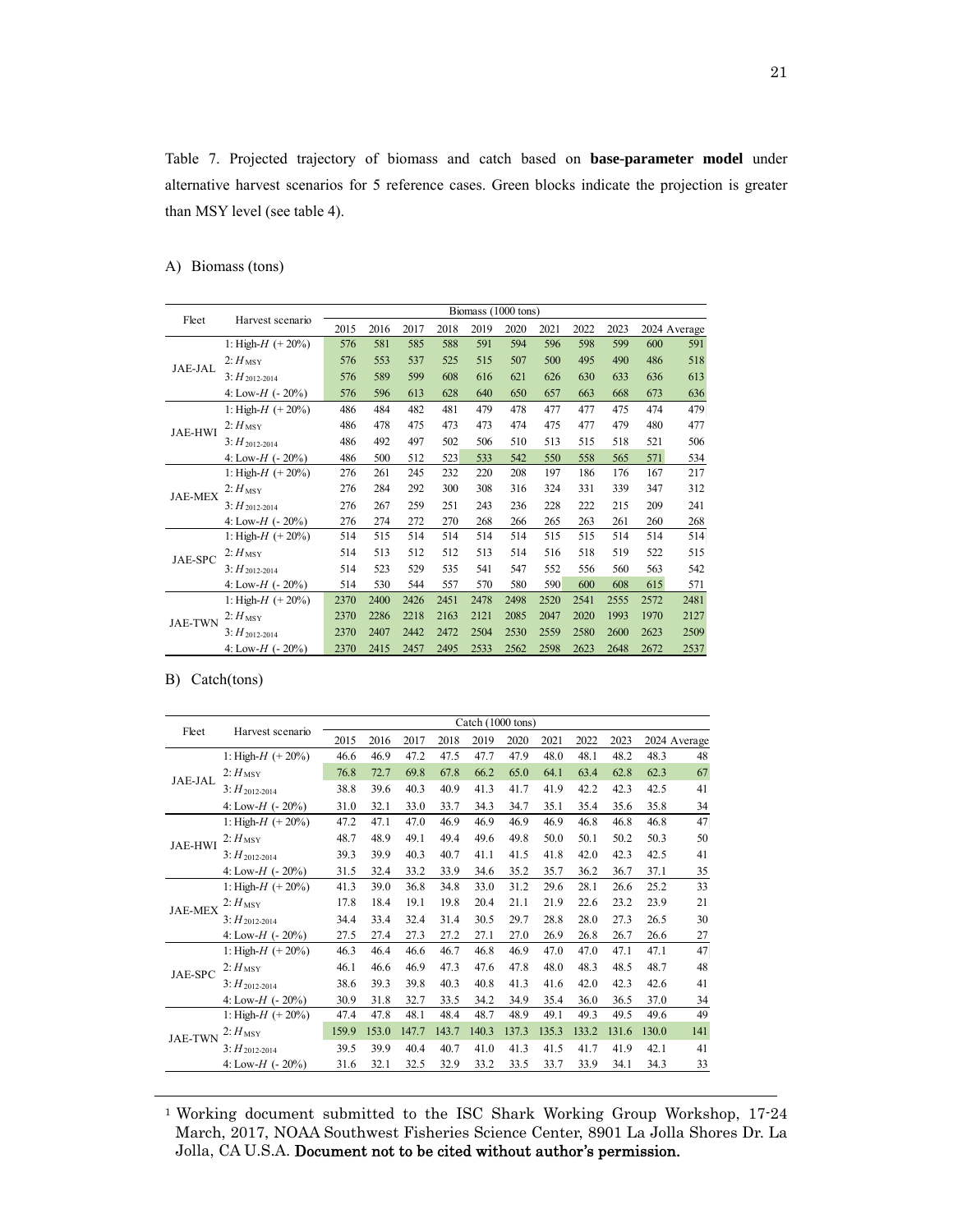Table 7. Projected trajectory of biomass and catch based on **base-parameter model** under alternative harvest scenarios for 5 reference cases. Green blocks indicate the projection is greater than MSY level (see table 4).

A) Biomass (tons)

| Fleet | Harvest scenario | Biomass (1000 tons) | | | | | | | | | | |
|---|---|---|---|---|---|---|---|---|---|---|---|---|
| | | 2015 | 2016 | 2017 | 2018 | 2019 | 2020 | 2021 | 2022 | 2023 | 2024 | Average |
| JAE-JAL | 1: High-*H* (+ 20%) | 576 | 581 | 585 | 588 | 591 | 594 | 596 | 598 | 599 | 600 | 591 |
| | 2: $H_{MSY}$ | 576 | 553 | 537 | 525 | 515 | 507 | 500 | 495 | 490 | 486 | 518 |
| | 3: $H_{2012\text{-}2014}$ | 576 | 589 | 599 | 608 | 616 | 621 | 626 | 630 | 633 | 636 | 613 |
| | 4: Low-*H* (- 20%) | 576 | 596 | 613 | 628 | 640 | 650 | 657 | 663 | 668 | 673 | 636 |
| JAE-HWI | 1: High-*H* (+ 20%) | 486 | 484 | 482 | 481 | 479 | 478 | 477 | 477 | 475 | 474 | 479 |
| | 2: $H_{MSY}$ | 486 | 478 | 475 | 473 | 473 | 474 | 475 | 477 | 479 | 480 | 477 |
| | 3: $H_{2012\text{-}2014}$ | 486 | 492 | 497 | 502 | 506 | 510 | 513 | 515 | 518 | 521 | 506 |
| | 4: Low-*H* (- 20%) | 486 | 500 | 512 | 523 | 533 | 542 | 550 | 558 | 565 | 571 | 534 |
| JAE-MEX | 1: High-*H* (+ 20%) | 276 | 261 | 245 | 232 | 220 | 208 | 197 | 186 | 176 | 167 | 217 |
| | 2: $H_{MSY}$ | 276 | 284 | 292 | 300 | 308 | 316 | 324 | 331 | 339 | 347 | 312 |
| | 3: $H_{2012\text{-}2014}$ | 276 | 267 | 259 | 251 | 243 | 236 | 228 | 222 | 215 | 209 | 241 |
| | 4: Low-*H* (- 20%) | 276 | 274 | 272 | 270 | 268 | 266 | 265 | 263 | 261 | 260 | 268 |
| JAE-SPC | 1: High-*H* (+ 20%) | 514 | 515 | 514 | 514 | 514 | 514 | 515 | 515 | 514 | 514 | 514 |
| | 2: $H_{MSY}$ | 514 | 513 | 512 | 512 | 513 | 514 | 516 | 518 | 519 | 522 | 515 |
| | 3: $H_{2012\text{-}2014}$ | 514 | 523 | 529 | 535 | 541 | 547 | 552 | 556 | 560 | 563 | 542 |
| | 4: Low-*H* (- 20%) | 514 | 530 | 544 | 557 | 570 | 580 | 590 | 600 | 608 | 615 | 571 |
| JAE-TWN | 1: High-*H* (+ 20%) | 2370 | 2400 | 2426 | 2451 | 2478 | 2498 | 2520 | 2541 | 2555 | 2572 | 2481 |
| | 2: $H_{MSY}$ | 2370 | 2286 | 2218 | 2163 | 2121 | 2085 | 2047 | 2020 | 1993 | 1970 | 2127 |
| | 3: $H_{2012\text{-}2014}$ | 2370 | 2407 | 2442 | 2472 | 2504 | 2530 | 2559 | 2580 | 2600 | 2623 | 2509 |
| | 4: Low-*H* (- 20%) | 2370 | 2415 | 2457 | 2495 | 2533 | 2562 | 2598 | 2623 | 2648 | 2672 | 2537 |

B) Catch(tons)

| Fleet | Harvest scenario | Catch (1000 tons) | | | | | | | | | | |
|---|---|---|---|---|---|---|---|---|---|---|---|---|
| | | 2015 | 2016 | 2017 | 2018 | 2019 | 2020 | 2021 | 2022 | 2023 | 2024 | Average |
| JAE-JAL | 1: High-*H* (+ 20%) | 46.6 | 46.9 | 47.2 | 47.5 | 47.7 | 47.9 | 48.0 | 48.1 | 48.2 | 48.3 | 48 |
| | 2: $H_{MSY}$ | 76.8 | 72.7 | 69.8 | 67.8 | 66.2 | 65.0 | 64.1 | 63.4 | 62.8 | 62.3 | 67 |
| | 3: $H_{2012\text{-}2014}$ | 38.8 | 39.6 | 40.3 | 40.9 | 41.3 | 41.7 | 41.9 | 42.2 | 42.3 | 42.5 | 41 |
| | 4: Low-*H* (- 20%) | 31.0 | 32.1 | 33.0 | 33.7 | 34.3 | 34.7 | 35.1 | 35.4 | 35.6 | 35.8 | 34 |
| JAE-HWI | 1: High-*H* (+ 20%) | 47.2 | 47.1 | 47.0 | 46.9 | 46.9 | 46.9 | 46.9 | 46.8 | 46.8 | 46.8 | 47 |
| | 2: $H_{MSY}$ | 48.7 | 48.9 | 49.1 | 49.4 | 49.6 | 49.8 | 50.0 | 50.1 | 50.2 | 50.3 | 50 |
| | 3: $H_{2012\text{-}2014}$ | 39.3 | 39.9 | 40.3 | 40.7 | 41.1 | 41.5 | 41.8 | 42.0 | 42.3 | 42.5 | 41 |
| | 4: Low-*H* (- 20%) | 31.5 | 32.4 | 33.2 | 33.9 | 34.6 | 35.2 | 35.7 | 36.2 | 36.7 | 37.1 | 35 |
| JAE-MEX | 1: High-*H* (+ 20%) | 41.3 | 39.0 | 36.8 | 34.8 | 33.0 | 31.2 | 29.6 | 28.1 | 26.6 | 25.2 | 33 |
| | 2: $H_{MSY}$ | 17.8 | 18.4 | 19.1 | 19.8 | 20.4 | 21.1 | 21.9 | 22.6 | 23.2 | 23.9 | 21 |
| | 3: $H_{2012\text{-}2014}$ | 34.4 | 33.4 | 32.4 | 31.4 | 30.5 | 29.7 | 28.8 | 28.0 | 27.3 | 26.5 | 30 |
| | 4: Low-*H* (- 20%) | 27.5 | 27.4 | 27.3 | 27.2 | 27.1 | 27.0 | 26.9 | 26.8 | 26.7 | 26.6 | 27 |
| JAE-SPC | 1: High-*H* (+ 20%) | 46.3 | 46.4 | 46.6 | 46.7 | 46.8 | 46.9 | 47.0 | 47.0 | 47.1 | 47.1 | 47 |
| | 2: $H_{MSY}$ | 46.1 | 46.6 | 46.9 | 47.3 | 47.6 | 47.8 | 48.0 | 48.3 | 48.5 | 48.7 | 48 |
| | 3: $H_{2012\text{-}2014}$ | 38.6 | 39.3 | 39.8 | 40.3 | 40.8 | 41.3 | 41.6 | 42.0 | 42.3 | 42.6 | 41 |
| | 4: Low-*H* (- 20%) | 30.9 | 31.8 | 32.7 | 33.5 | 34.2 | 34.9 | 35.4 | 36.0 | 36.5 | 37.0 | 34 |
| JAE-TWN | 1: High-*H* (+ 20%) | 47.4 | 47.8 | 48.1 | 48.4 | 48.7 | 48.9 | 49.1 | 49.3 | 49.5 | 49.6 | 49 |
| | 2: $H_{MSY}$ | 159.9 | 153.0 | 147.7 | 143.7 | 140.3 | 137.3 | 135.3 | 133.2 | 131.6 | 130.0 | 141 |
| | 3: $H_{2012\text{-}2014}$ | 39.5 | 39.9 | 40.4 | 40.7 | 41.0 | 41.3 | 41.5 | 41.7 | 41.9 | 42.1 | 41 |
| | 4: Low-*H* (- 20%) | 31.6 | 32.1 | 32.5 | 32.9 | 33.2 | 33.5 | 33.7 | 33.9 | 34.1 | 34.3 | 33 |

[1] Working document submitted to the ISC Shark Working Group Workshop, 17-24 March, 2017, NOAA Southwest Fisheries Science Center, 8901 La Jolla Shores Dr. La Jolla, CA U.S.A. **Document not to be cited without author's permission.**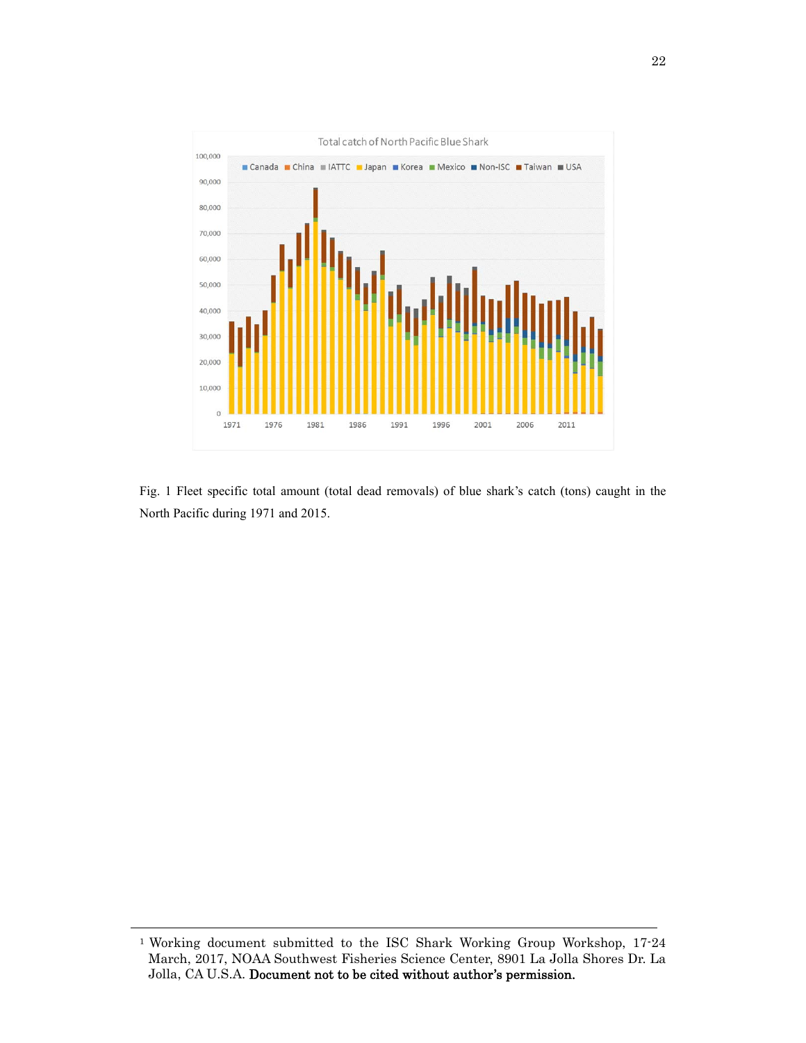Fig. 1 Fleet specific total amount (total dead removals) of blue shark's catch (tons) caught in the North Pacific during 1971 and 2015.

[1] Working document submitted to the ISC Shark Working Group Workshop, 17-24 March, 2017, NOAA Southwest Fisheries Science Center, 8901 La Jolla Shores Dr. La Jolla, CA U.S.A. **Document not to be cited without author's permission.**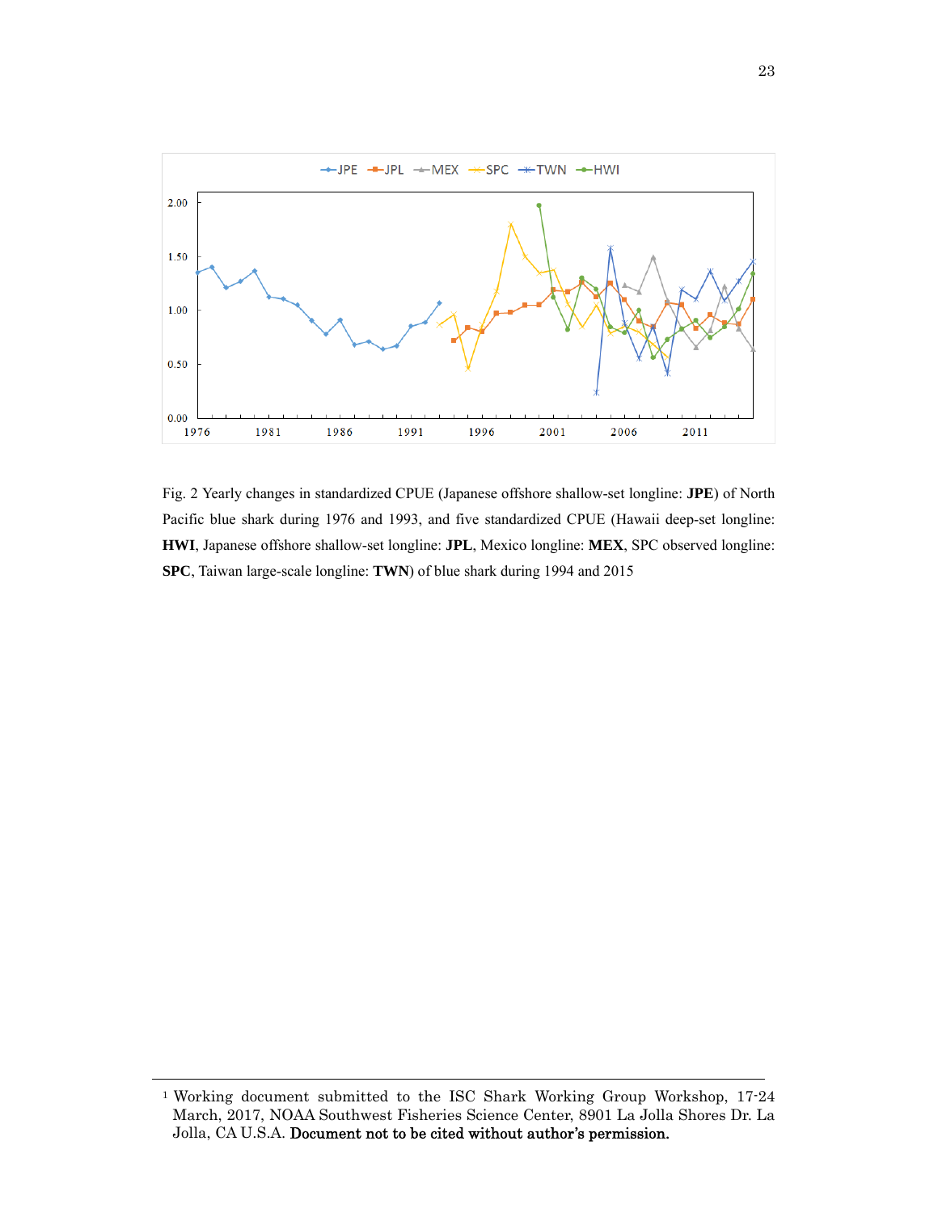Fig. 2 Yearly changes in standardized CPUE (Japanese offshore shallow-set longline: **JPE**) of North Pacific blue shark during 1976 and 1993, and five standardized CPUE (Hawaii deep-set longline: **HWI**, Japanese offshore shallow-set longline: **JPL**, Mexico longline: **MEX**, SPC observed longline: **SPC**, Taiwan large-scale longline: **TWN**) of blue shark during 1994 and 2015

[1] Working document submitted to the ISC Shark Working Group Workshop, 17-24 March, 2017, NOAA Southwest Fisheries Science Center, 8901 La Jolla Shores Dr. La Jolla, CA U.S.A. **Document not to be cited without author's permission.**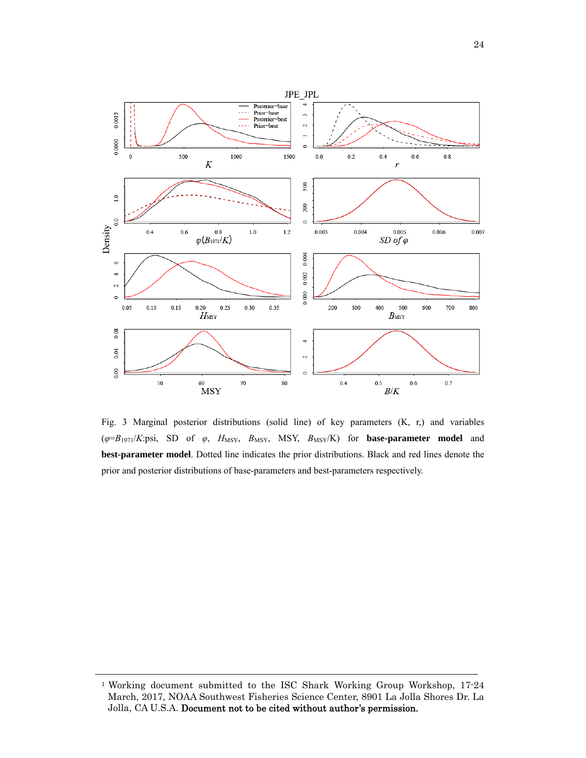Fig. 3 Marginal posterior distributions (solid line) of key parameters (K, r,) and variables ($\varphi$=$B_{1971}/K$:psi, SD of $\varphi$, $H_{\mathrm{MSY}}$, $B_{\mathrm{MSY}}$, MSY, $B_{\mathrm{MSY}}$/K) for **base-parameter model** and **best-parameter model**. Dotted line indicates the prior distributions. Black and red lines denote the prior and posterior distributions of base-parameters and best-parameters respectively.

---

[1] Working document submitted to the ISC Shark Working Group Workshop, 17-24 March, 2017, NOAA Southwest Fisheries Science Center, 8901 La Jolla Shores Dr. La Jolla, CA U.S.A. **Document not to be cited without author's permission.**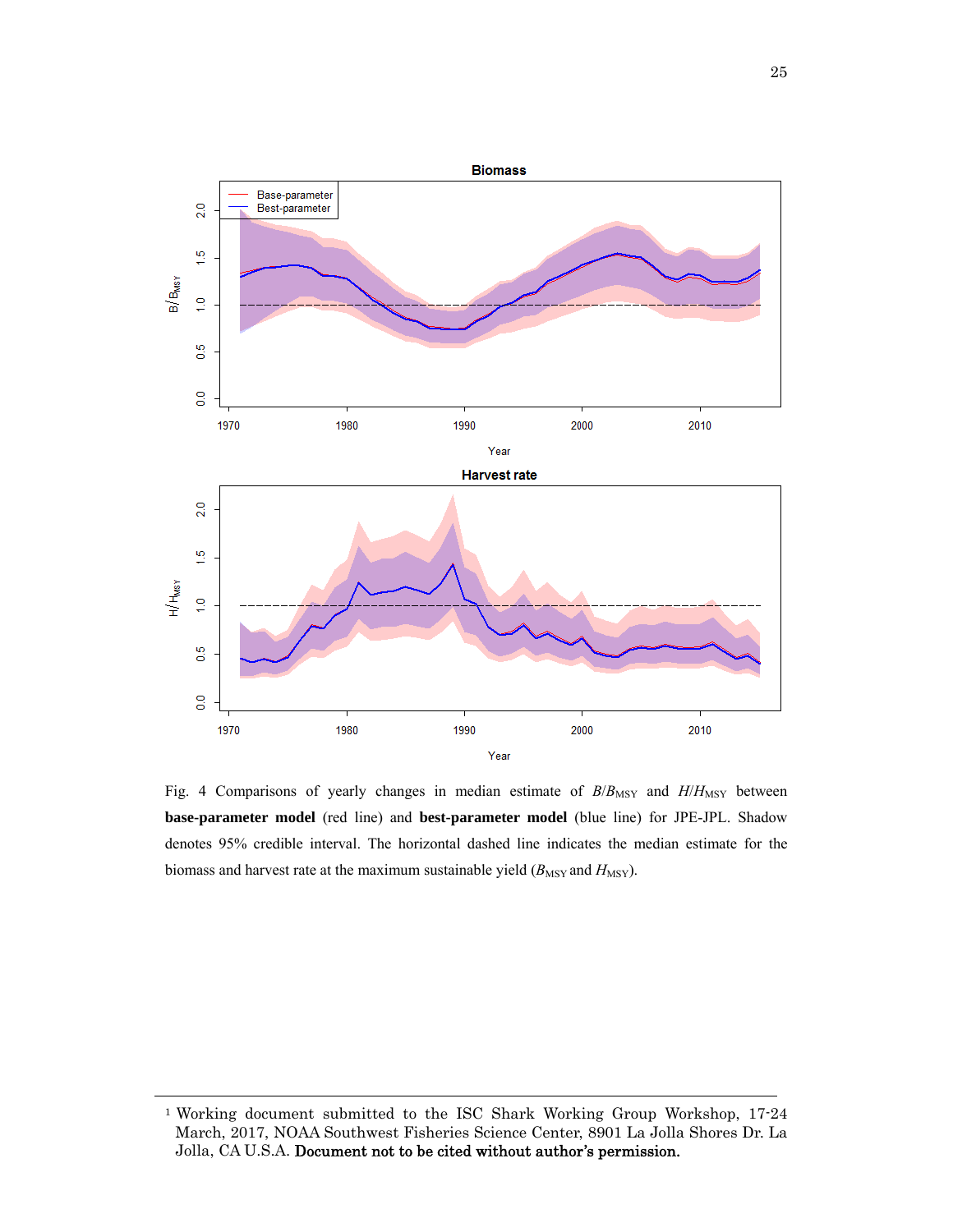Fig. 4 Comparisons of yearly changes in median estimate of $B/B_{MSY}$ and $H/H_{MSY}$ between **base-parameter model** (red line) and **best-parameter model** (blue line) for JPE-JPL. Shadow denotes 95% credible interval. The horizontal dashed line indicates the median estimate for the biomass and harvest rate at the maximum sustainable yield ($B_{MSY}$ and $H_{MSY}$).

---

[1] Working document submitted to the ISC Shark Working Group Workshop, 17-24 March, 2017, NOAA Southwest Fisheries Science Center, 8901 La Jolla Shores Dr. La Jolla, CA U.S.A. **Document not to be cited without author's permission.**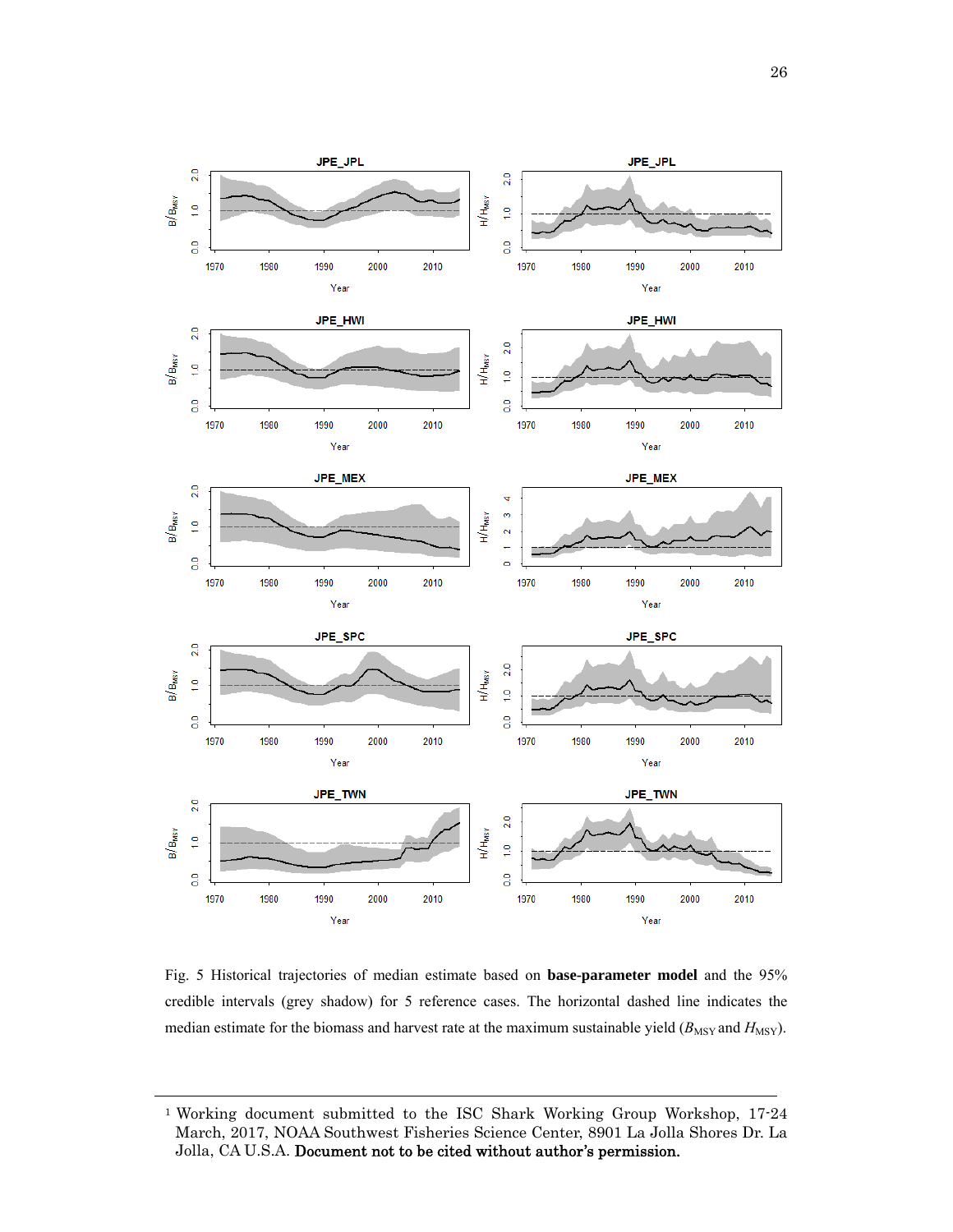Fig. 5 Historical trajectories of median estimate based on **base-parameter model** and the 95% credible intervals (grey shadow) for 5 reference cases. The horizontal dashed line indicates the median estimate for the biomass and harvest rate at the maximum sustainable yield ($B_{MSY}$ and $H_{MSY}$).

---

[1] Working document submitted to the ISC Shark Working Group Workshop, 17-24 March, 2017, NOAA Southwest Fisheries Science Center, 8901 La Jolla Shores Dr. La Jolla, CA U.S.A. **Document not to be cited without author's permission.**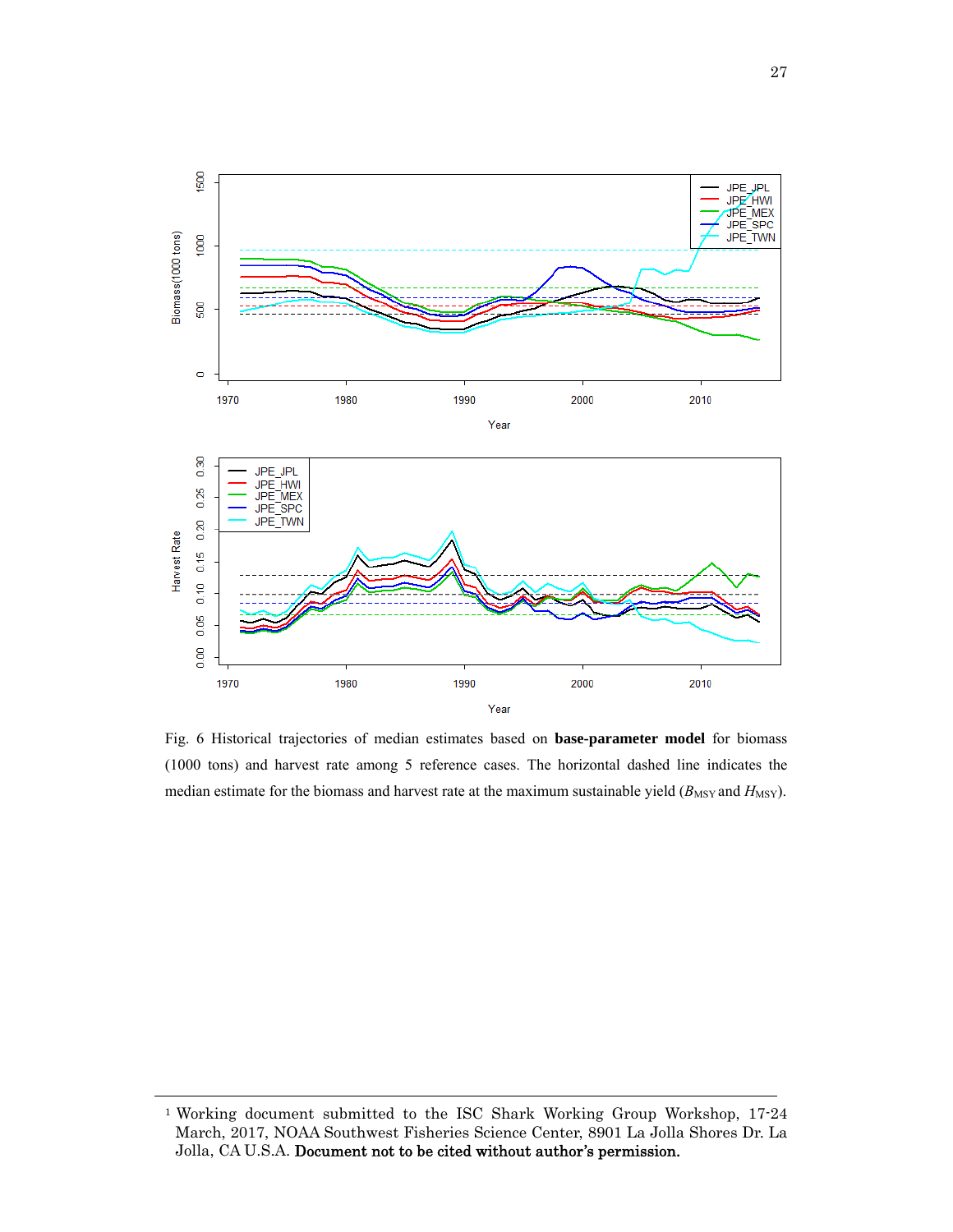Fig. 6 Historical trajectories of median estimates based on **base-parameter model** for biomass (1000 tons) and harvest rate among 5 reference cases. The horizontal dashed line indicates the median estimate for the biomass and harvest rate at the maximum sustainable yield ($B_{MSY}$ and $H_{MSY}$).

[1] Working document submitted to the ISC Shark Working Group Workshop, 17-24 March, 2017, NOAA Southwest Fisheries Science Center, 8901 La Jolla Shores Dr. La Jolla, CA U.S.A. **Document not to be cited without author's permission.**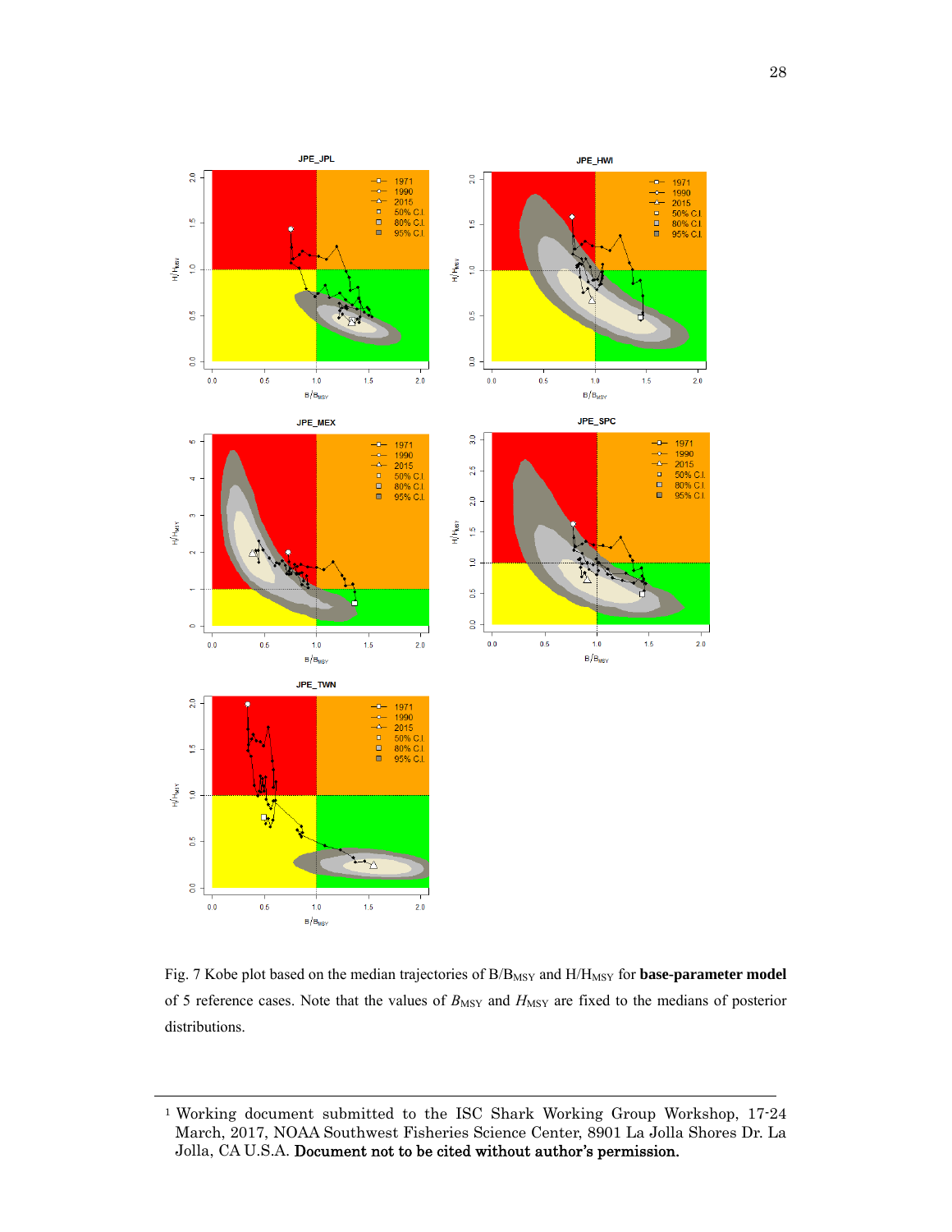Fig. 7 Kobe plot based on the median trajectories of $B/B_{MSY}$ and $H/H_{MSY}$ for **base-parameter model** of 5 reference cases. Note that the values of $B_{MSY}$ and $H_{MSY}$ are fixed to the medians of posterior distributions.

[1] Working document submitted to the ISC Shark Working Group Workshop, 17-24 March, 2017, NOAA Southwest Fisheries Science Center, 8901 La Jolla Shores Dr. La Jolla, CA U.S.A. **Document not to be cited without author's permission.**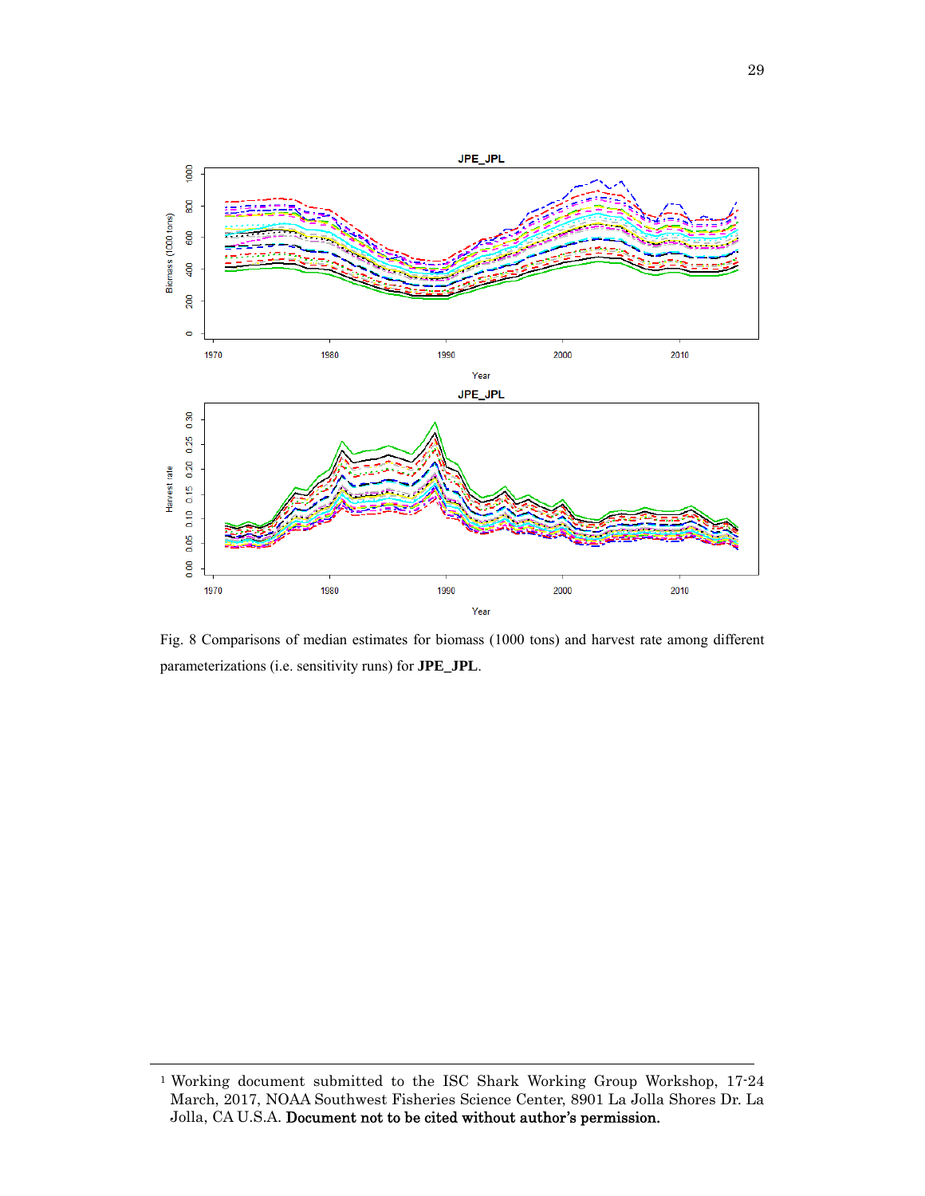Fig. 8 Comparisons of median estimates for biomass (1000 tons) and harvest rate among different parameterizations (i.e. sensitivity runs) for **JPE_JPL**.

[1] Working document submitted to the ISC Shark Working Group Workshop, 17-24 March, 2017, NOAA Southwest Fisheries Science Center, 8901 La Jolla Shores Dr. La Jolla, CA U.S.A. **Document not to be cited without author's permission.**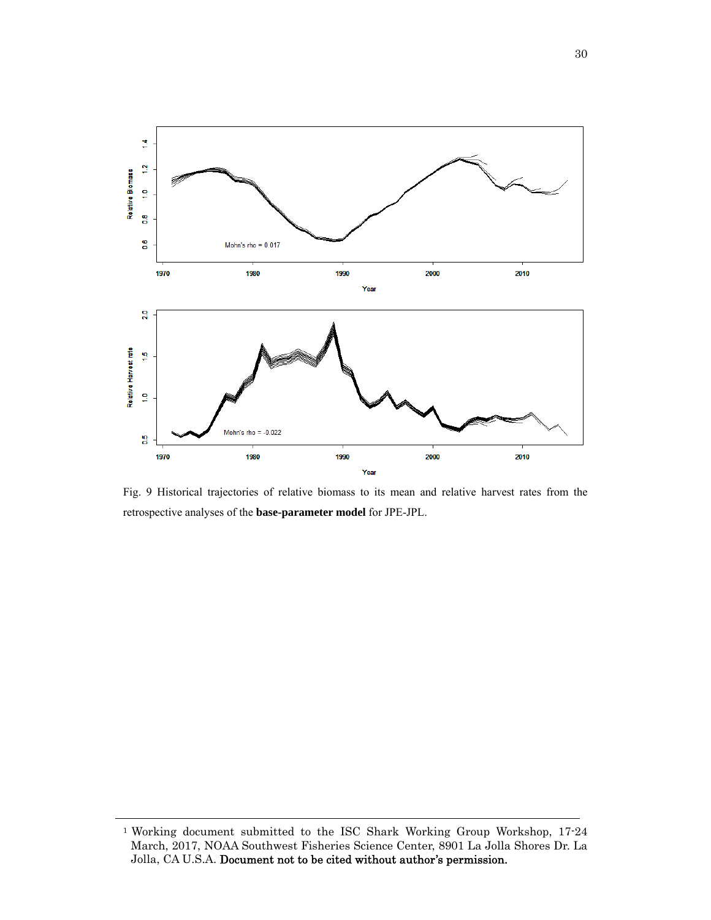Fig. 9 Historical trajectories of relative biomass to its mean and relative harvest rates from the retrospective analyses of the **base-parameter model** for JPE-JPL.

[1] Working document submitted to the ISC Shark Working Group Workshop, 17-24 March, 2017, NOAA Southwest Fisheries Science Center, 8901 La Jolla Shores Dr. La Jolla, CA U.S.A. **Document not to be cited without author's permission.**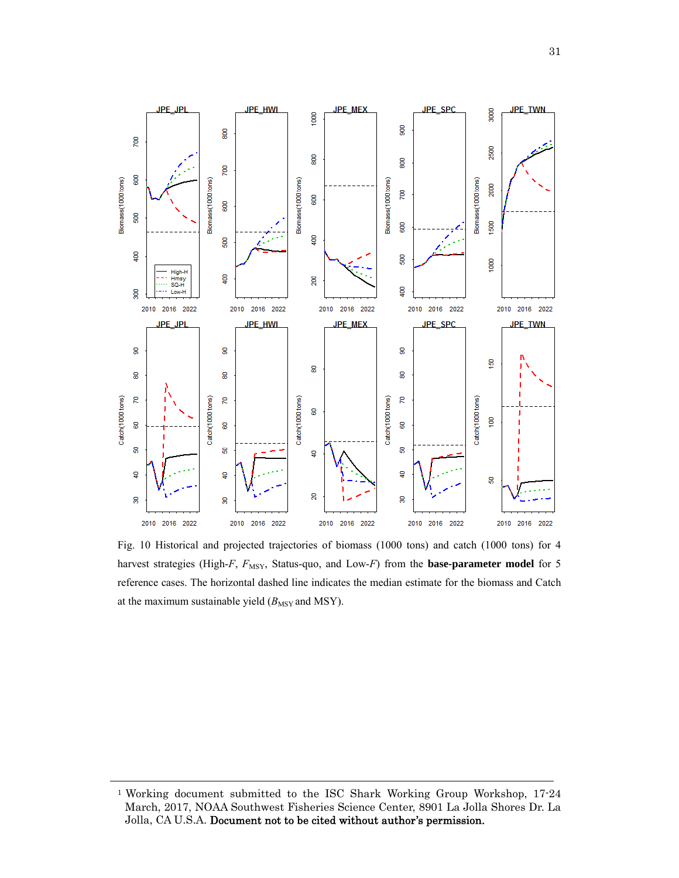Fig. 10 Historical and projected trajectories of biomass (1000 tons) and catch (1000 tons) for 4 harvest strategies (High-*F*, $F_{MSY}$, Status-quo, and Low-*F*) from the **base-parameter model** for 5 reference cases. The horizontal dashed line indicates the median estimate for the biomass and Catch at the maximum sustainable yield ($B_{MSY}$ and MSY).

[1] Working document submitted to the ISC Shark Working Group Workshop, 17-24 March, 2017, NOAA Southwest Fisheries Science Center, 8901 La Jolla Shores Dr. La Jolla, CA U.S.A. **Document not to be cited without author's permission.**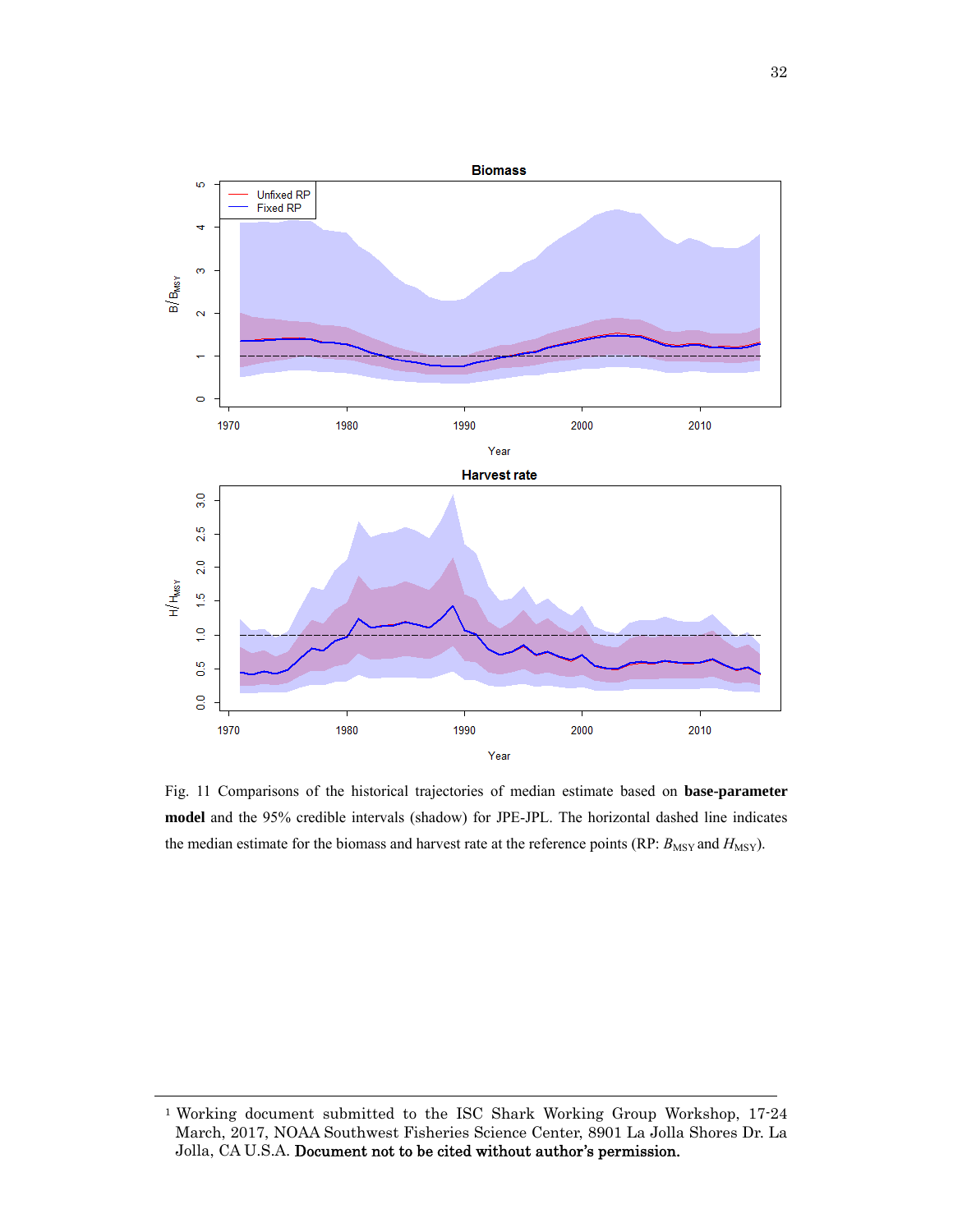Fig. 11 Comparisons of the historical trajectories of median estimate based on **base-parameter model** and the 95% credible intervals (shadow) for JPE-JPL. The horizontal dashed line indicates the median estimate for the biomass and harvest rate at the reference points (RP: $B_{MSY}$ and $H_{MSY}$).

[1] Working document submitted to the ISC Shark Working Group Workshop, 17-24 March, 2017, NOAA Southwest Fisheries Science Center, 8901 La Jolla Shores Dr. La Jolla, CA U.S.A. **Document not to be cited without author's permission.**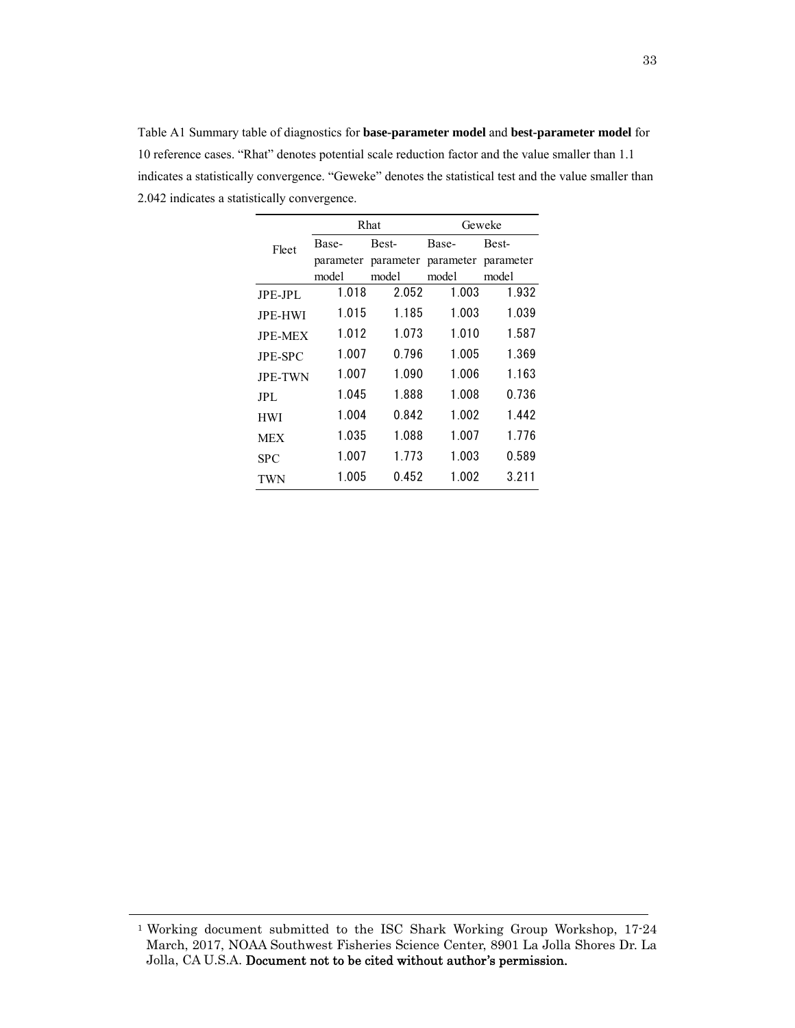Table A1 Summary table of diagnostics for **base-parameter model** and **best-parameter model** for 10 reference cases. "Rhat" denotes potential scale reduction factor and the value smaller than 1.1 indicates a statistically convergence. "Geweke" denotes the statistical test and the value smaller than 2.042 indicates a statistically convergence.

| Fleet | Rhat | | Geweke | |
|---|---|---|---|---|
| | Base-parameter model | Best-parameter model | Base-parameter model | Best-parameter model |
| JPE-JPL | 1.018 | 2.052 | 1.003 | 1.932 |
| JPE-HWI | 1.015 | 1.185 | 1.003 | 1.039 |
| JPE-MEX | 1.012 | 1.073 | 1.010 | 1.587 |
| JPE-SPC | 1.007 | 0.796 | 1.005 | 1.369 |
| JPE-TWN | 1.007 | 1.090 | 1.006 | 1.163 |
| JPL | 1.045 | 1.888 | 1.008 | 0.736 |
| HWI | 1.004 | 0.842 | 1.002 | 1.442 |
| MEX | 1.035 | 1.088 | 1.007 | 1.776 |
| SPC | 1.007 | 1.773 | 1.003 | 0.589 |
| TWN | 1.005 | 0.452 | 1.002 | 3.211 |

[1] Working document submitted to the ISC Shark Working Group Workshop, 17-24 March, 2017, NOAA Southwest Fisheries Science Center, 8901 La Jolla Shores Dr. La Jolla, CA U.S.A. **Document not to be cited without author's permission.**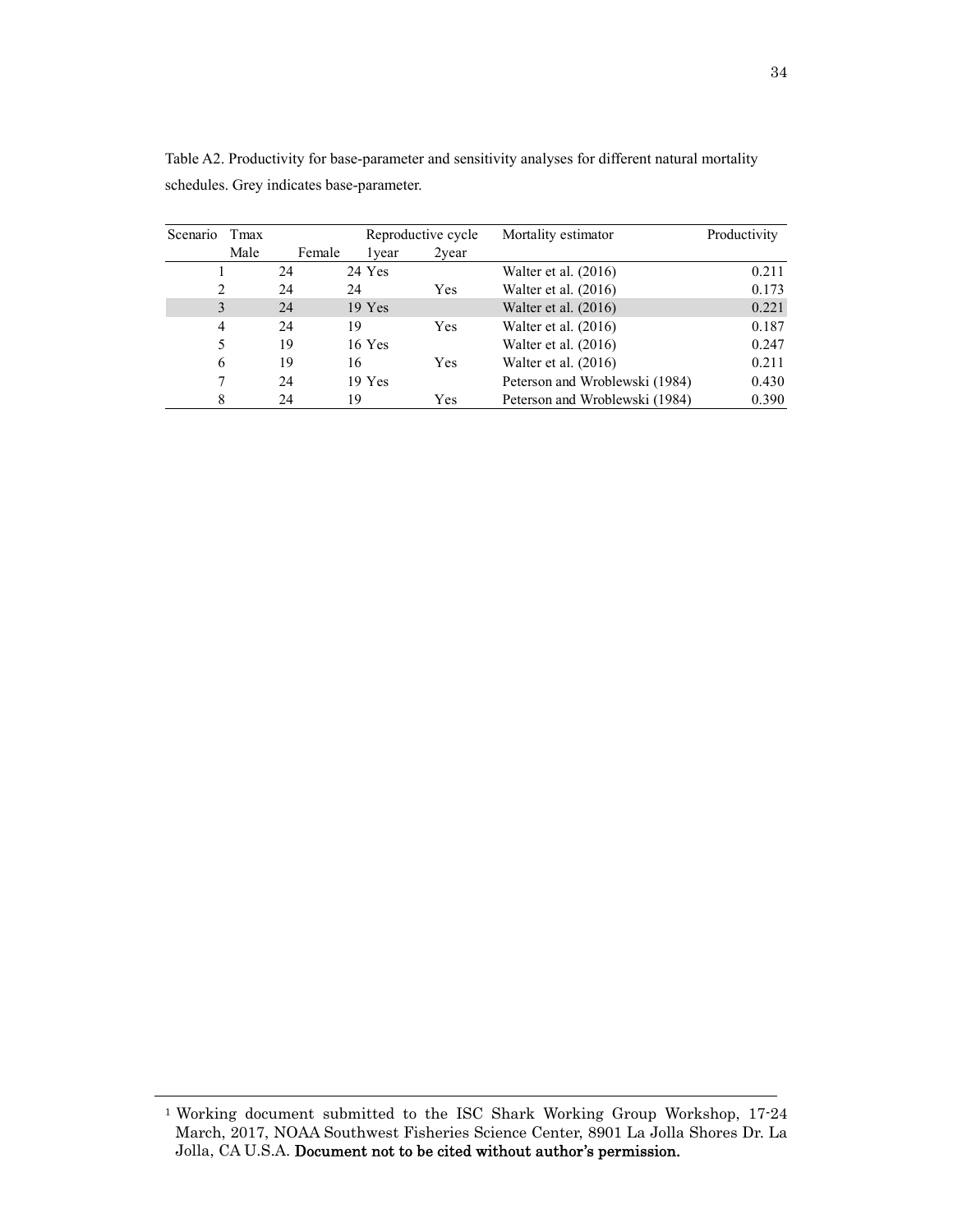Table A2. Productivity for base-parameter and sensitivity analyses for different natural mortality schedules. Grey indicates base-parameter.

| Scenario | Tmax | | Reproductive cycle | | Mortality estimator | Productivity |
|---|---|---|---|---|---|---|
| | Male | Female | 1year | 2year | | |
| 1 | 24 | 24 | Yes | | Walter et al. (2016) | 0.211 |
| 2 | 24 | 24 | | Yes | Walter et al. (2016) | 0.173 |
| 3 | 24 | 19 | Yes | | Walter et al. (2016) | 0.221 |
| 4 | 24 | 19 | | Yes | Walter et al. (2016) | 0.187 |
| 5 | 19 | 16 | Yes | | Walter et al. (2016) | 0.247 |
| 6 | 19 | 16 | | Yes | Walter et al. (2016) | 0.211 |
| 7 | 24 | 19 | Yes | | Peterson and Wroblewski (1984) | 0.430 |
| 8 | 24 | 19 | | Yes | Peterson and Wroblewski (1984) | 0.390 |

[1] Working document submitted to the ISC Shark Working Group Workshop, 17-24 March, 2017, NOAA Southwest Fisheries Science Center, 8901 La Jolla Shores Dr. La Jolla, CA U.S.A. **Document not to be cited without author's permission.**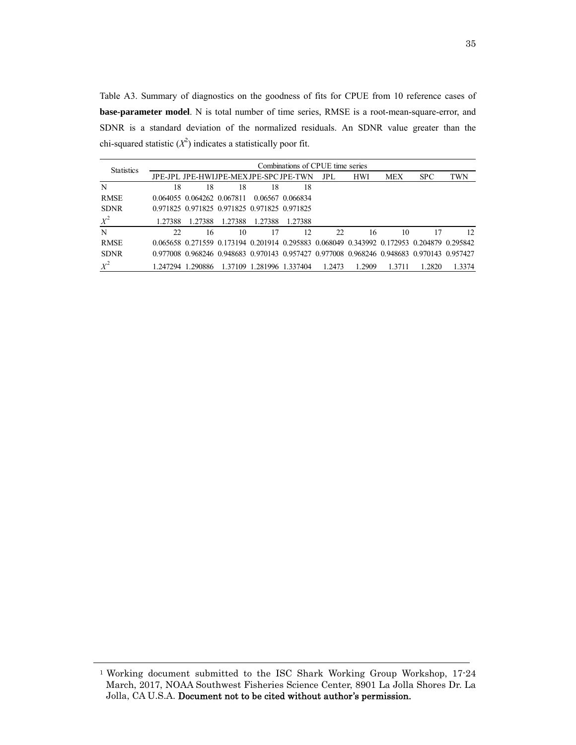Table A3. Summary of diagnostics on the goodness of fits for CPUE from 10 reference cases of **base-parameter model**. N is total number of time series, RMSE is a root-mean-square-error, and SDNR is a standard deviation of the normalized residuals. An SDNR value greater than the chi-squared statistic ($X^2$) indicates a statistically poor fit.

| Statistics | Combinations of CPUE time series | | | | | | | | | |
|---|---|---|---|---|---|---|---|---|---|---|
| | JPE-JPL | JPE-HWI | JPE-MEX | JPE-SPC | JPE-TWN | JPL | HWI | MEX | SPC | TWN |
| N | 18 | 18 | 18 | 18 | 18 | | | | | |
| RMSE | 0.064055 | 0.064262 | 0.067811 | 0.06567 | 0.066834 | | | | | |
| SDNR | 0.971825 | 0.971825 | 0.971825 | 0.971825 | 0.971825 | | | | | |
| $X^2$ | 1.27388 | 1.27388 | 1.27388 | 1.27388 | 1.27388 | | | | | |
| N | 22 | 16 | 10 | 17 | 12 | 22 | 16 | 10 | 17 | 12 |
| RMSE | 0.065658 | 0.271559 | 0.173194 | 0.201914 | 0.295883 | 0.068049 | 0.343992 | 0.172953 | 0.204879 | 0.295842 |
| SDNR | 0.977008 | 0.968246 | 0.948683 | 0.970143 | 0.957427 | 0.977008 | 0.968246 | 0.948683 | 0.970143 | 0.957427 |
| $X^2$ | 1.247294 | 1.290886 | 1.37109 | 1.281996 | 1.337404 | 1.2473 | 1.2909 | 1.3711 | 1.2820 | 1.3374 |

[1] Working document submitted to the ISC Shark Working Group Workshop, 17-24 March, 2017, NOAA Southwest Fisheries Science Center, 8901 La Jolla Shores Dr. La Jolla, CA U.S.A. **Document not to be cited without author's permission.**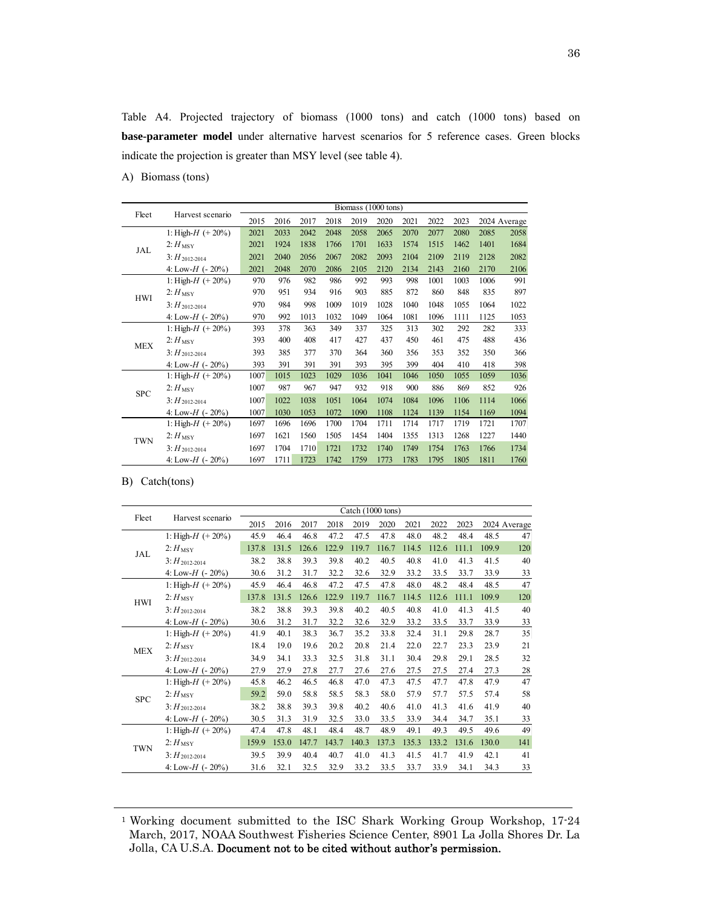Table A4. Projected trajectory of biomass (1000 tons) and catch (1000 tons) based on **base-parameter model** under alternative harvest scenarios for 5 reference cases. Green blocks indicate the projection is greater than MSY level (see table 4).

A) Biomass (tons)

| Fleet | Harvest scenario | Biomass (1000 tons) | | | | | | | | | | |
|---|---|---|---|---|---|---|---|---|---|---|---|---|
| | | 2015 | 2016 | 2017 | 2018 | 2019 | 2020 | 2021 | 2022 | 2023 | 2024 | Average |
| JAL | 1: High-$H$ (+ 20%) | 2021 | 2033 | 2042 | 2048 | 2058 | 2065 | 2070 | 2077 | 2080 | 2085 | 2058 |
| | 2: $H_{MSY}$ | 2021 | 1924 | 1838 | 1766 | 1701 | 1633 | 1574 | 1515 | 1462 | 1401 | 1684 |
| | 3: $H_{2012\text{-}2014}$ | 2021 | 2040 | 2056 | 2067 | 2082 | 2093 | 2104 | 2109 | 2119 | 2128 | 2082 |
| | 4: Low-$H$ (- 20%) | 2021 | 2048 | 2070 | 2086 | 2105 | 2120 | 2134 | 2143 | 2160 | 2170 | 2106 |
| HWI | 1: High-$H$ (+ 20%) | 970 | 976 | 982 | 986 | 992 | 993 | 998 | 1001 | 1003 | 1006 | 991 |
| | 2: $H_{MSY}$ | 970 | 951 | 934 | 916 | 903 | 885 | 872 | 860 | 848 | 835 | 897 |
| | 3: $H_{2012\text{-}2014}$ | 970 | 984 | 998 | 1009 | 1019 | 1028 | 1040 | 1048 | 1055 | 1064 | 1022 |
| | 4: Low-$H$ (- 20%) | 970 | 992 | 1013 | 1032 | 1049 | 1064 | 1081 | 1096 | 1111 | 1125 | 1053 |
| MEX | 1: High-$H$ (+ 20%) | 393 | 378 | 363 | 349 | 337 | 325 | 313 | 302 | 292 | 282 | 333 |
| | 2: $H_{MSY}$ | 393 | 400 | 408 | 417 | 427 | 437 | 450 | 461 | 475 | 488 | 436 |
| | 3: $H_{2012\text{-}2014}$ | 393 | 385 | 377 | 370 | 364 | 360 | 356 | 353 | 352 | 350 | 366 |
| | 4: Low-$H$ (- 20%) | 393 | 391 | 391 | 391 | 393 | 395 | 399 | 404 | 410 | 418 | 398 |
| SPC | 1: High-$H$ (+ 20%) | 1007 | 1015 | 1023 | 1029 | 1036 | 1041 | 1046 | 1050 | 1055 | 1059 | 1036 |
| | 2: $H_{MSY}$ | 1007 | 987 | 967 | 947 | 932 | 918 | 900 | 886 | 869 | 852 | 926 |
| | 3: $H_{2012\text{-}2014}$ | 1007 | 1022 | 1038 | 1051 | 1064 | 1074 | 1084 | 1096 | 1106 | 1114 | 1066 |
| | 4: Low-$H$ (- 20%) | 1007 | 1030 | 1053 | 1072 | 1090 | 1108 | 1124 | 1139 | 1154 | 1169 | 1094 |
| TWN | 1: High-$H$ (+ 20%) | 1697 | 1696 | 1696 | 1700 | 1704 | 1711 | 1714 | 1717 | 1719 | 1721 | 1707 |
| | 2: $H_{MSY}$ | 1697 | 1621 | 1560 | 1505 | 1454 | 1404 | 1355 | 1313 | 1268 | 1227 | 1440 |
| | 3: $H_{2012\text{-}2014}$ | 1697 | 1704 | 1710 | 1721 | 1732 | 1740 | 1749 | 1754 | 1763 | 1766 | 1734 |
| | 4: Low-$H$ (- 20%) | 1697 | 1711 | 1723 | 1742 | 1759 | 1773 | 1783 | 1795 | 1805 | 1811 | 1760 |

B) Catch(tons)

| Fleet | Harvest scenario | Catch (1000 tons) | | | | | | | | | | |
|---|---|---|---|---|---|---|---|---|---|---|---|---|
| | | 2015 | 2016 | 2017 | 2018 | 2019 | 2020 | 2021 | 2022 | 2023 | 2024 | Average |
| JAL | 1: High-$H$ (+ 20%) | 45.9 | 46.4 | 46.8 | 47.2 | 47.5 | 47.8 | 48.0 | 48.2 | 48.4 | 48.5 | 47 |
| | 2: $H_{MSY}$ | 137.8 | 131.5 | 126.6 | 122.9 | 119.7 | 116.7 | 114.5 | 112.6 | 111.1 | 109.9 | 120 |
| | 3: $H_{2012\text{-}2014}$ | 38.2 | 38.8 | 39.3 | 39.8 | 40.2 | 40.5 | 40.8 | 41.0 | 41.3 | 41.5 | 40 |
| | 4: Low-$H$ (- 20%) | 30.6 | 31.2 | 31.7 | 32.2 | 32.6 | 32.9 | 33.2 | 33.5 | 33.7 | 33.9 | 33 |
| HWI | 1: High-$H$ (+ 20%) | 45.9 | 46.4 | 46.8 | 47.2 | 47.5 | 47.8 | 48.0 | 48.2 | 48.4 | 48.5 | 47 |
| | 2: $H_{MSY}$ | 137.8 | 131.5 | 126.6 | 122.9 | 119.7 | 116.7 | 114.5 | 112.6 | 111.1 | 109.9 | 120 |
| | 3: $H_{2012\text{-}2014}$ | 38.2 | 38.8 | 39.3 | 39.8 | 40.2 | 40.5 | 40.8 | 41.0 | 41.3 | 41.5 | 40 |
| | 4: Low-$H$ (- 20%) | 30.6 | 31.2 | 31.7 | 32.2 | 32.6 | 32.9 | 33.2 | 33.5 | 33.7 | 33.9 | 33 |
| MEX | 1: High-$H$ (+ 20%) | 41.9 | 40.1 | 38.3 | 36.7 | 35.2 | 33.8 | 32.4 | 31.1 | 29.8 | 28.7 | 35 |
| | 2: $H_{MSY}$ | 18.4 | 19.0 | 19.6 | 20.2 | 20.8 | 21.4 | 22.0 | 22.7 | 23.3 | 23.9 | 21 |
| | 3: $H_{2012\text{-}2014}$ | 34.9 | 34.1 | 33.3 | 32.5 | 31.8 | 31.1 | 30.4 | 29.8 | 29.1 | 28.5 | 32 |
| | 4: Low-$H$ (- 20%) | 27.9 | 27.9 | 27.8 | 27.7 | 27.6 | 27.6 | 27.5 | 27.5 | 27.4 | 27.3 | 28 |
| SPC | 1: High-$H$ (+ 20%) | 45.8 | 46.2 | 46.5 | 46.8 | 47.0 | 47.3 | 47.5 | 47.7 | 47.8 | 47.9 | 47 |
| | 2: $H_{MSY}$ | 59.2 | 59.0 | 58.8 | 58.5 | 58.3 | 58.0 | 57.9 | 57.7 | 57.5 | 57.4 | 58 |
| | 3: $H_{2012\text{-}2014}$ | 38.2 | 38.8 | 39.3 | 39.8 | 40.2 | 40.6 | 41.0 | 41.3 | 41.6 | 41.9 | 40 |
| | 4: Low-$H$ (- 20%) | 30.5 | 31.3 | 31.9 | 32.5 | 33.0 | 33.5 | 33.9 | 34.4 | 34.7 | 35.1 | 33 |
| TWN | 1: High-$H$ (+ 20%) | 47.4 | 47.8 | 48.1 | 48.4 | 48.7 | 48.9 | 49.1 | 49.3 | 49.5 | 49.6 | 49 |
| | 2: $H_{MSY}$ | 159.9 | 153.0 | 147.7 | 143.7 | 140.3 | 137.3 | 135.3 | 133.2 | 131.6 | 130.0 | 141 |
| | 3: $H_{2012\text{-}2014}$ | 39.5 | 39.9 | 40.4 | 40.7 | 41.0 | 41.3 | 41.5 | 41.7 | 41.9 | 42.1 | 41 |
| | 4: Low-$H$ (- 20%) | 31.6 | 32.1 | 32.5 | 32.9 | 33.2 | 33.5 | 33.7 | 33.9 | 34.1 | 34.3 | 33 |

[1] Working document submitted to the ISC Shark Working Group Workshop, 17-24 March, 2017, NOAA Southwest Fisheries Science Center, 8901 La Jolla Shores Dr. La Jolla, CA U.S.A. **Document not to be cited without author's permission.**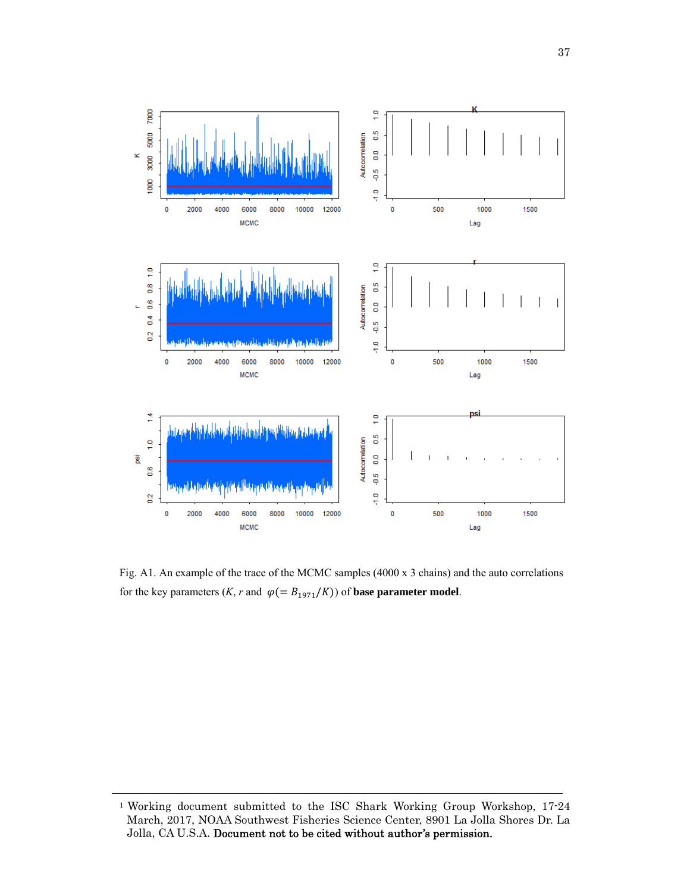Fig. A1. An example of the trace of the MCMC samples (4000 x 3 chains) and the auto correlations for the key parameters ($K$, $r$ and $\varphi(= B_{1971}/K)$) of **base parameter model**.

[1] Working document submitted to the ISC Shark Working Group Workshop, 17-24 March, 2017, NOAA Southwest Fisheries Science Center, 8901 La Jolla Shores Dr. La Jolla, CA U.S.A. **Document not to be cited without author's permission.**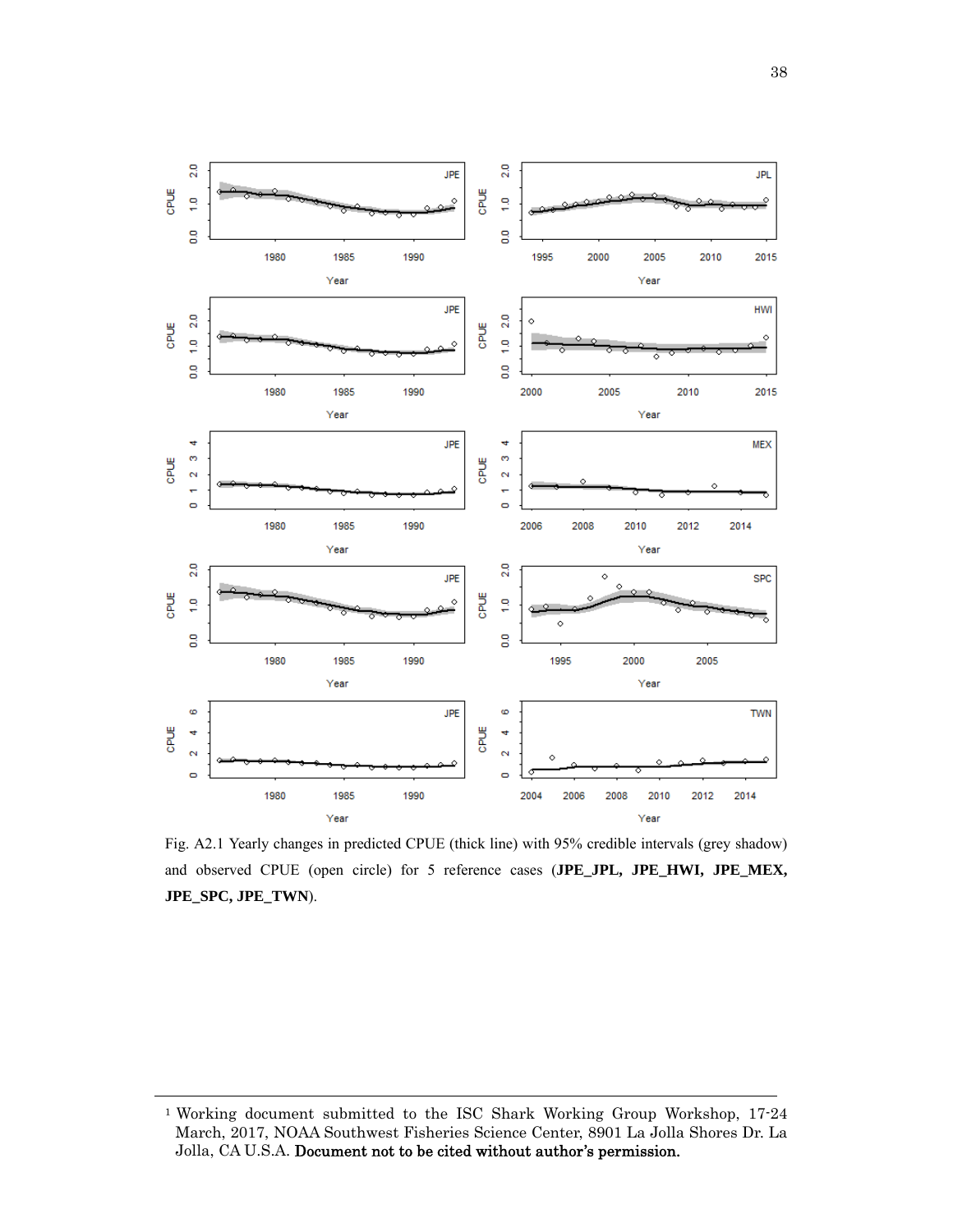Fig. A2.1 Yearly changes in predicted CPUE (thick line) with 95% credible intervals (grey shadow) and observed CPUE (open circle) for 5 reference cases (**JPE_JPL, JPE_HWI, JPE_MEX, JPE_SPC, JPE_TWN**).

[1] Working document submitted to the ISC Shark Working Group Workshop, 17-24 March, 2017, NOAA Southwest Fisheries Science Center, 8901 La Jolla Shores Dr. La Jolla, CA U.S.A. **Document not to be cited without author's permission.**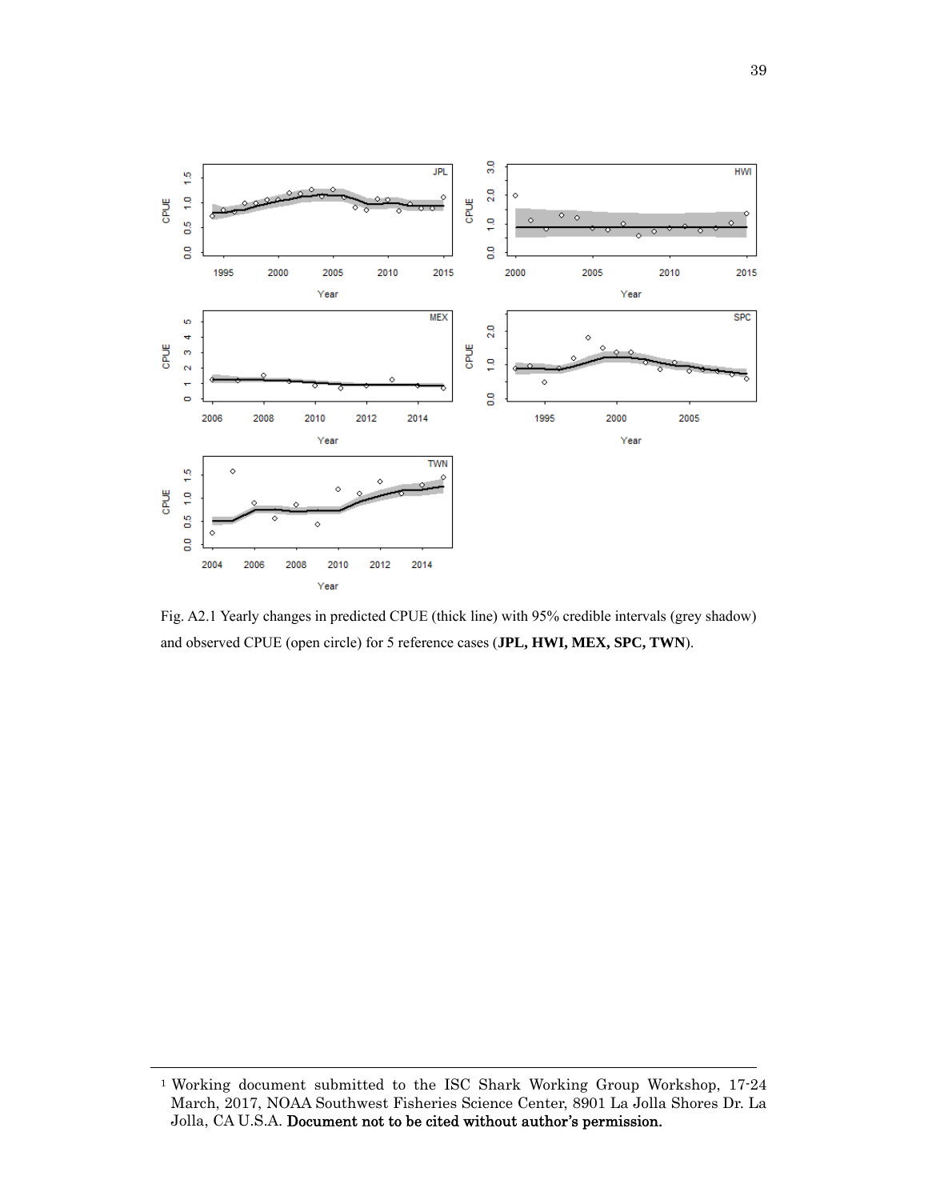Fig. A2.1 Yearly changes in predicted CPUE (thick line) with 95% credible intervals (grey shadow) and observed CPUE (open circle) for 5 reference cases (**JPL, HWI, MEX, SPC, TWN**).

[1] Working document submitted to the ISC Shark Working Group Workshop, 17-24 March, 2017, NOAA Southwest Fisheries Science Center, 8901 La Jolla Shores Dr. La Jolla, CA U.S.A. **Document not to be cited without author's permission.**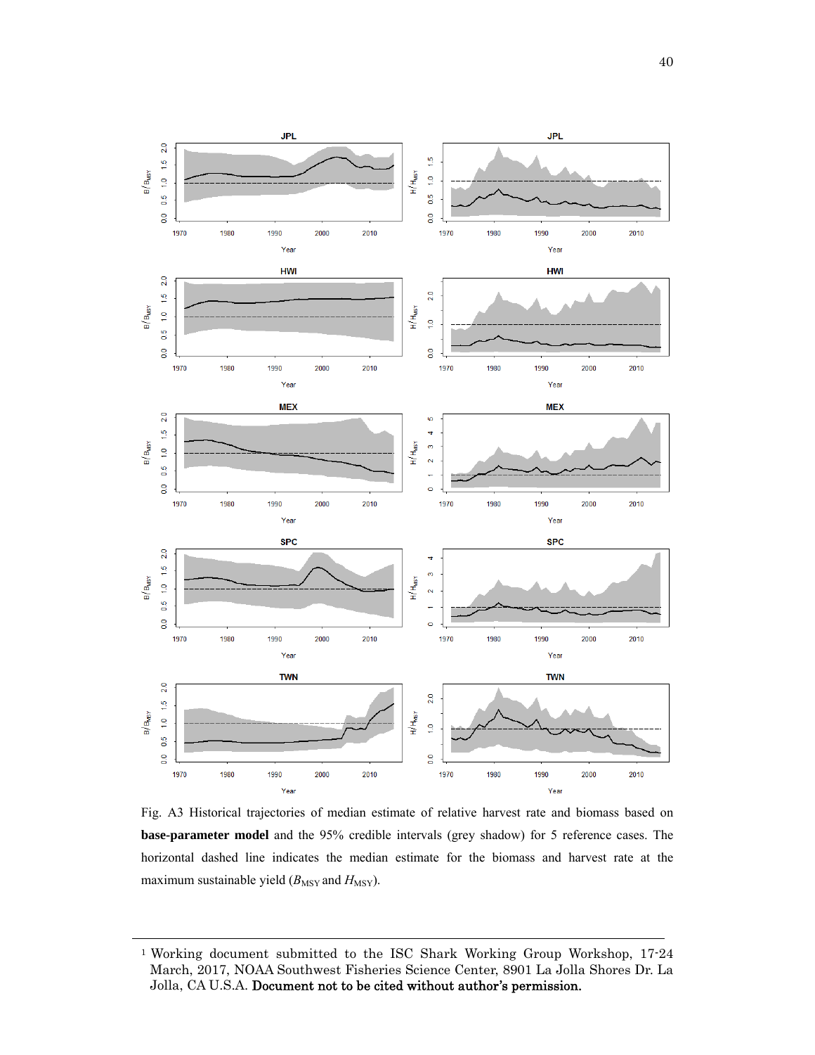Fig. A3 Historical trajectories of median estimate of relative harvest rate and biomass based on **base-parameter model** and the 95% credible intervals (grey shadow) for 5 reference cases. The horizontal dashed line indicates the median estimate for the biomass and harvest rate at the maximum sustainable yield ($B_{MSY}$ and $H_{MSY}$).

---

[1] Working document submitted to the ISC Shark Working Group Workshop, 17-24 March, 2017, NOAA Southwest Fisheries Science Center, 8901 La Jolla Shores Dr. La Jolla, CA U.S.A. **Document not to be cited without author's permission.**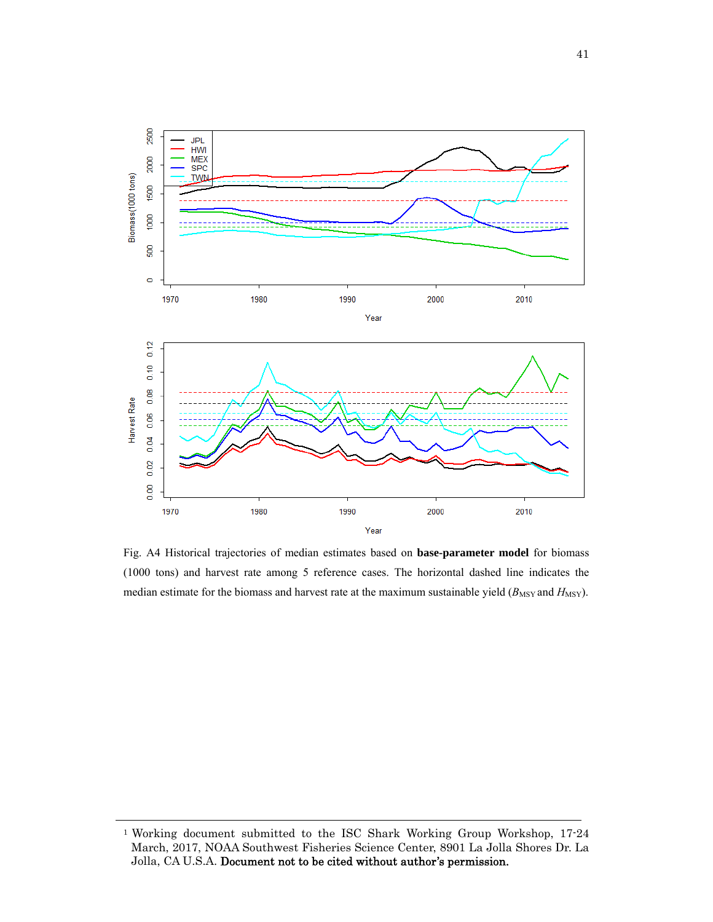Fig. A4 Historical trajectories of median estimates based on **base-parameter model** for biomass (1000 tons) and harvest rate among 5 reference cases. The horizontal dashed line indicates the median estimate for the biomass and harvest rate at the maximum sustainable yield ($B_{MSY}$ and $H_{MSY}$).

[1] Working document submitted to the ISC Shark Working Group Workshop, 17-24 March, 2017, NOAA Southwest Fisheries Science Center, 8901 La Jolla Shores Dr. La Jolla, CA U.S.A. **Document not to be cited without author's permission.**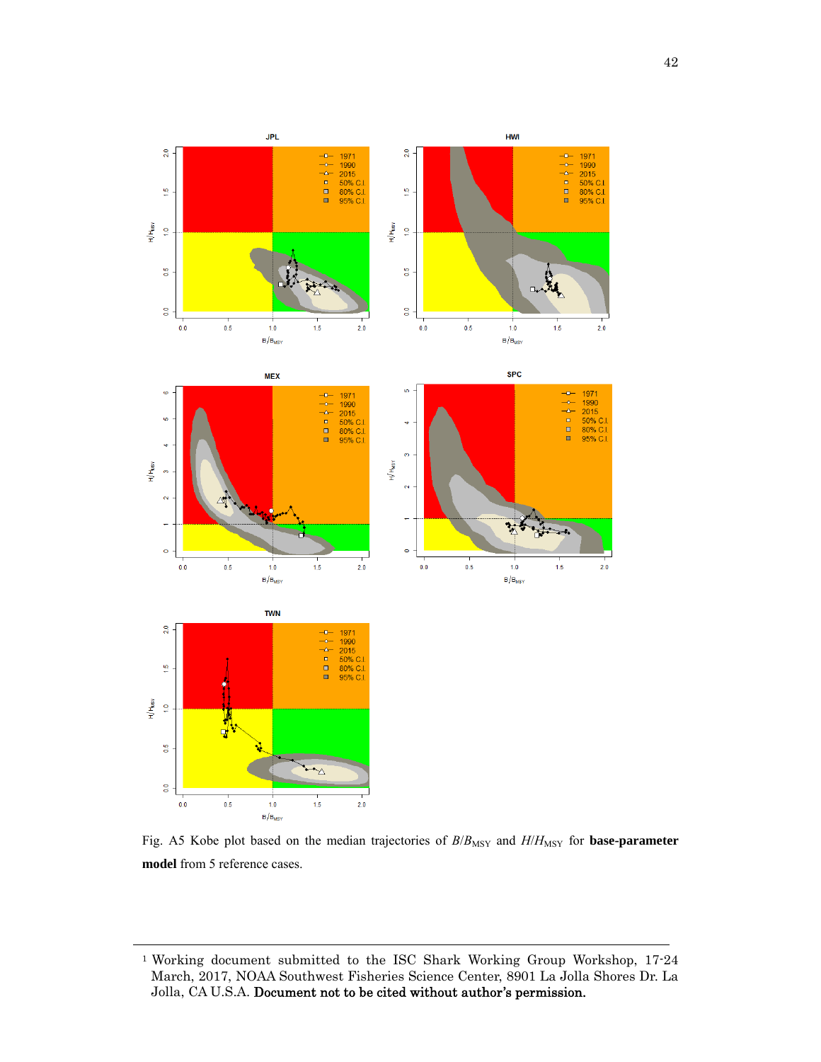Fig. A5 Kobe plot based on the median trajectories of $B/B_{MSY}$ and $H/H_{MSY}$ for **base-parameter model** from 5 reference cases.

---

[1] Working document submitted to the ISC Shark Working Group Workshop, 17-24 March, 2017, NOAA Southwest Fisheries Science Center, 8901 La Jolla Shores Dr. La Jolla, CA U.S.A. **Document not to be cited without author's permission.**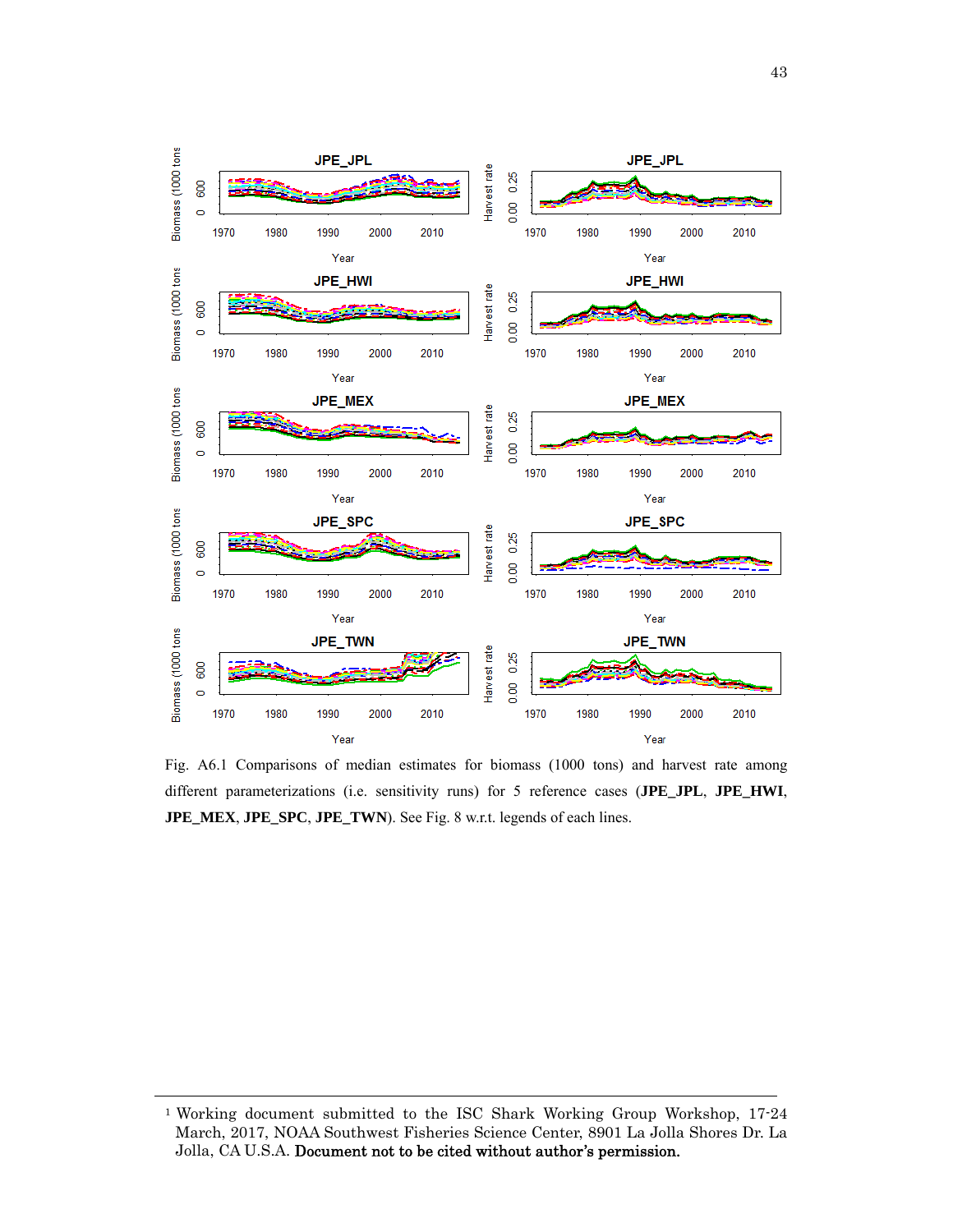Fig. A6.1 Comparisons of median estimates for biomass (1000 tons) and harvest rate among different parameterizations (i.e. sensitivity runs) for 5 reference cases (**JPE_JPL**, **JPE_HWI**, **JPE_MEX**, **JPE_SPC**, **JPE_TWN**). See Fig. 8 w.r.t. legends of each lines.

[1] Working document submitted to the ISC Shark Working Group Workshop, 17-24 March, 2017, NOAA Southwest Fisheries Science Center, 8901 La Jolla Shores Dr. La Jolla, CA U.S.A. **Document not to be cited without author's permission.**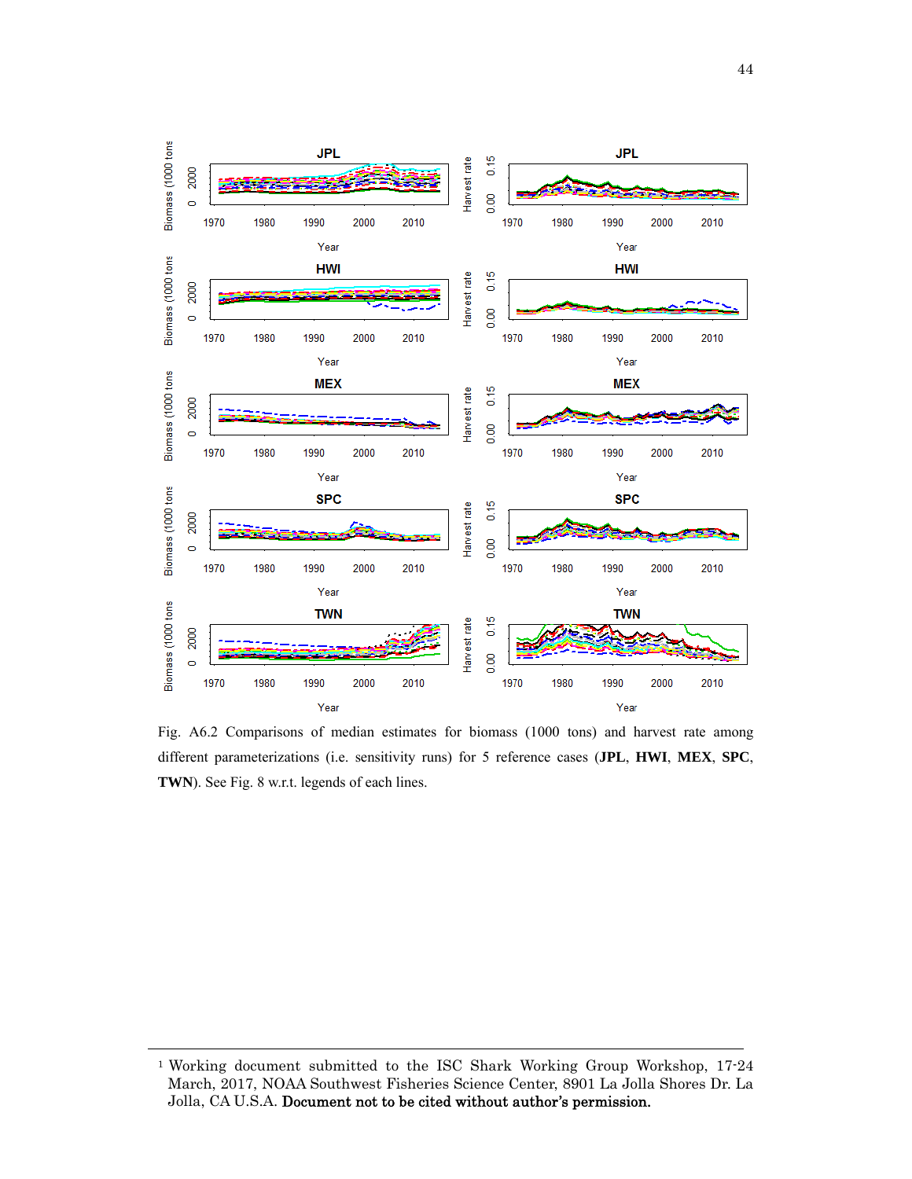Fig. A6.2 Comparisons of median estimates for biomass (1000 tons) and harvest rate among different parameterizations (i.e. sensitivity runs) for 5 reference cases (**JPL**, **HWI**, **MEX**, **SPC**, **TWN**). See Fig. 8 w.r.t. legends of each lines.

---

[1] Working document submitted to the ISC Shark Working Group Workshop, 17-24 March, 2017, NOAA Southwest Fisheries Science Center, 8901 La Jolla Shores Dr. La Jolla, CA U.S.A. **Document not to be cited without author's permission.**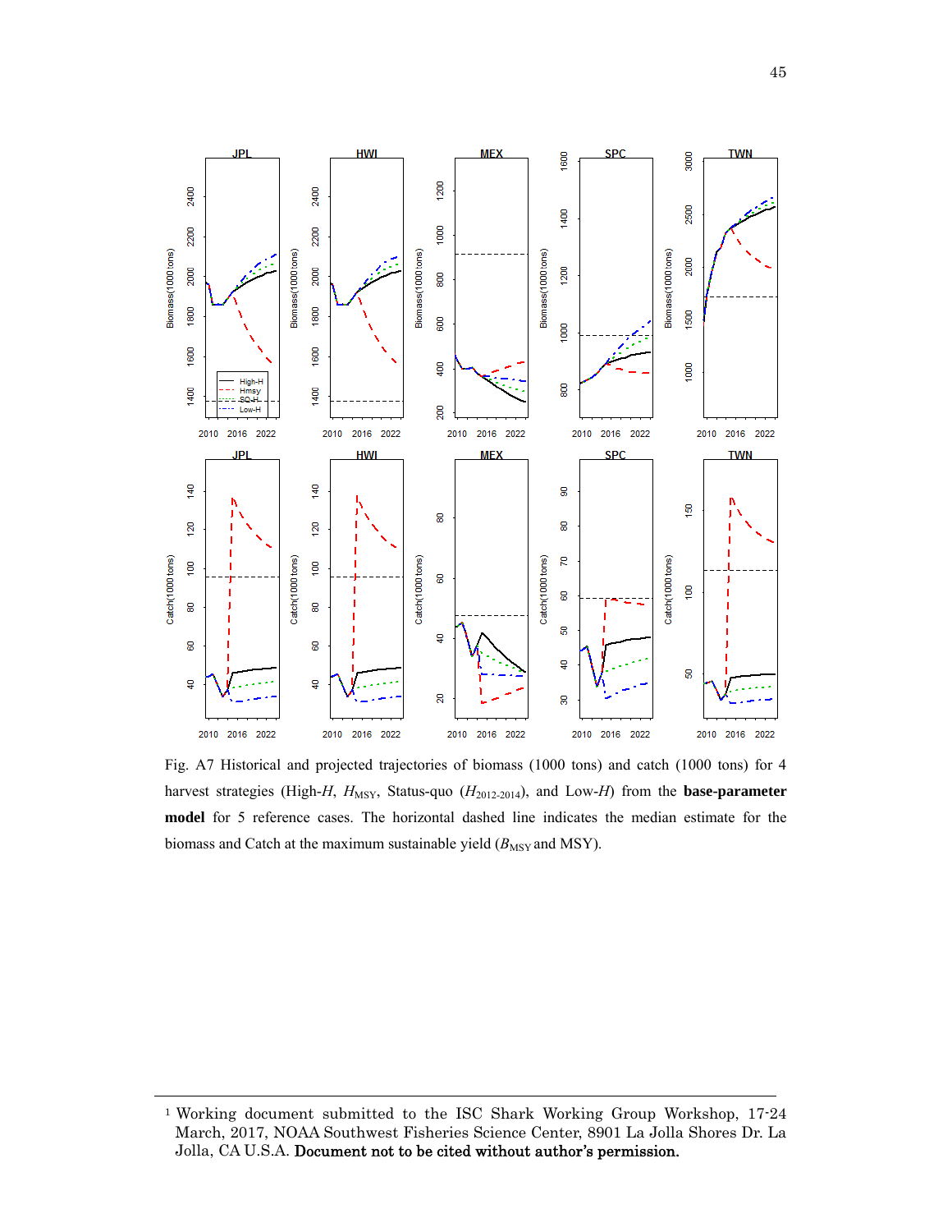Fig. A7 Historical and projected trajectories of biomass (1000 tons) and catch (1000 tons) for 4 harvest strategies (High-$H$, $H_{\text{MSY}}$, Status-quo ($H_{2012\text{-}2014}$), and Low-$H$) from the **base-parameter model** for 5 reference cases. The horizontal dashed line indicates the median estimate for the biomass and Catch at the maximum sustainable yield ($B_{\text{MSY}}$ and MSY).

[1] Working document submitted to the ISC Shark Working Group Workshop, 17-24 March, 2017, NOAA Southwest Fisheries Science Center, 8901 La Jolla Shores Dr. La Jolla, CA U.S.A. **Document not to be cited without author's permission.**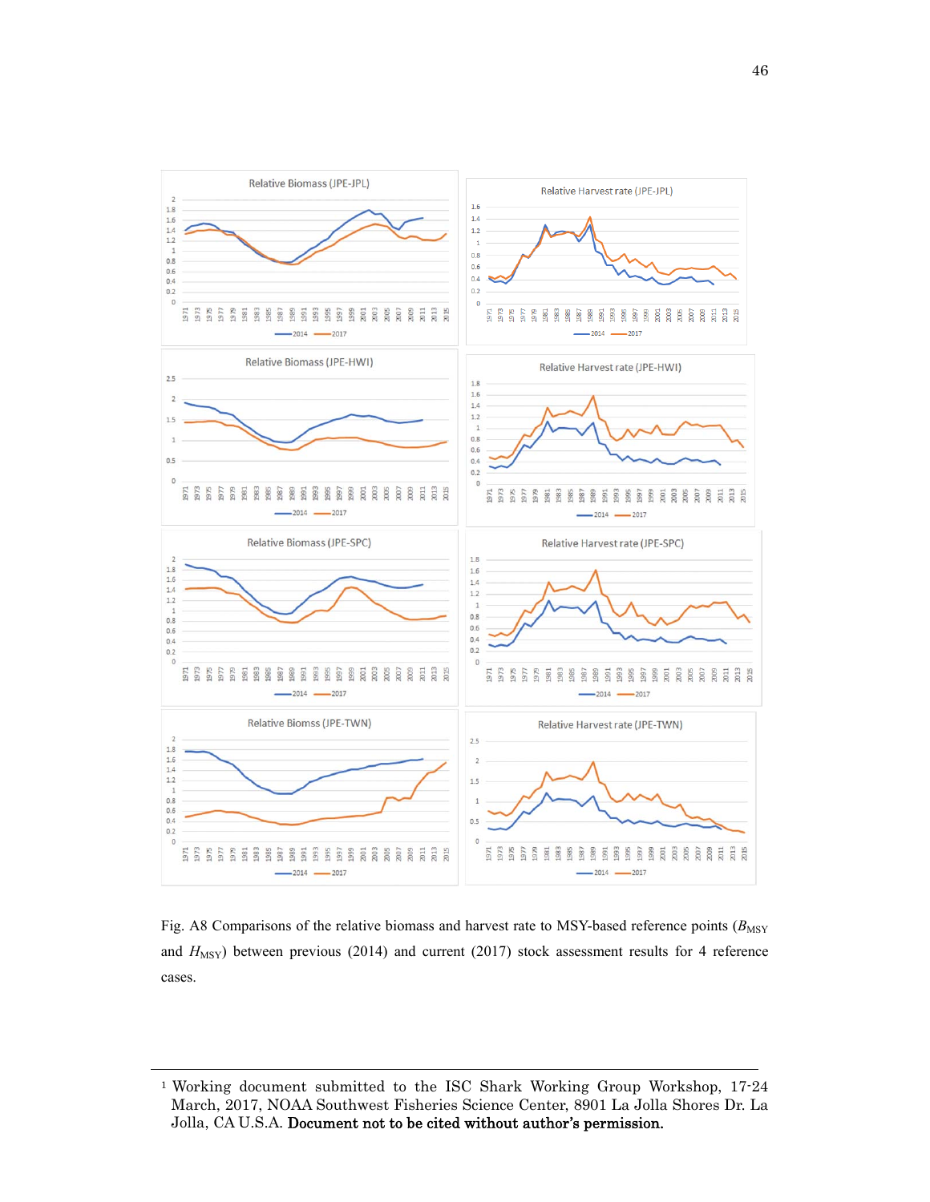Fig. A8 Comparisons of the relative biomass and harvest rate to MSY-based reference points ($B_{MSY}$ and $H_{MSY}$) between previous (2014) and current (2017) stock assessment results for 4 reference cases.

---

[1] Working document submitted to the ISC Shark Working Group Workshop, 17-24 March, 2017, NOAA Southwest Fisheries Science Center, 8901 La Jolla Shores Dr. La Jolla, CA U.S.A. **Document not to be cited without author's permission.**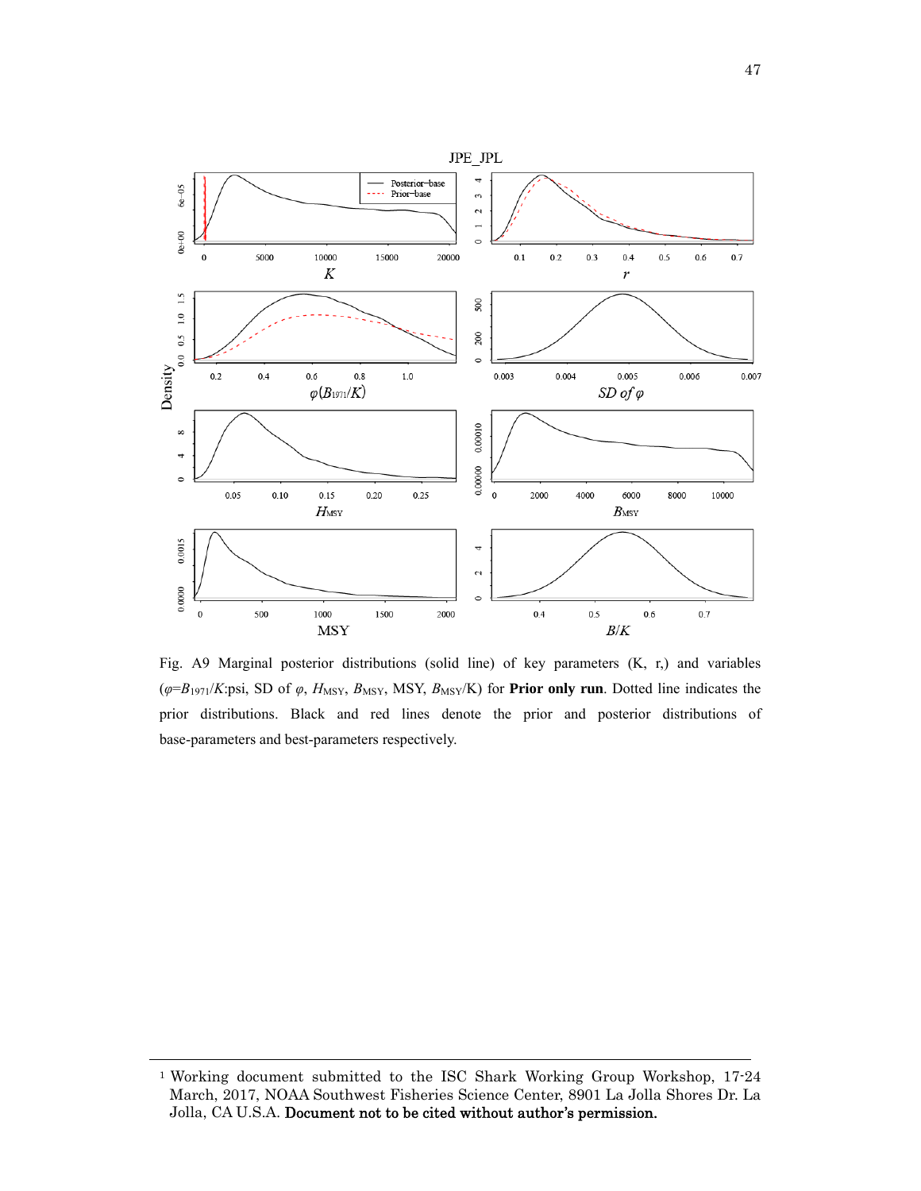JPE_JPL

Posterior−base
Prior−base

Density

0e+00
6e−05
0
5000
10000
15000
20000
$K$

0 1 2 3 4
0.1 0.2 0.3 0.4 0.5 0.6 0.7
$r$

0.0 0.5 1.0 1.5
0.2 0.4 0.6 0.8 1.0
$\varphi(B_{1971}/K)$

0 200 500
0.003 0.004 0.005 0.006 0.007
$SD$ of $\varphi$

0 4 8
0.05 0.10 0.15 0.20 0.25
$H_{MSY}$

0.00000 0.00010
0 2000 4000 6000 8000 10000
$B_{MSY}$

0.0000 0.0015
0 500 1000 1500 2000
MSY

0 2 4
0.4 0.5 0.6 0.7
$B/K$

Fig. A9 Marginal posterior distributions (solid line) of key parameters (K, r,) and variables ($\varphi$=$B_{1971}/K$:psi, SD of $\varphi$, $H_{MSY}$, $B_{MSY}$, MSY, $B_{MSY}$/K) for **Prior only run**. Dotted line indicates the prior distributions. Black and red lines denote the prior and posterior distributions of base-parameters and best-parameters respectively.

[1] Working document submitted to the ISC Shark Working Group Workshop, 17-24 March, 2017, NOAA Southwest Fisheries Science Center, 8901 La Jolla Shores Dr. La Jolla, CA U.S.A. **Document not to be cited without author's permission.**